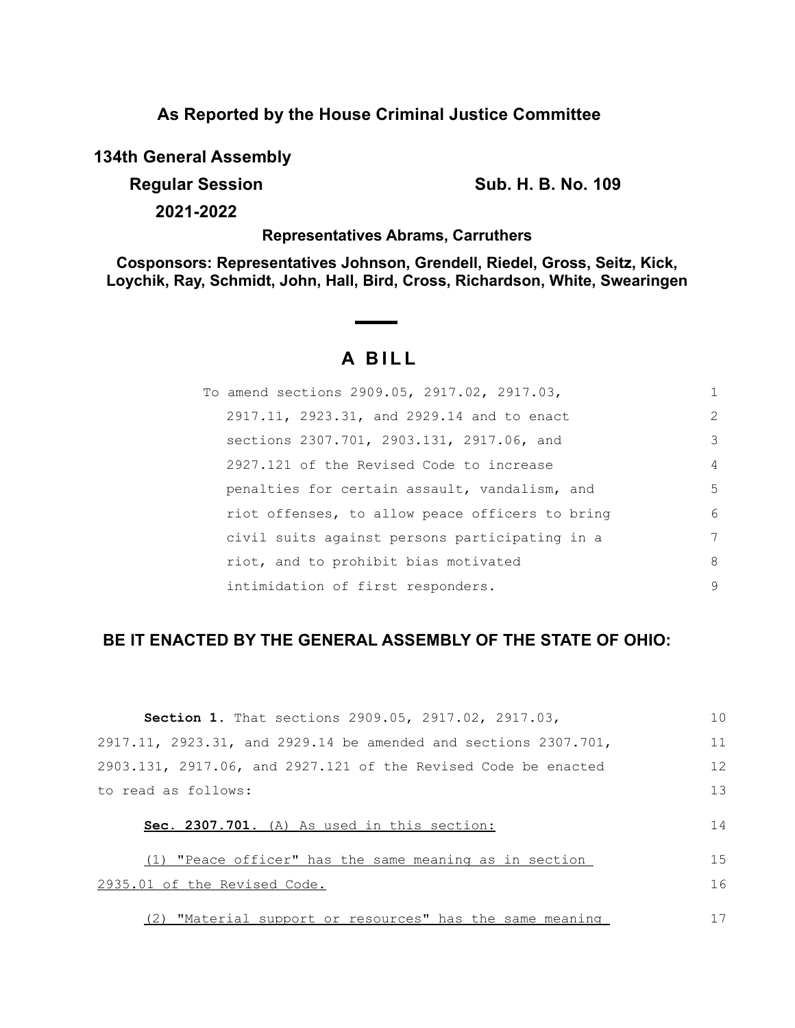**As Reported by the House Criminal Justice Committee**

**134th General Assembly**

**Regular Session** **Sub. H. B. No. 109**

**2021-2022**

**Representatives Abrams, Carruthers**

**Cosponsors: Representatives Johnson, Grendell, Riedel, Gross, Seitz, Kick, Loychik, Ray, Schmidt, John, Hall, Bird, Cross, Richardson, White, Swearingen**

# A BILL

To amend sections 2909.05, 2917.02, 2917.03, 2917.11, 2923.31, and 2929.14 and to enact sections 2307.701, 2903.131, 2917.06, and 2927.121 of the Revised Code to increase penalties for certain assault, vandalism, and riot offenses, to allow peace officers to bring civil suits against persons participating in a riot, and to prohibit bias motivated intimidation of first responders.

**BE IT ENACTED BY THE GENERAL ASSEMBLY OF THE STATE OF OHIO:**

**Section 1.** That sections 2909.05, 2917.02, 2917.03, 2917.11, 2923.31, and 2929.14 be amended and sections 2307.701, 2903.131, 2917.06, and 2927.121 of the Revised Code be enacted to read as follows:

**Sec. 2307.701.** (A) As used in this section:

(1) "Peace officer" has the same meaning as in section 2935.01 of the Revised Code.

(2) "Material support or resources" has the same meaning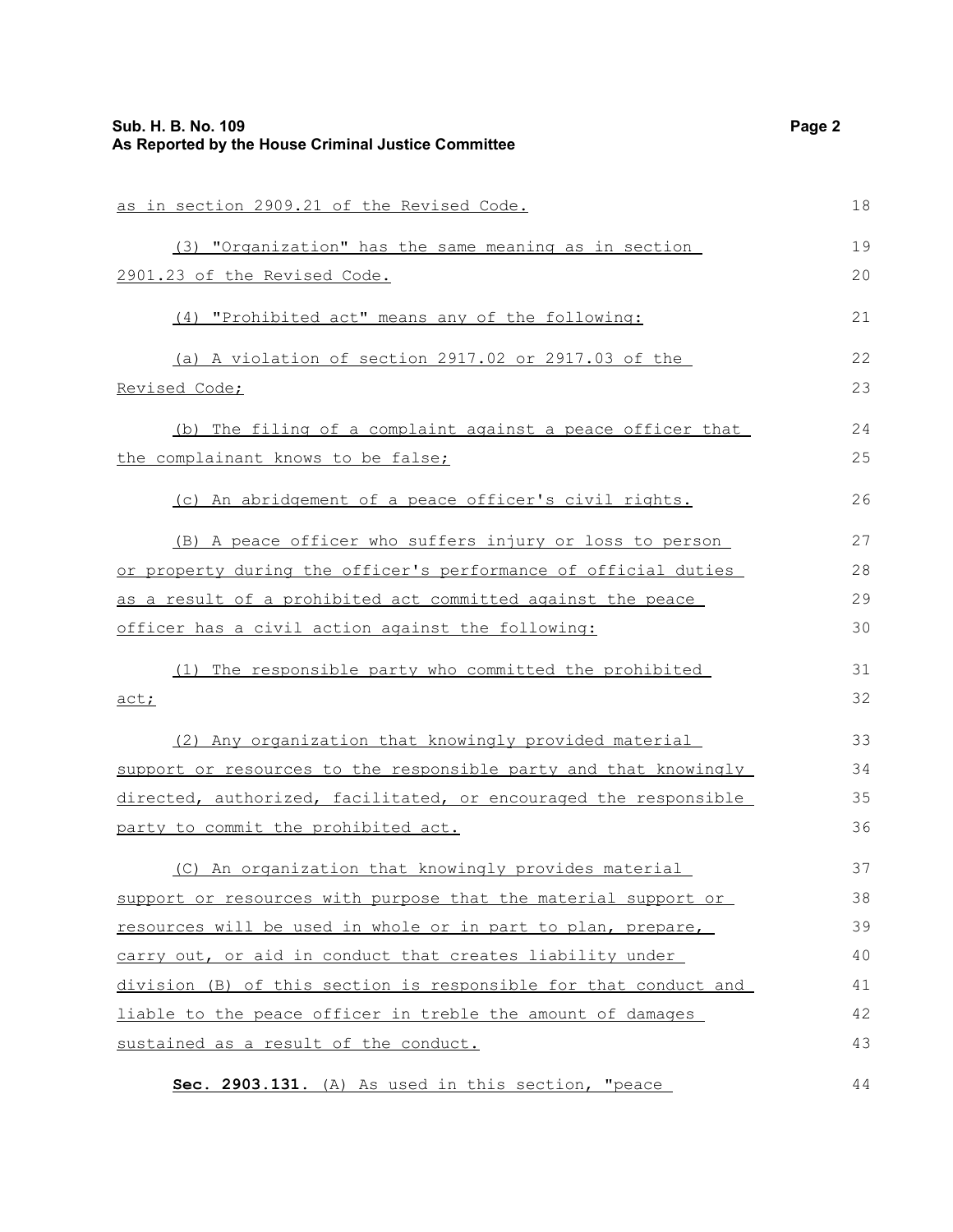as in section 2909.21 of the Revised Code.

(3) "Organization" has the same meaning as in section 2901.23 of the Revised Code.

(4) "Prohibited act" means any of the following:

(a) A violation of section 2917.02 or 2917.03 of the Revised Code;

(b) The filing of a complaint against a peace officer that the complainant knows to be false;

(c) An abridgement of a peace officer's civil rights.

(B) A peace officer who suffers injury or loss to person or property during the officer's performance of official duties as a result of a prohibited act committed against the peace officer has a civil action against the following:

(1) The responsible party who committed the prohibited act;

(2) Any organization that knowingly provided material support or resources to the responsible party and that knowingly directed, authorized, facilitated, or encouraged the responsible party to commit the prohibited act.

(C) An organization that knowingly provides material support or resources with purpose that the material support or resources will be used in whole or in part to plan, prepare, carry out, or aid in conduct that creates liability under division (B) of this section is responsible for that conduct and liable to the peace officer in treble the amount of damages sustained as a result of the conduct.

**Sec. 2903.131.** (A) As used in this section, "peace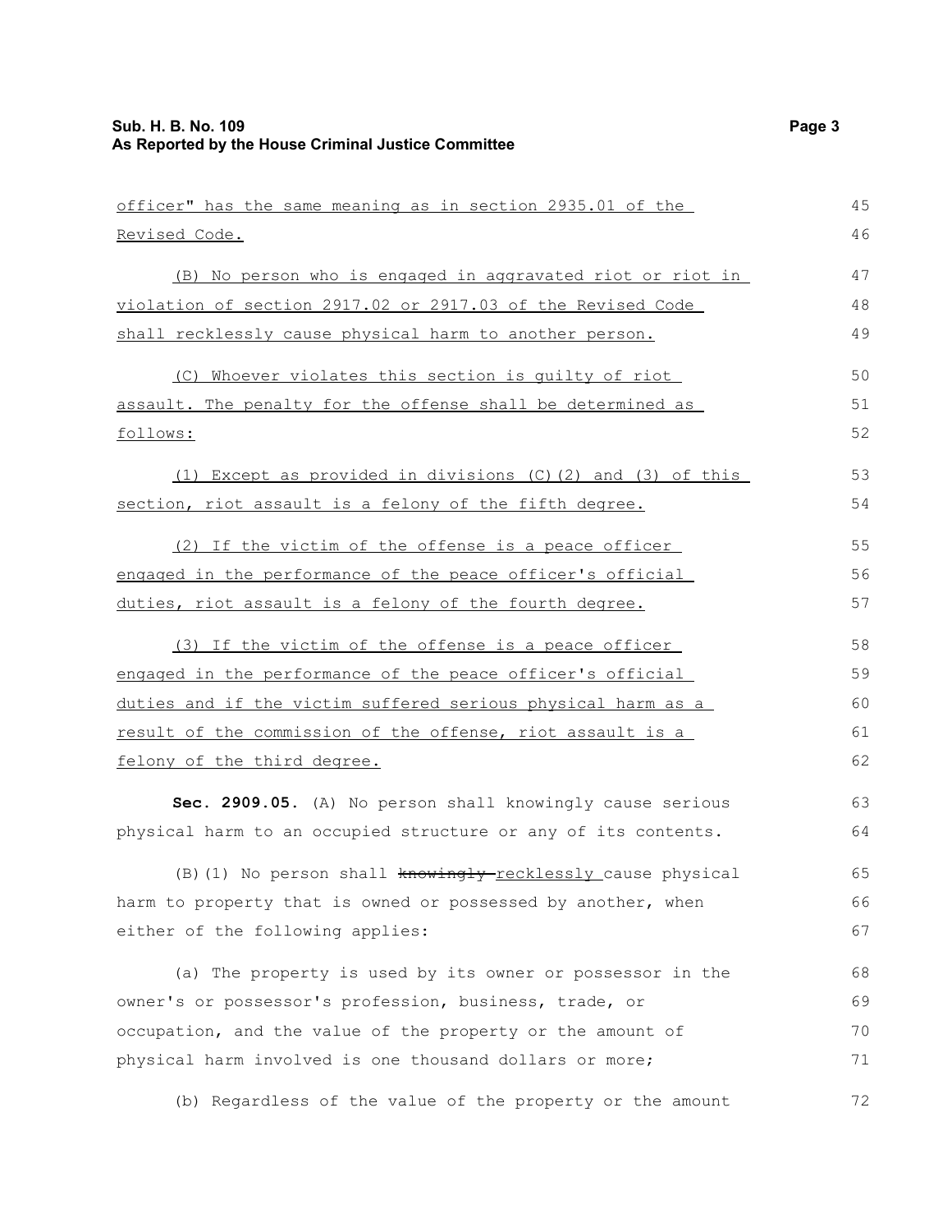officer" has the same meaning as in section 2935.01 of the Revised Code.

(B) No person who is engaged in aggravated riot or riot in violation of section 2917.02 or 2917.03 of the Revised Code shall recklessly cause physical harm to another person.

(C) Whoever violates this section is guilty of riot assault. The penalty for the offense shall be determined as follows:

(1) Except as provided in divisions (C)(2) and (3) of this section, riot assault is a felony of the fifth degree.

(2) If the victim of the offense is a peace officer engaged in the performance of the peace officer's official duties, riot assault is a felony of the fourth degree.

(3) If the victim of the offense is a peace officer engaged in the performance of the peace officer's official duties and if the victim suffered serious physical harm as a result of the commission of the offense, riot assault is a felony of the third degree.

**Sec. 2909.05.** (A) No person shall knowingly cause serious physical harm to an occupied structure or any of its contents.

(B)(1) No person shall ~~knowingly~~ recklessly cause physical harm to property that is owned or possessed by another, when either of the following applies:

(a) The property is used by its owner or possessor in the owner's or possessor's profession, business, trade, or occupation, and the value of the property or the amount of physical harm involved is one thousand dollars or more;

(b) Regardless of the value of the property or the amount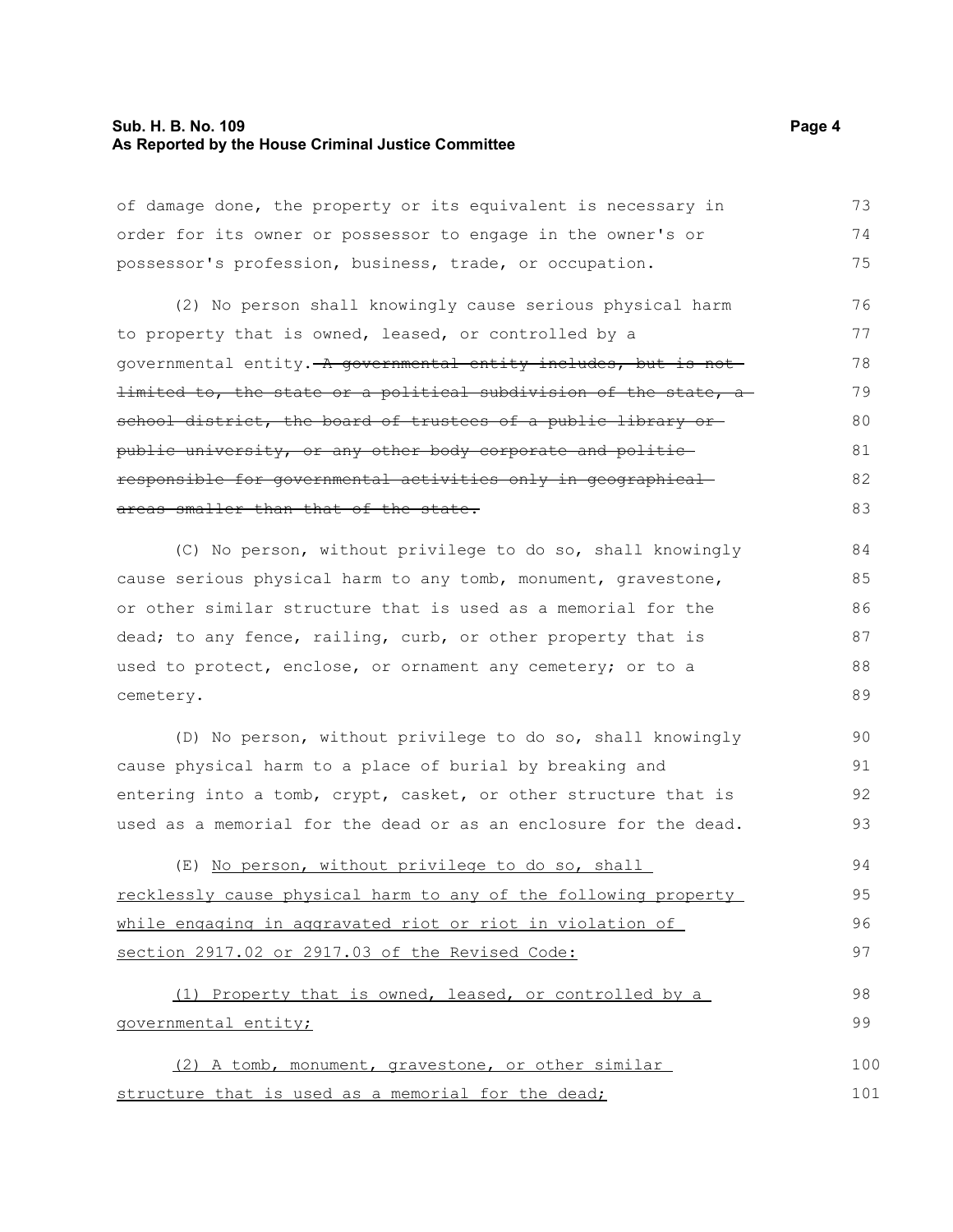of damage done, the property or its equivalent is necessary in order for its owner or possessor to engage in the owner's or possessor's profession, business, trade, or occupation.

(2) No person shall knowingly cause serious physical harm to property that is owned, leased, or controlled by a governmental entity. ~~A governmental entity includes, but is not limited to, the state or a political subdivision of the state, a school district, the board of trustees of a public library or public university, or any other body corporate and politic responsible for governmental activities only in geographical areas smaller than that of the state.~~

(C) No person, without privilege to do so, shall knowingly cause serious physical harm to any tomb, monument, gravestone, or other similar structure that is used as a memorial for the dead; to any fence, railing, curb, or other property that is used to protect, enclose, or ornament any cemetery; or to a cemetery.

(D) No person, without privilege to do so, shall knowingly cause physical harm to a place of burial by breaking and entering into a tomb, crypt, casket, or other structure that is used as a memorial for the dead or as an enclosure for the dead.

(E) <u>No person, without privilege to do so, shall recklessly cause physical harm to any of the following property while engaging in aggravated riot or riot in violation of section 2917.02 or 2917.03 of the Revised Code:</u>

<u>(1) Property that is owned, leased, or controlled by a governmental entity;</u>

<u>(2) A tomb, monument, gravestone, or other similar structure that is used as a memorial for the dead;</u>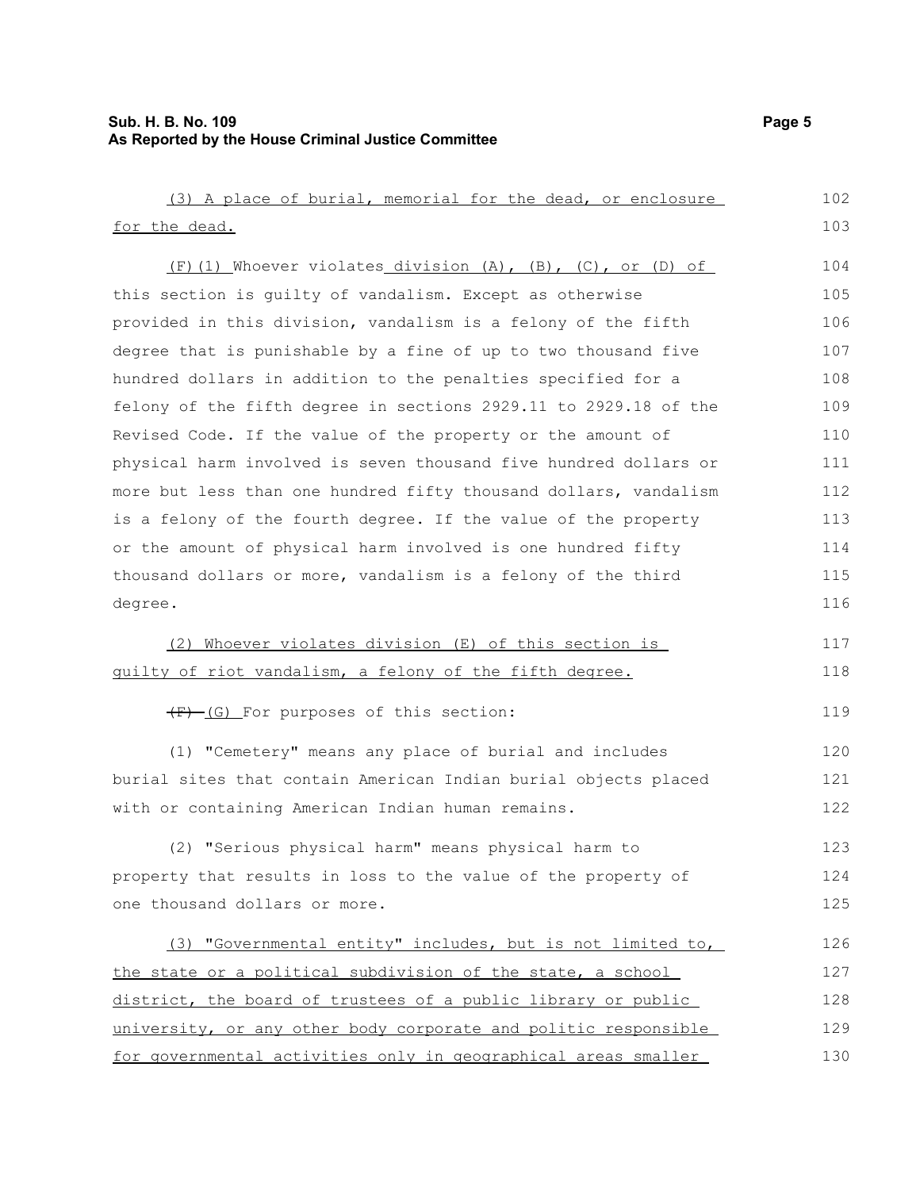(3) A place of burial, memorial for the dead, or enclosure for the dead. 102 103

(F)(1) Whoever violates division (A), (B), (C), or (D) of this section is guilty of vandalism. Except as otherwise provided in this division, vandalism is a felony of the fifth degree that is punishable by a fine of up to two thousand five hundred dollars in addition to the penalties specified for a felony of the fifth degree in sections 2929.11 to 2929.18 of the Revised Code. If the value of the property or the amount of physical harm involved is seven thousand five hundred dollars or more but less than one hundred fifty thousand dollars, vandalism is a felony of the fourth degree. If the value of the property or the amount of physical harm involved is one hundred fifty thousand dollars or more, vandalism is a felony of the third degree. 104 105 106 107 108 109 110 111 112 113 114 115 116

(2) Whoever violates division (E) of this section is guilty of riot vandalism, a felony of the fifth degree. 117 118

~~(F)~~ (G) For purposes of this section: 119

(1) "Cemetery" means any place of burial and includes burial sites that contain American Indian burial objects placed with or containing American Indian human remains. 120 121 122

(2) "Serious physical harm" means physical harm to property that results in loss to the value of the property of one thousand dollars or more. 123 124 125

(3) "Governmental entity" includes, but is not limited to, the state or a political subdivision of the state, a school district, the board of trustees of a public library or public university, or any other body corporate and politic responsible for governmental activities only in geographical areas smaller 126 127 128 129 130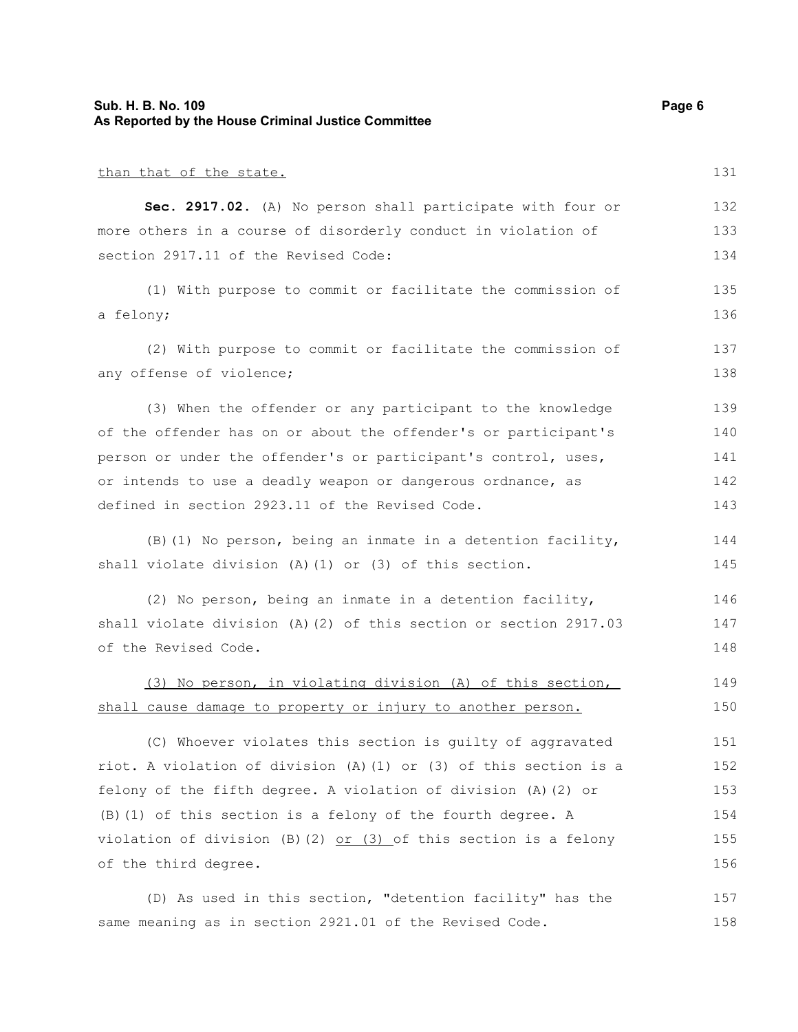than that of the state.

**Sec. 2917.02.** (A) No person shall participate with four or more others in a course of disorderly conduct in violation of section 2917.11 of the Revised Code:

(1) With purpose to commit or facilitate the commission of a felony;

(2) With purpose to commit or facilitate the commission of any offense of violence;

(3) When the offender or any participant to the knowledge of the offender has on or about the offender's or participant's person or under the offender's or participant's control, uses, or intends to use a deadly weapon or dangerous ordnance, as defined in section 2923.11 of the Revised Code.

(B)(1) No person, being an inmate in a detention facility, shall violate division (A)(1) or (3) of this section.

(2) No person, being an inmate in a detention facility, shall violate division (A)(2) of this section or section 2917.03 of the Revised Code.

(3) No person, in violating division (A) of this section, shall cause damage to property or injury to another person.

(C) Whoever violates this section is guilty of aggravated riot. A violation of division (A)(1) or (3) of this section is a felony of the fifth degree. A violation of division (A)(2) or (B)(1) of this section is a felony of the fourth degree. A violation of division (B)(2) or (3) of this section is a felony of the third degree.

(D) As used in this section, "detention facility" has the same meaning as in section 2921.01 of the Revised Code.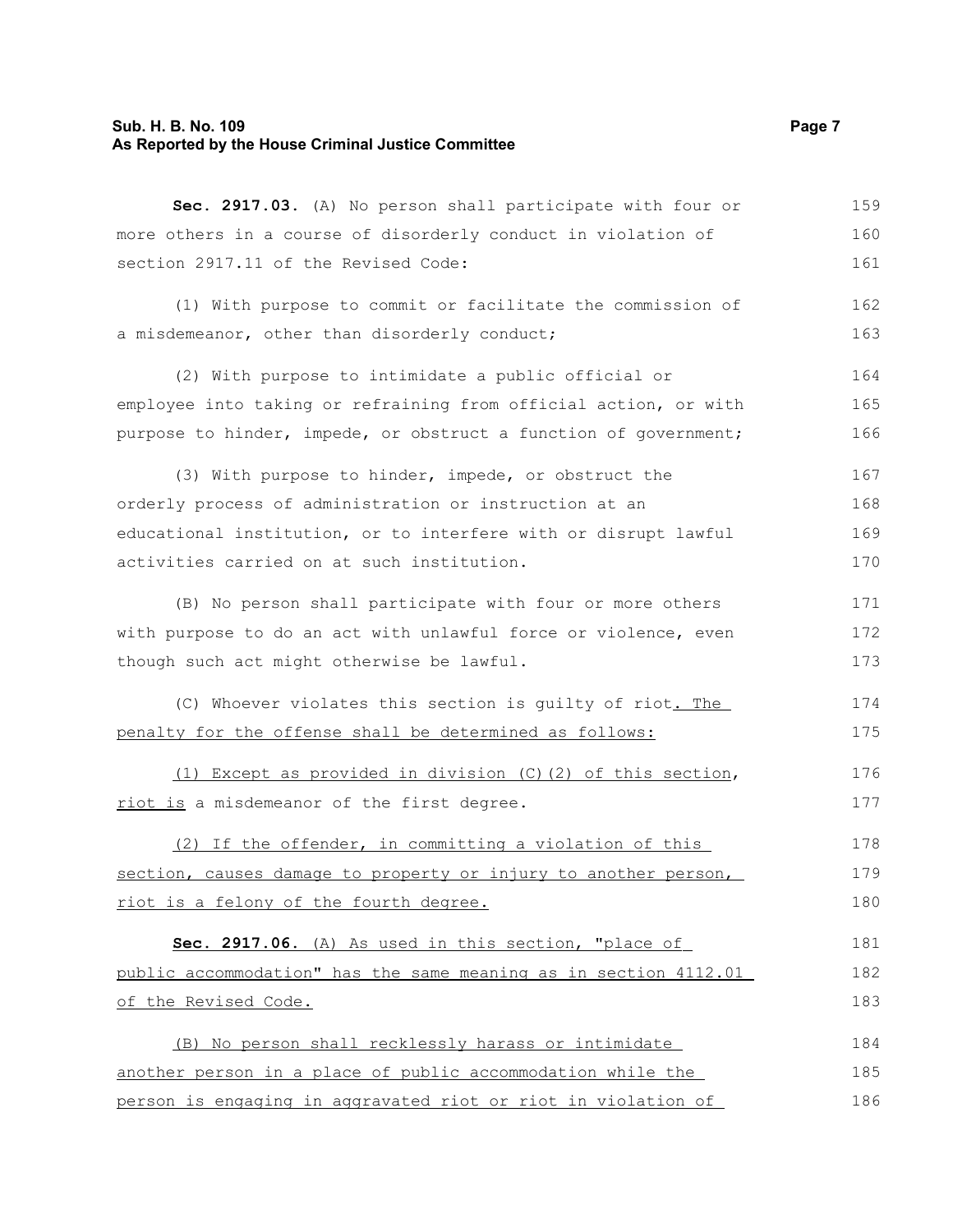**Sec. 2917.03.** (A) No person shall participate with four or more others in a course of disorderly conduct in violation of section 2917.11 of the Revised Code:

(1) With purpose to commit or facilitate the commission of a misdemeanor, other than disorderly conduct;

(2) With purpose to intimidate a public official or employee into taking or refraining from official action, or with purpose to hinder, impede, or obstruct a function of government;

(3) With purpose to hinder, impede, or obstruct the orderly process of administration or instruction at an educational institution, or to interfere with or disrupt lawful activities carried on at such institution.

(B) No person shall participate with four or more others with purpose to do an act with unlawful force or violence, even though such act might otherwise be lawful.

(C) Whoever violates this section is guilty of riot. The penalty for the offense shall be determined as follows:

(1) Except as provided in division (C)(2) of this section, riot is a misdemeanor of the first degree.

(2) If the offender, in committing a violation of this section, causes damage to property or injury to another person, riot is a felony of the fourth degree.

**Sec. 2917.06.** (A) As used in this section, "place of public accommodation" has the same meaning as in section 4112.01 of the Revised Code.

(B) No person shall recklessly harass or intimidate another person in a place of public accommodation while the person is engaging in aggravated riot or riot in violation of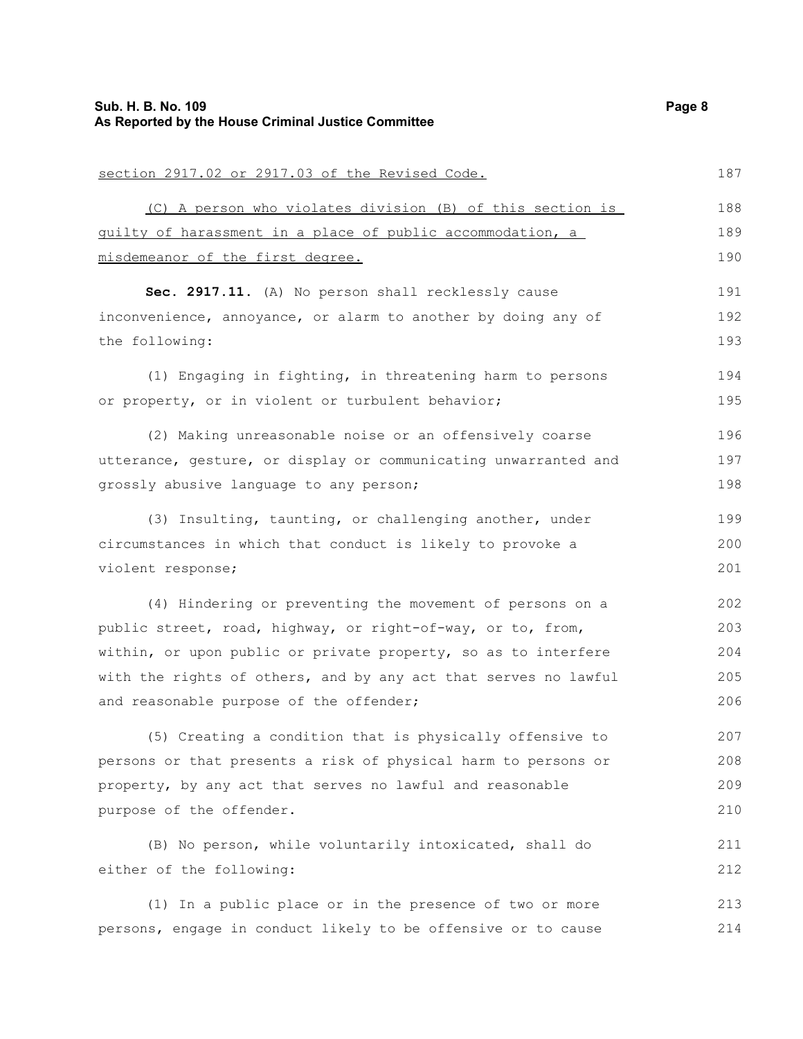section 2917.02 or 2917.03 of the Revised Code.

(C) A person who violates division (B) of this section is guilty of harassment in a place of public accommodation, a misdemeanor of the first degree.

**Sec. 2917.11.** (A) No person shall recklessly cause inconvenience, annoyance, or alarm to another by doing any of the following:

(1) Engaging in fighting, in threatening harm to persons or property, or in violent or turbulent behavior;

(2) Making unreasonable noise or an offensively coarse utterance, gesture, or display or communicating unwarranted and grossly abusive language to any person;

(3) Insulting, taunting, or challenging another, under circumstances in which that conduct is likely to provoke a violent response;

(4) Hindering or preventing the movement of persons on a public street, road, highway, or right-of-way, or to, from, within, or upon public or private property, so as to interfere with the rights of others, and by any act that serves no lawful and reasonable purpose of the offender;

(5) Creating a condition that is physically offensive to persons or that presents a risk of physical harm to persons or property, by any act that serves no lawful and reasonable purpose of the offender.

(B) No person, while voluntarily intoxicated, shall do either of the following:

(1) In a public place or in the presence of two or more persons, engage in conduct likely to be offensive or to cause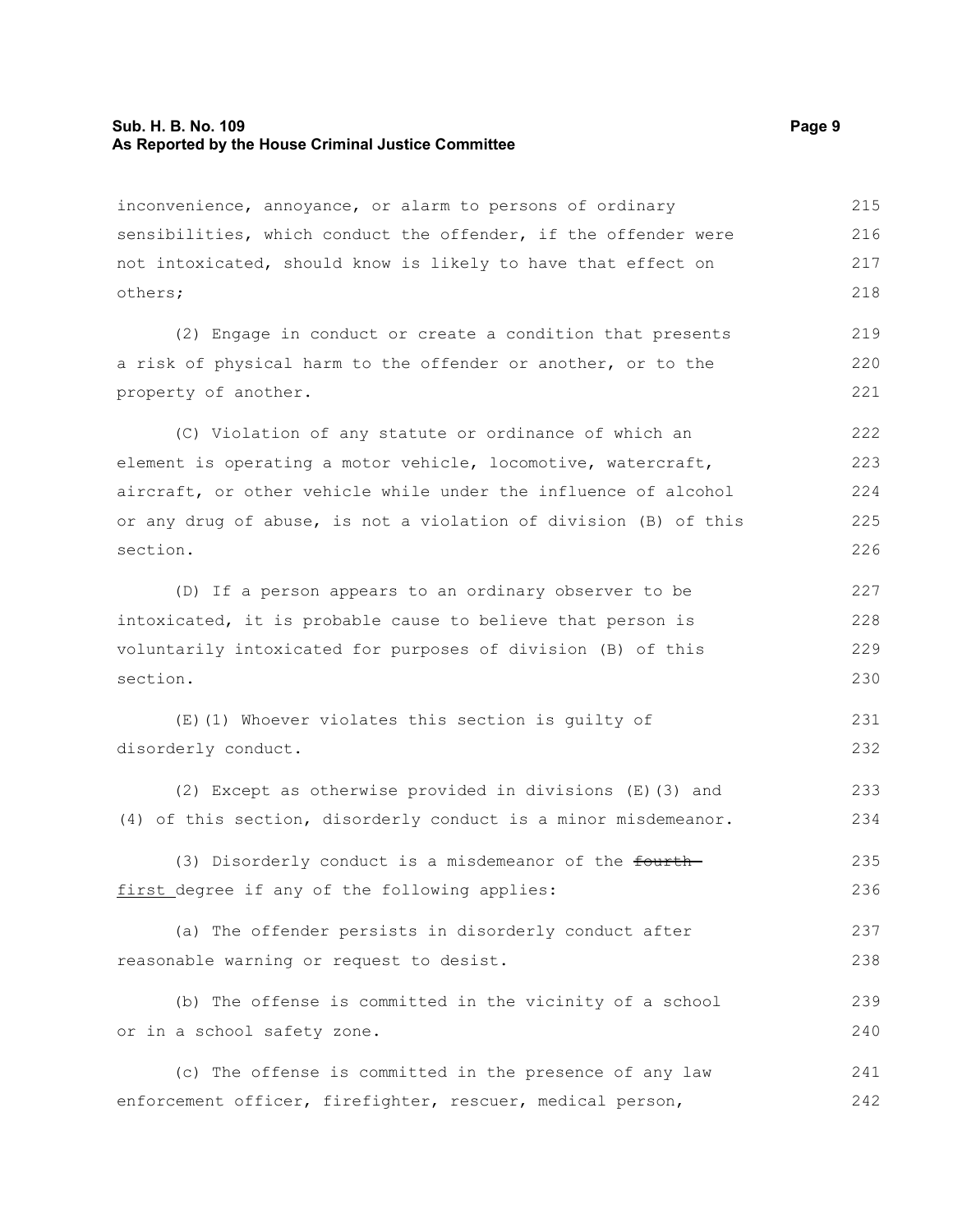inconvenience, annoyance, or alarm to persons of ordinary sensibilities, which conduct the offender, if the offender were not intoxicated, should know is likely to have that effect on others;

(2) Engage in conduct or create a condition that presents a risk of physical harm to the offender or another, or to the property of another.

(C) Violation of any statute or ordinance of which an element is operating a motor vehicle, locomotive, watercraft, aircraft, or other vehicle while under the influence of alcohol or any drug of abuse, is not a violation of division (B) of this section.

(D) If a person appears to an ordinary observer to be intoxicated, it is probable cause to believe that person is voluntarily intoxicated for purposes of division (B) of this section.

(E)(1) Whoever violates this section is guilty of disorderly conduct.

(2) Except as otherwise provided in divisions (E)(3) and (4) of this section, disorderly conduct is a minor misdemeanor.

(3) Disorderly conduct is a misdemeanor of the ~~fourth~~ <u>first</u> degree if any of the following applies:

(a) The offender persists in disorderly conduct after reasonable warning or request to desist.

(b) The offense is committed in the vicinity of a school or in a school safety zone.

(c) The offense is committed in the presence of any law enforcement officer, firefighter, rescuer, medical person,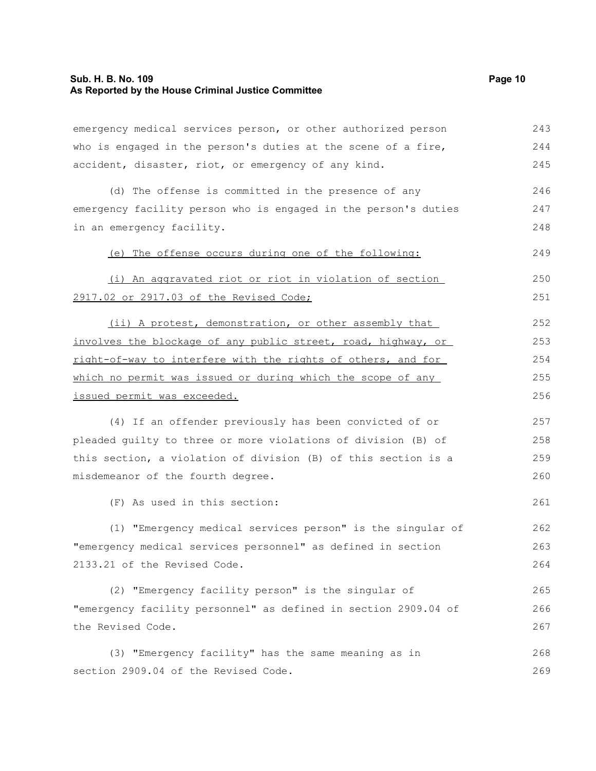emergency medical services person, or other authorized person who is engaged in the person's duties at the scene of a fire, accident, disaster, riot, or emergency of any kind.

(d) The offense is committed in the presence of any emergency facility person who is engaged in the person's duties in an emergency facility.

<u>(e) The offense occurs during one of the following:</u>

<u>(i) An aggravated riot or riot in violation of section 2917.02 or 2917.03 of the Revised Code;</u>

<u>(ii) A protest, demonstration, or other assembly that involves the blockage of any public street, road, highway, or right-of-way to interfere with the rights of others, and for which no permit was issued or during which the scope of any issued permit was exceeded.</u>

(4) If an offender previously has been convicted of or pleaded guilty to three or more violations of division (B) of this section, a violation of division (B) of this section is a misdemeanor of the fourth degree.

(F) As used in this section:

(1) "Emergency medical services person" is the singular of "emergency medical services personnel" as defined in section 2133.21 of the Revised Code.

(2) "Emergency facility person" is the singular of "emergency facility personnel" as defined in section 2909.04 of the Revised Code.

(3) "Emergency facility" has the same meaning as in section 2909.04 of the Revised Code.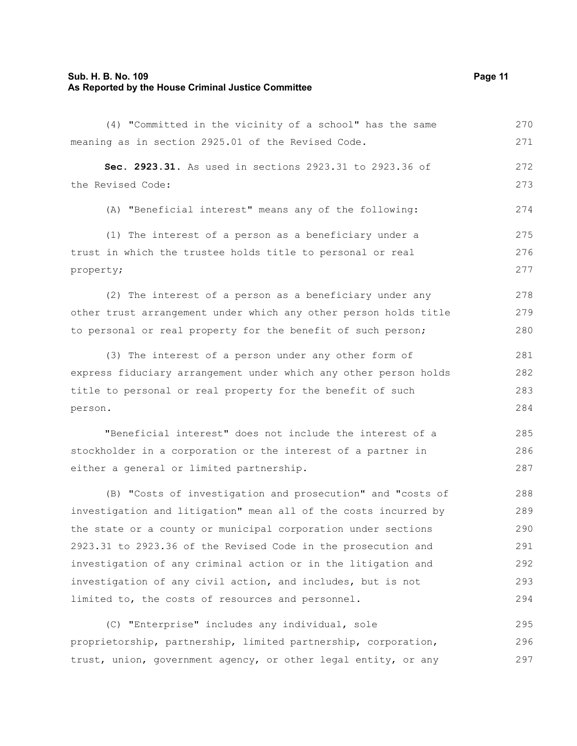(4) "Committed in the vicinity of a school" has the same meaning as in section 2925.01 of the Revised Code.

**Sec. 2923.31.** As used in sections 2923.31 to 2923.36 of the Revised Code:

(A) "Beneficial interest" means any of the following:

(1) The interest of a person as a beneficiary under a trust in which the trustee holds title to personal or real property;

(2) The interest of a person as a beneficiary under any other trust arrangement under which any other person holds title to personal or real property for the benefit of such person;

(3) The interest of a person under any other form of express fiduciary arrangement under which any other person holds title to personal or real property for the benefit of such person.

"Beneficial interest" does not include the interest of a stockholder in a corporation or the interest of a partner in either a general or limited partnership.

(B) "Costs of investigation and prosecution" and "costs of investigation and litigation" mean all of the costs incurred by the state or a county or municipal corporation under sections 2923.31 to 2923.36 of the Revised Code in the prosecution and investigation of any criminal action or in the litigation and investigation of any civil action, and includes, but is not limited to, the costs of resources and personnel.

(C) "Enterprise" includes any individual, sole proprietorship, partnership, limited partnership, corporation, trust, union, government agency, or other legal entity, or any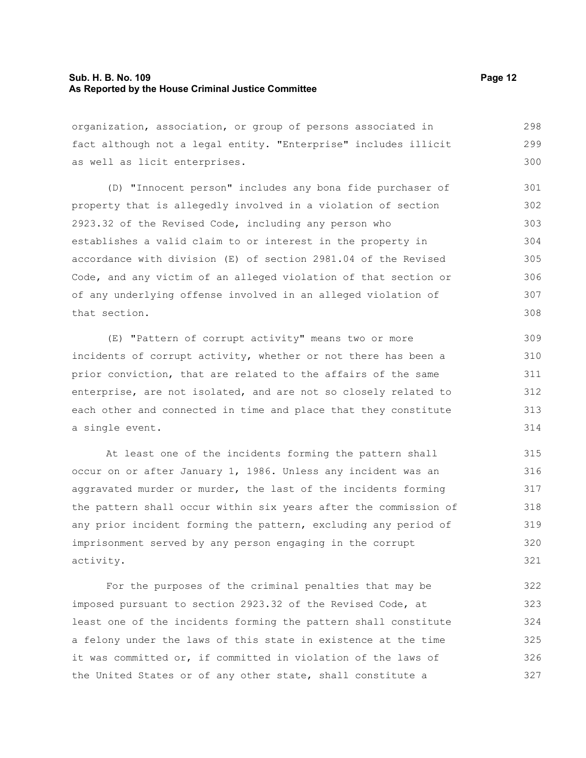organization, association, or group of persons associated in fact although not a legal entity. "Enterprise" includes illicit as well as licit enterprises.

(D) "Innocent person" includes any bona fide purchaser of property that is allegedly involved in a violation of section 2923.32 of the Revised Code, including any person who establishes a valid claim to or interest in the property in accordance with division (E) of section 2981.04 of the Revised Code, and any victim of an alleged violation of that section or of any underlying offense involved in an alleged violation of that section.

(E) "Pattern of corrupt activity" means two or more incidents of corrupt activity, whether or not there has been a prior conviction, that are related to the affairs of the same enterprise, are not isolated, and are not so closely related to each other and connected in time and place that they constitute a single event.

At least one of the incidents forming the pattern shall occur on or after January 1, 1986. Unless any incident was an aggravated murder or murder, the last of the incidents forming the pattern shall occur within six years after the commission of any prior incident forming the pattern, excluding any period of imprisonment served by any person engaging in the corrupt activity.

For the purposes of the criminal penalties that may be imposed pursuant to section 2923.32 of the Revised Code, at least one of the incidents forming the pattern shall constitute a felony under the laws of this state in existence at the time it was committed or, if committed in violation of the laws of the United States or of any other state, shall constitute a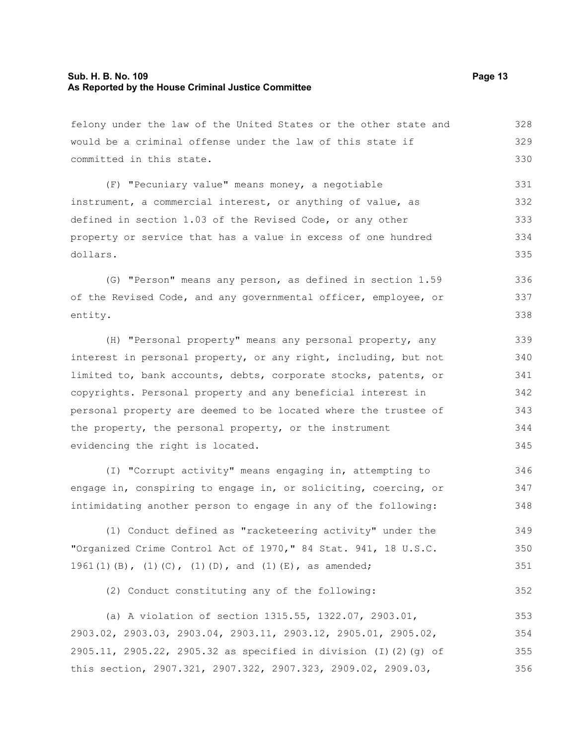felony under the law of the United States or the other state and would be a criminal offense under the law of this state if committed in this state.

(F) "Pecuniary value" means money, a negotiable instrument, a commercial interest, or anything of value, as defined in section 1.03 of the Revised Code, or any other property or service that has a value in excess of one hundred dollars.

(G) "Person" means any person, as defined in section 1.59 of the Revised Code, and any governmental officer, employee, or entity.

(H) "Personal property" means any personal property, any interest in personal property, or any right, including, but not limited to, bank accounts, debts, corporate stocks, patents, or copyrights. Personal property and any beneficial interest in personal property are deemed to be located where the trustee of the property, the personal property, or the instrument evidencing the right is located.

(I) "Corrupt activity" means engaging in, attempting to engage in, conspiring to engage in, or soliciting, coercing, or intimidating another person to engage in any of the following:

(1) Conduct defined as "racketeering activity" under the "Organized Crime Control Act of 1970," 84 Stat. 941, 18 U.S.C. 1961(1)(B), (1)(C), (1)(D), and (1)(E), as amended;

(2) Conduct constituting any of the following:

(a) A violation of section 1315.55, 1322.07, 2903.01, 2903.02, 2903.03, 2903.04, 2903.11, 2903.12, 2905.01, 2905.02, 2905.11, 2905.22, 2905.32 as specified in division (I)(2)(g) of this section, 2907.321, 2907.322, 2907.323, 2909.02, 2909.03,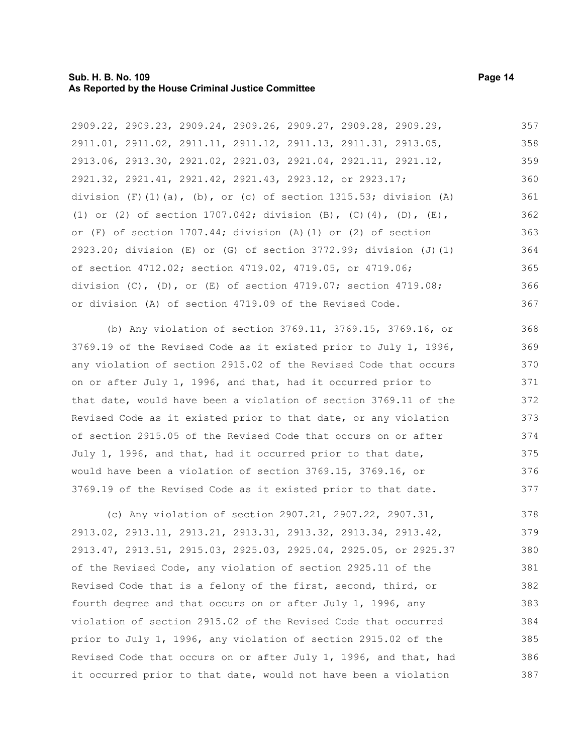2909.22, 2909.23, 2909.24, 2909.26, 2909.27, 2909.28, 2909.29, 2911.01, 2911.02, 2911.11, 2911.12, 2911.13, 2911.31, 2913.05, 2913.06, 2913.30, 2921.02, 2921.03, 2921.04, 2921.11, 2921.12, 2921.32, 2921.41, 2921.42, 2921.43, 2923.12, or 2923.17; division (F)(1)(a), (b), or (c) of section 1315.53; division (A)(1) or (2) of section 1707.042; division (B), (C)(4), (D), (E), or (F) of section 1707.44; division (A)(1) or (2) of section 2923.20; division (E) or (G) of section 3772.99; division (J)(1) of section 4712.02; section 4719.02, 4719.05, or 4719.06; division (C), (D), or (E) of section 4719.07; section 4719.08; or division (A) of section 4719.09 of the Revised Code.

(b) Any violation of section 3769.11, 3769.15, 3769.16, or 3769.19 of the Revised Code as it existed prior to July 1, 1996, any violation of section 2915.02 of the Revised Code that occurs on or after July 1, 1996, and that, had it occurred prior to that date, would have been a violation of section 3769.11 of the Revised Code as it existed prior to that date, or any violation of section 2915.05 of the Revised Code that occurs on or after July 1, 1996, and that, had it occurred prior to that date, would have been a violation of section 3769.15, 3769.16, or 3769.19 of the Revised Code as it existed prior to that date.

(c) Any violation of section 2907.21, 2907.22, 2907.31, 2913.02, 2913.11, 2913.21, 2913.31, 2913.32, 2913.34, 2913.42, 2913.47, 2913.51, 2915.03, 2925.03, 2925.04, 2925.05, or 2925.37 of the Revised Code, any violation of section 2925.11 of the Revised Code that is a felony of the first, second, third, or fourth degree and that occurs on or after July 1, 1996, any violation of section 2915.02 of the Revised Code that occurred prior to July 1, 1996, any violation of section 2915.02 of the Revised Code that occurs on or after July 1, 1996, and that, had it occurred prior to that date, would not have been a violation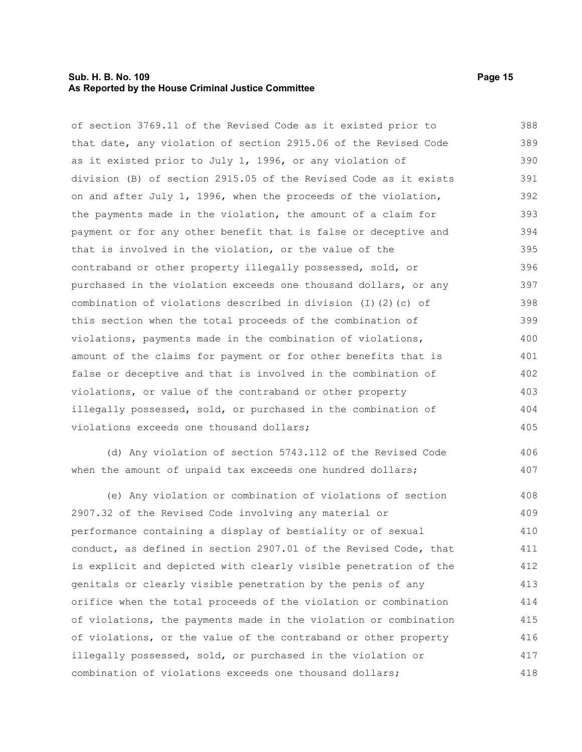of section 3769.11 of the Revised Code as it existed prior to that date, any violation of section 2915.06 of the Revised Code as it existed prior to July 1, 1996, or any violation of division (B) of section 2915.05 of the Revised Code as it exists on and after July 1, 1996, when the proceeds of the violation, the payments made in the violation, the amount of a claim for payment or for any other benefit that is false or deceptive and that is involved in the violation, or the value of the contraband or other property illegally possessed, sold, or purchased in the violation exceeds one thousand dollars, or any combination of violations described in division (I)(2)(c) of this section when the total proceeds of the combination of violations, payments made in the combination of violations, amount of the claims for payment or for other benefits that is false or deceptive and that is involved in the combination of violations, or value of the contraband or other property illegally possessed, sold, or purchased in the combination of violations exceeds one thousand dollars;

(d) Any violation of section 5743.112 of the Revised Code when the amount of unpaid tax exceeds one hundred dollars;

(e) Any violation or combination of violations of section 2907.32 of the Revised Code involving any material or performance containing a display of bestiality or of sexual conduct, as defined in section 2907.01 of the Revised Code, that is explicit and depicted with clearly visible penetration of the genitals or clearly visible penetration by the penis of any orifice when the total proceeds of the violation or combination of violations, the payments made in the violation or combination of violations, or the value of the contraband or other property illegally possessed, sold, or purchased in the violation or combination of violations exceeds one thousand dollars;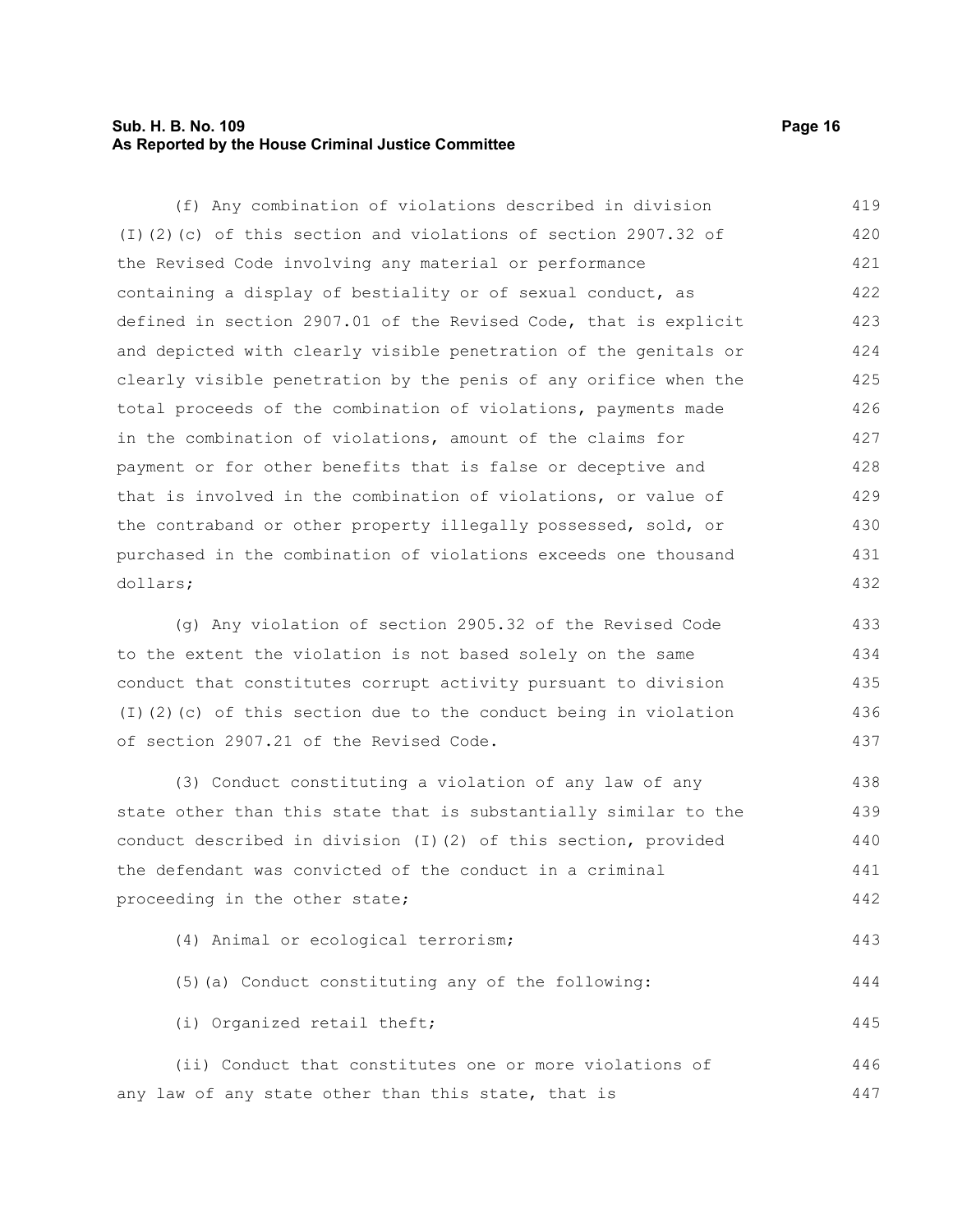(f) Any combination of violations described in division (I)(2)(c) of this section and violations of section 2907.32 of the Revised Code involving any material or performance containing a display of bestiality or of sexual conduct, as defined in section 2907.01 of the Revised Code, that is explicit and depicted with clearly visible penetration of the genitals or clearly visible penetration by the penis of any orifice when the total proceeds of the combination of violations, payments made in the combination of violations, amount of the claims for payment or for other benefits that is false or deceptive and that is involved in the combination of violations, or value of the contraband or other property illegally possessed, sold, or purchased in the combination of violations exceeds one thousand dollars;

(g) Any violation of section 2905.32 of the Revised Code to the extent the violation is not based solely on the same conduct that constitutes corrupt activity pursuant to division (I)(2)(c) of this section due to the conduct being in violation of section 2907.21 of the Revised Code.

(3) Conduct constituting a violation of any law of any state other than this state that is substantially similar to the conduct described in division (I)(2) of this section, provided the defendant was convicted of the conduct in a criminal proceeding in the other state;

(4) Animal or ecological terrorism;

(5)(a) Conduct constituting any of the following:

(i) Organized retail theft;

(ii) Conduct that constitutes one or more violations of any law of any state other than this state, that is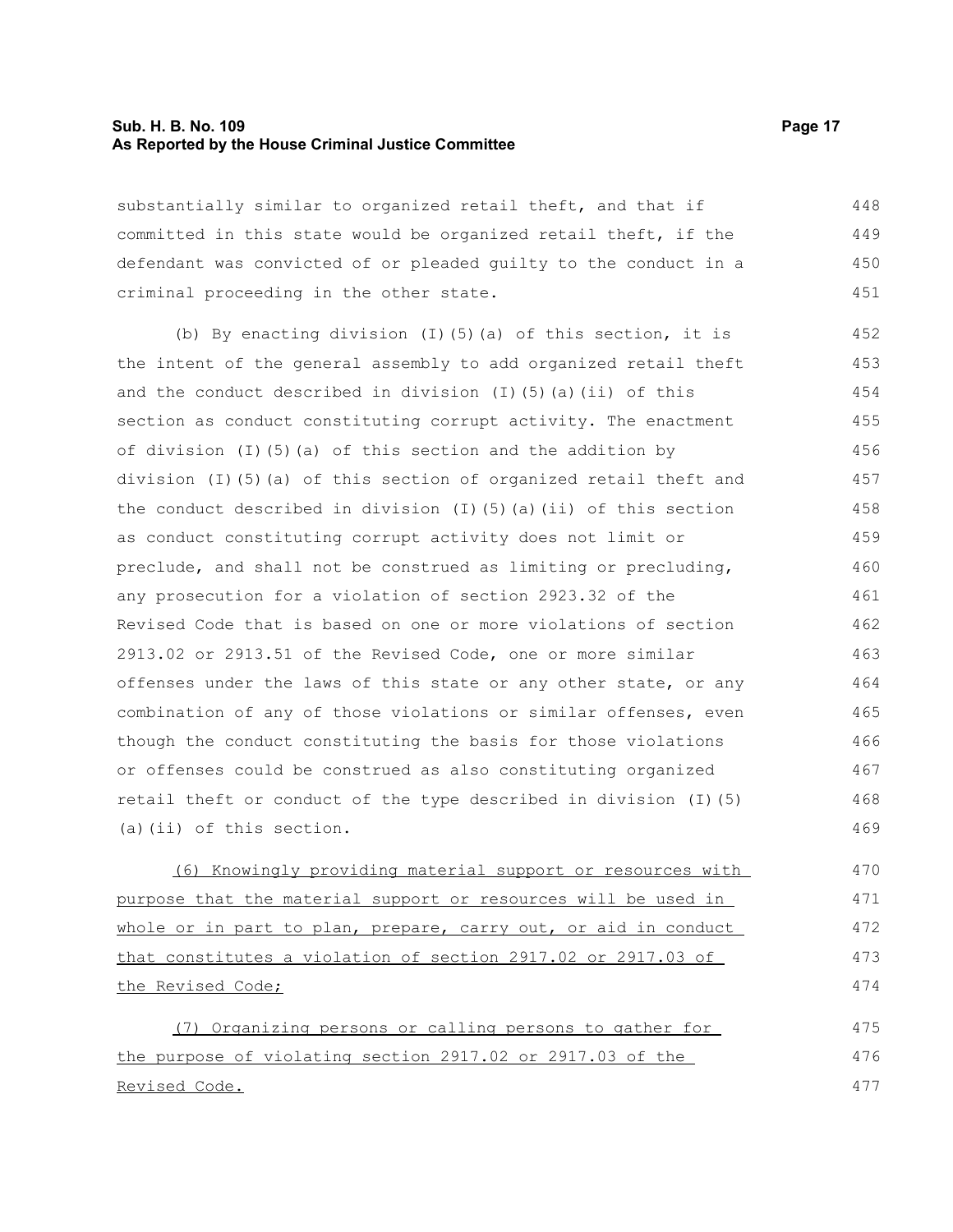substantially similar to organized retail theft, and that if committed in this state would be organized retail theft, if the defendant was convicted of or pleaded guilty to the conduct in a criminal proceeding in the other state.

(b) By enacting division (I)(5)(a) of this section, it is the intent of the general assembly to add organized retail theft and the conduct described in division (I)(5)(a)(ii) of this section as conduct constituting corrupt activity. The enactment of division (I)(5)(a) of this section and the addition by division (I)(5)(a) of this section of organized retail theft and the conduct described in division (I)(5)(a)(ii) of this section as conduct constituting corrupt activity does not limit or preclude, and shall not be construed as limiting or precluding, any prosecution for a violation of section 2923.32 of the Revised Code that is based on one or more violations of section 2913.02 or 2913.51 of the Revised Code, one or more similar offenses under the laws of this state or any other state, or any combination of any of those violations or similar offenses, even though the conduct constituting the basis for those violations or offenses could be construed as also constituting organized retail theft or conduct of the type described in division (I)(5)(a)(ii) of this section.

<u>(6) Knowingly providing material support or resources with purpose that the material support or resources will be used in whole or in part to plan, prepare, carry out, or aid in conduct that constitutes a violation of section 2917.02 or 2917.03 of the Revised Code;</u>

<u>(7) Organizing persons or calling persons to gather for the purpose of violating section 2917.02 or 2917.03 of the Revised Code.</u>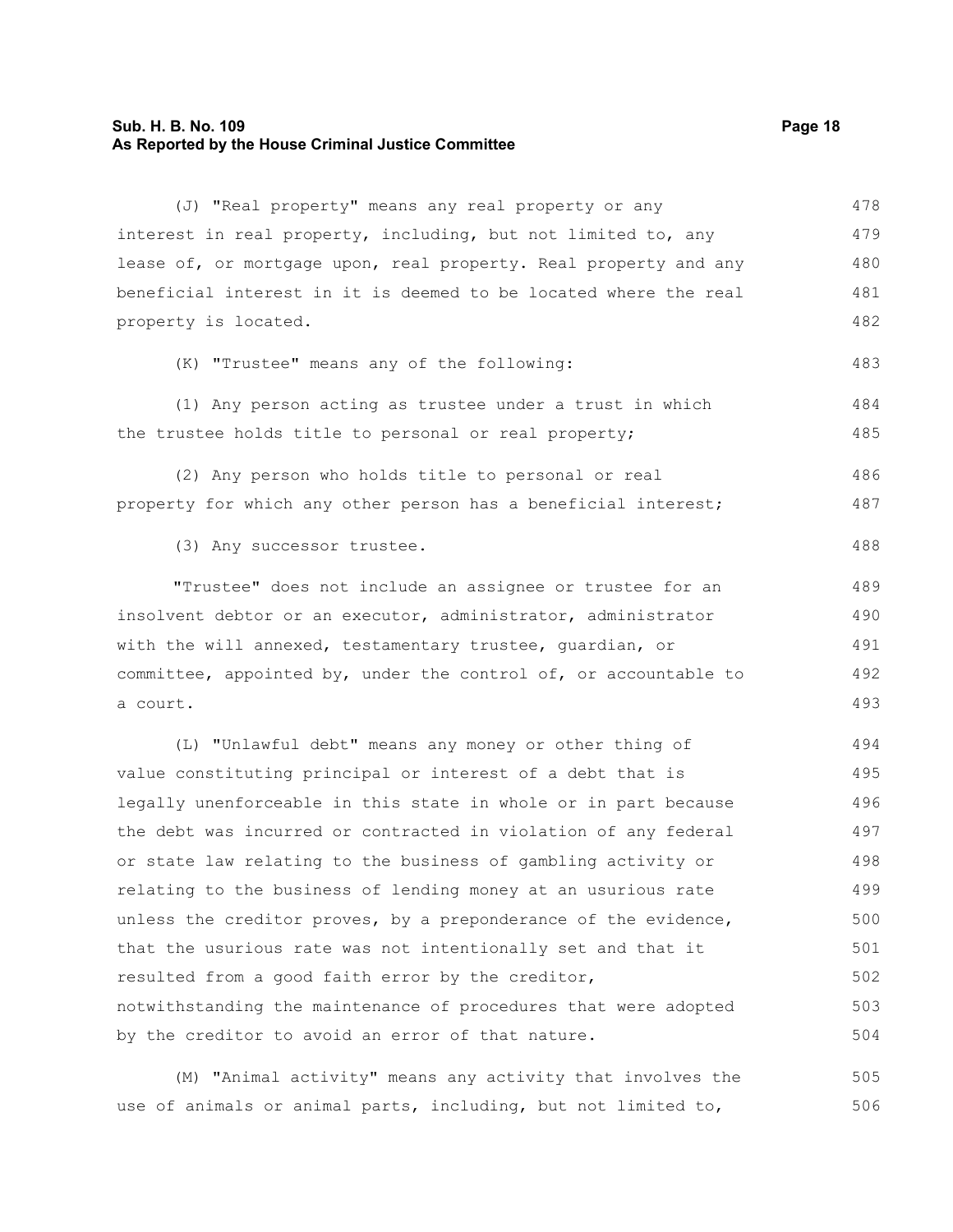(J) "Real property" means any real property or any interest in real property, including, but not limited to, any lease of, or mortgage upon, real property. Real property and any beneficial interest in it is deemed to be located where the real property is located.

(K) "Trustee" means any of the following:

(1) Any person acting as trustee under a trust in which the trustee holds title to personal or real property;

(2) Any person who holds title to personal or real property for which any other person has a beneficial interest;

(3) Any successor trustee.

"Trustee" does not include an assignee or trustee for an insolvent debtor or an executor, administrator, administrator with the will annexed, testamentary trustee, guardian, or committee, appointed by, under the control of, or accountable to a court.

(L) "Unlawful debt" means any money or other thing of value constituting principal or interest of a debt that is legally unenforceable in this state in whole or in part because the debt was incurred or contracted in violation of any federal or state law relating to the business of gambling activity or relating to the business of lending money at an usurious rate unless the creditor proves, by a preponderance of the evidence, that the usurious rate was not intentionally set and that it resulted from a good faith error by the creditor, notwithstanding the maintenance of procedures that were adopted by the creditor to avoid an error of that nature.

(M) "Animal activity" means any activity that involves the use of animals or animal parts, including, but not limited to,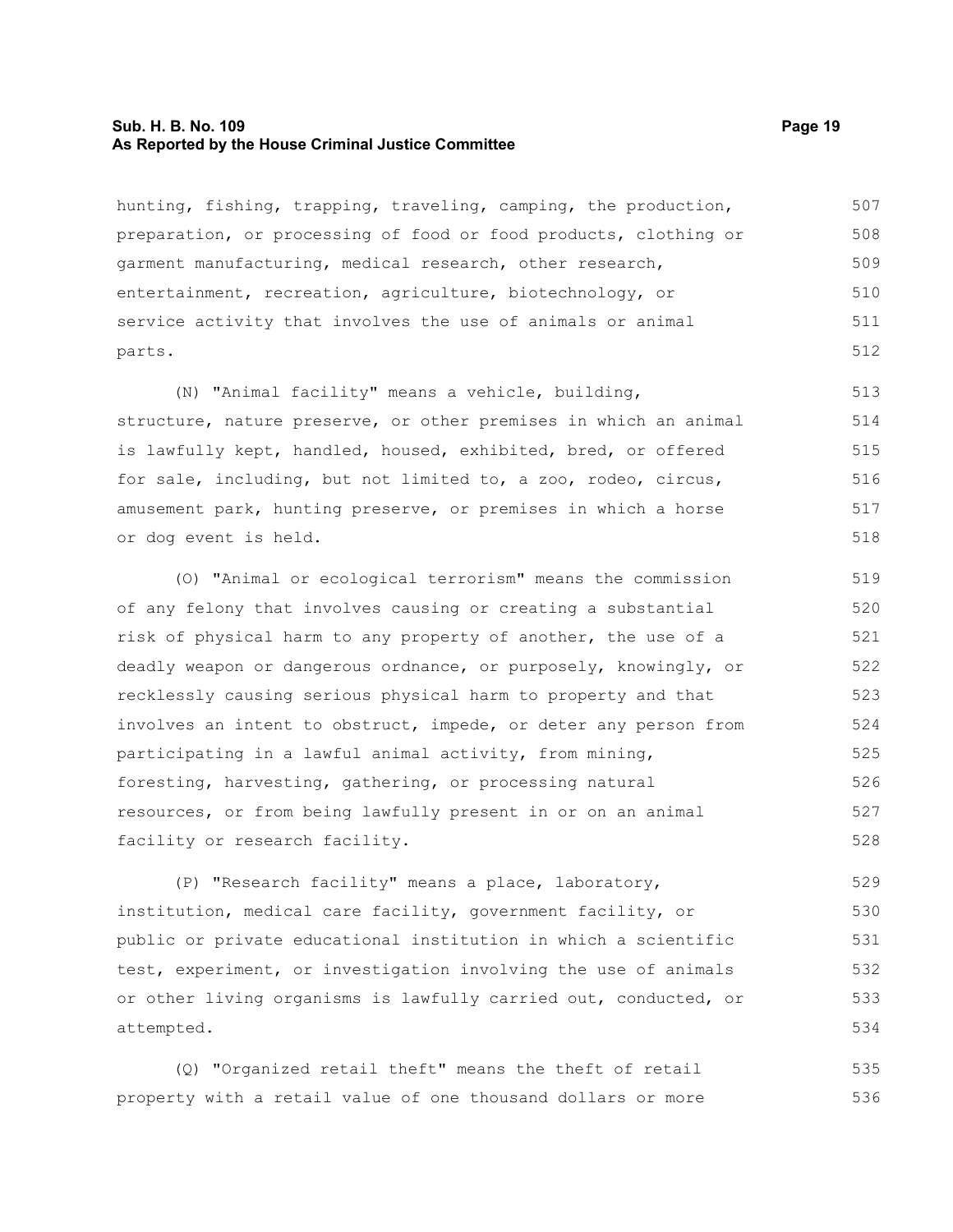hunting, fishing, trapping, traveling, camping, the production, preparation, or processing of food or food products, clothing or garment manufacturing, medical research, other research, entertainment, recreation, agriculture, biotechnology, or service activity that involves the use of animals or animal parts.

(N) "Animal facility" means a vehicle, building, structure, nature preserve, or other premises in which an animal is lawfully kept, handled, housed, exhibited, bred, or offered for sale, including, but not limited to, a zoo, rodeo, circus, amusement park, hunting preserve, or premises in which a horse or dog event is held.

(O) "Animal or ecological terrorism" means the commission of any felony that involves causing or creating a substantial risk of physical harm to any property of another, the use of a deadly weapon or dangerous ordnance, or purposely, knowingly, or recklessly causing serious physical harm to property and that involves an intent to obstruct, impede, or deter any person from participating in a lawful animal activity, from mining, foresting, harvesting, gathering, or processing natural resources, or from being lawfully present in or on an animal facility or research facility.

(P) "Research facility" means a place, laboratory, institution, medical care facility, government facility, or public or private educational institution in which a scientific test, experiment, or investigation involving the use of animals or other living organisms is lawfully carried out, conducted, or attempted.

(Q) "Organized retail theft" means the theft of retail property with a retail value of one thousand dollars or more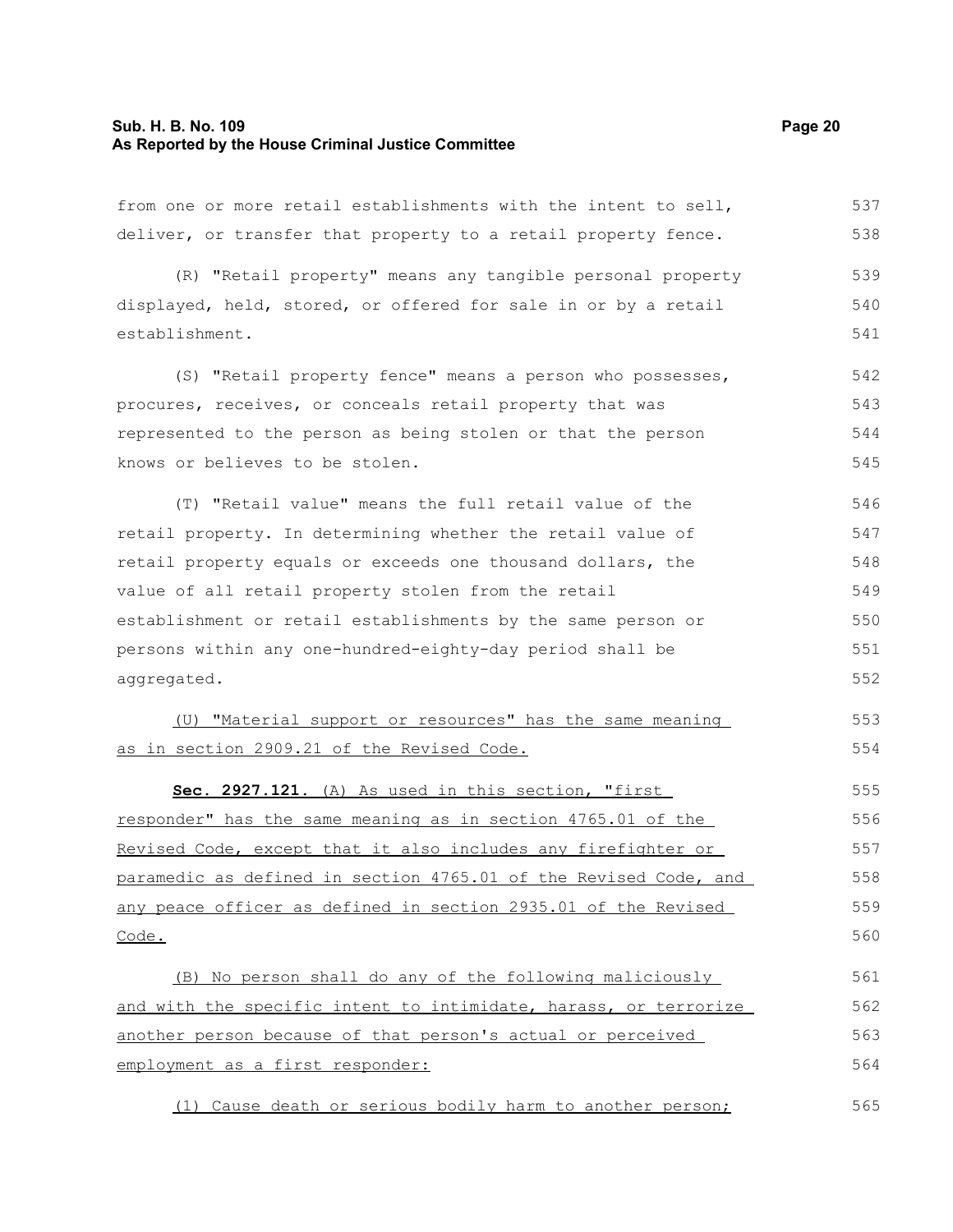from one or more retail establishments with the intent to sell, deliver, or transfer that property to a retail property fence.

(R) "Retail property" means any tangible personal property displayed, held, stored, or offered for sale in or by a retail establishment.

(S) "Retail property fence" means a person who possesses, procures, receives, or conceals retail property that was represented to the person as being stolen or that the person knows or believes to be stolen.

(T) "Retail value" means the full retail value of the retail property. In determining whether the retail value of retail property equals or exceeds one thousand dollars, the value of all retail property stolen from the retail establishment or retail establishments by the same person or persons within any one-hundred-eighty-day period shall be aggregated.

<u>(U) "Material support or resources" has the same meaning as in section 2909.21 of the Revised Code.</u>

**<u>Sec. 2927.121.</u>** <u>(A) As used in this section, "first responder" has the same meaning as in section 4765.01 of the Revised Code, except that it also includes any firefighter or paramedic as defined in section 4765.01 of the Revised Code, and any peace officer as defined in section 2935.01 of the Revised Code.</u>

<u>(B) No person shall do any of the following maliciously and with the specific intent to intimidate, harass, or terrorize another person because of that person's actual or perceived employment as a first responder:</u>

<u>(1) Cause death or serious bodily harm to another person;</u>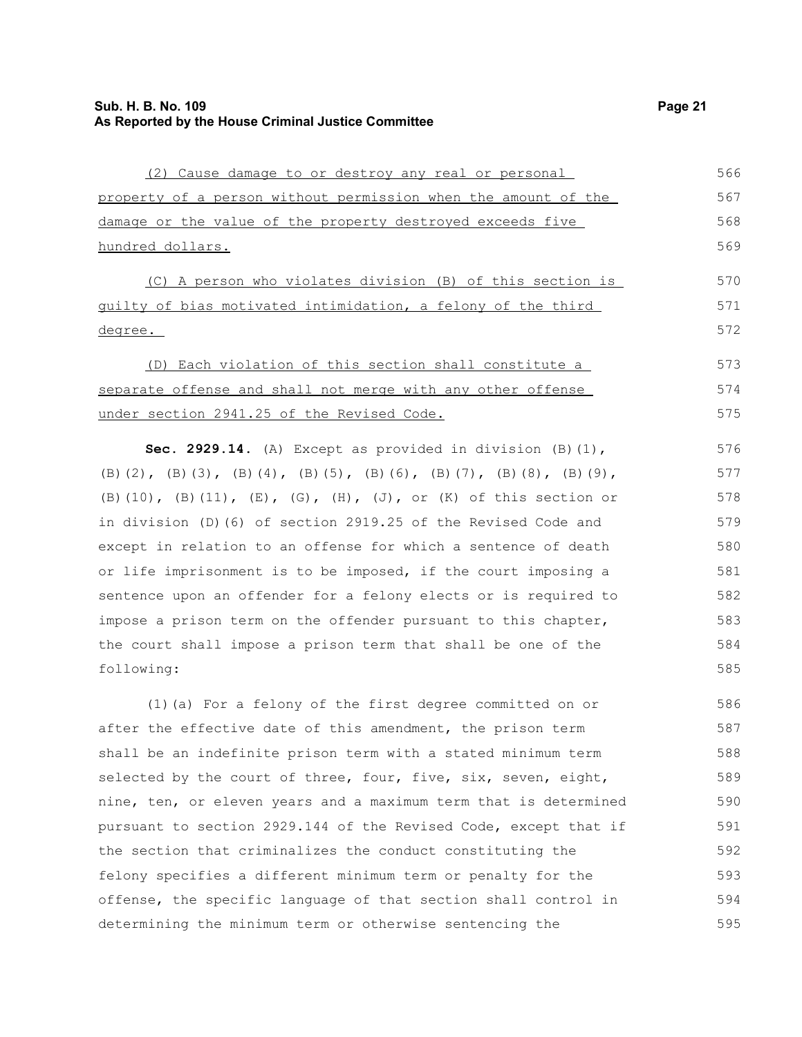(2) Cause damage to or destroy any real or personal property of a person without permission when the amount of the damage or the value of the property destroyed exceeds five hundred dollars.

(C) A person who violates division (B) of this section is guilty of bias motivated intimidation, a felony of the third degree.

(D) Each violation of this section shall constitute a separate offense and shall not merge with any other offense under section 2941.25 of the Revised Code.

**Sec. 2929.14.** (A) Except as provided in division (B)(1), (B)(2), (B)(3), (B)(4), (B)(5), (B)(6), (B)(7), (B)(8), (B)(9), (B)(10), (B)(11), (E), (G), (H), (J), or (K) of this section or in division (D)(6) of section 2919.25 of the Revised Code and except in relation to an offense for which a sentence of death or life imprisonment is to be imposed, if the court imposing a sentence upon an offender for a felony elects or is required to impose a prison term on the offender pursuant to this chapter, the court shall impose a prison term that shall be one of the following:

(1)(a) For a felony of the first degree committed on or after the effective date of this amendment, the prison term shall be an indefinite prison term with a stated minimum term selected by the court of three, four, five, six, seven, eight, nine, ten, or eleven years and a maximum term that is determined pursuant to section 2929.144 of the Revised Code, except that if the section that criminalizes the conduct constituting the felony specifies a different minimum term or penalty for the offense, the specific language of that section shall control in determining the minimum term or otherwise sentencing the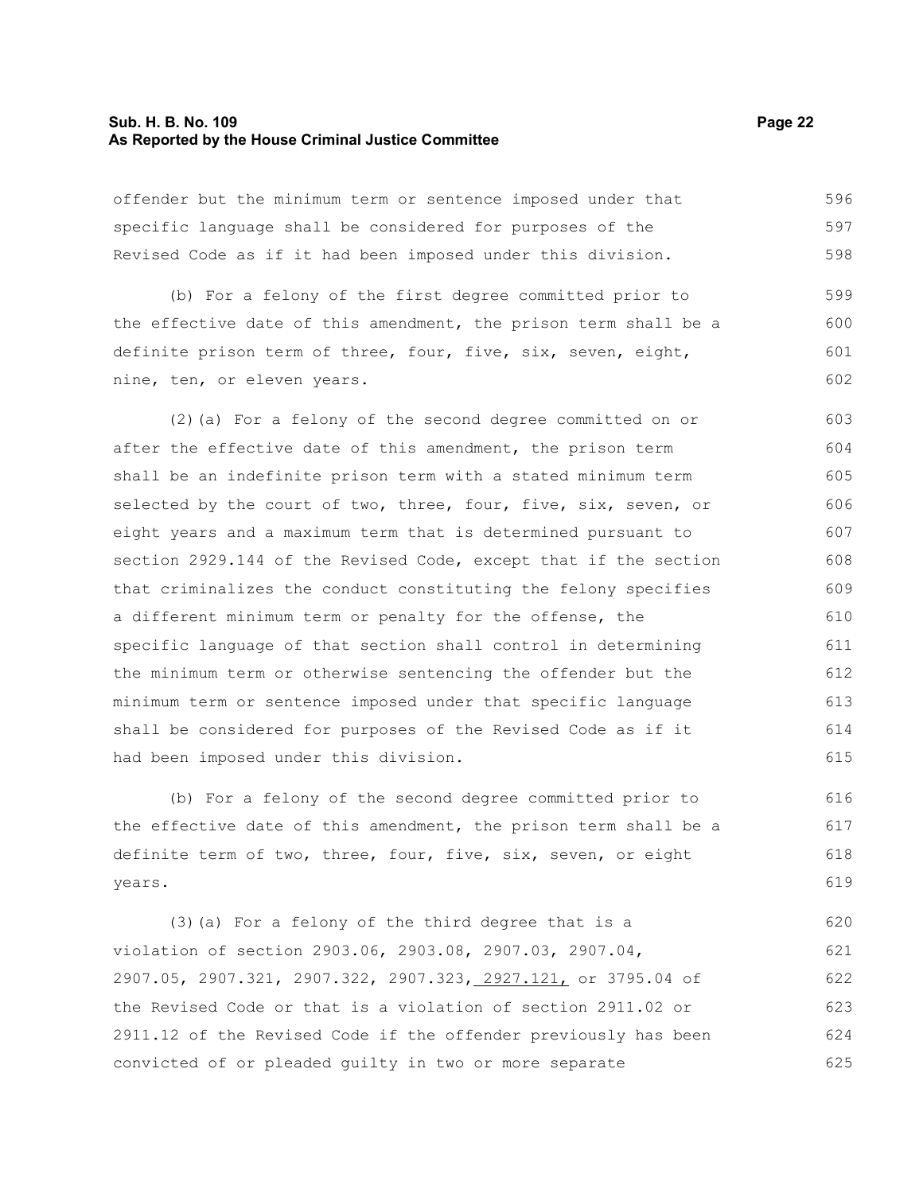offender but the minimum term or sentence imposed under that specific language shall be considered for purposes of the Revised Code as if it had been imposed under this division.

(b) For a felony of the first degree committed prior to the effective date of this amendment, the prison term shall be a definite prison term of three, four, five, six, seven, eight, nine, ten, or eleven years.

(2)(a) For a felony of the second degree committed on or after the effective date of this amendment, the prison term shall be an indefinite prison term with a stated minimum term selected by the court of two, three, four, five, six, seven, or eight years and a maximum term that is determined pursuant to section 2929.144 of the Revised Code, except that if the section that criminalizes the conduct constituting the felony specifies a different minimum term or penalty for the offense, the specific language of that section shall control in determining the minimum term or otherwise sentencing the offender but the minimum term or sentence imposed under that specific language shall be considered for purposes of the Revised Code as if it had been imposed under this division.

(b) For a felony of the second degree committed prior to the effective date of this amendment, the prison term shall be a definite term of two, three, four, five, six, seven, or eight years.

(3)(a) For a felony of the third degree that is a violation of section 2903.06, 2903.08, 2907.03, 2907.04, 2907.05, 2907.321, 2907.322, 2907.323, 2927.121, or 3795.04 of the Revised Code or that is a violation of section 2911.02 or 2911.12 of the Revised Code if the offender previously has been convicted of or pleaded guilty in two or more separate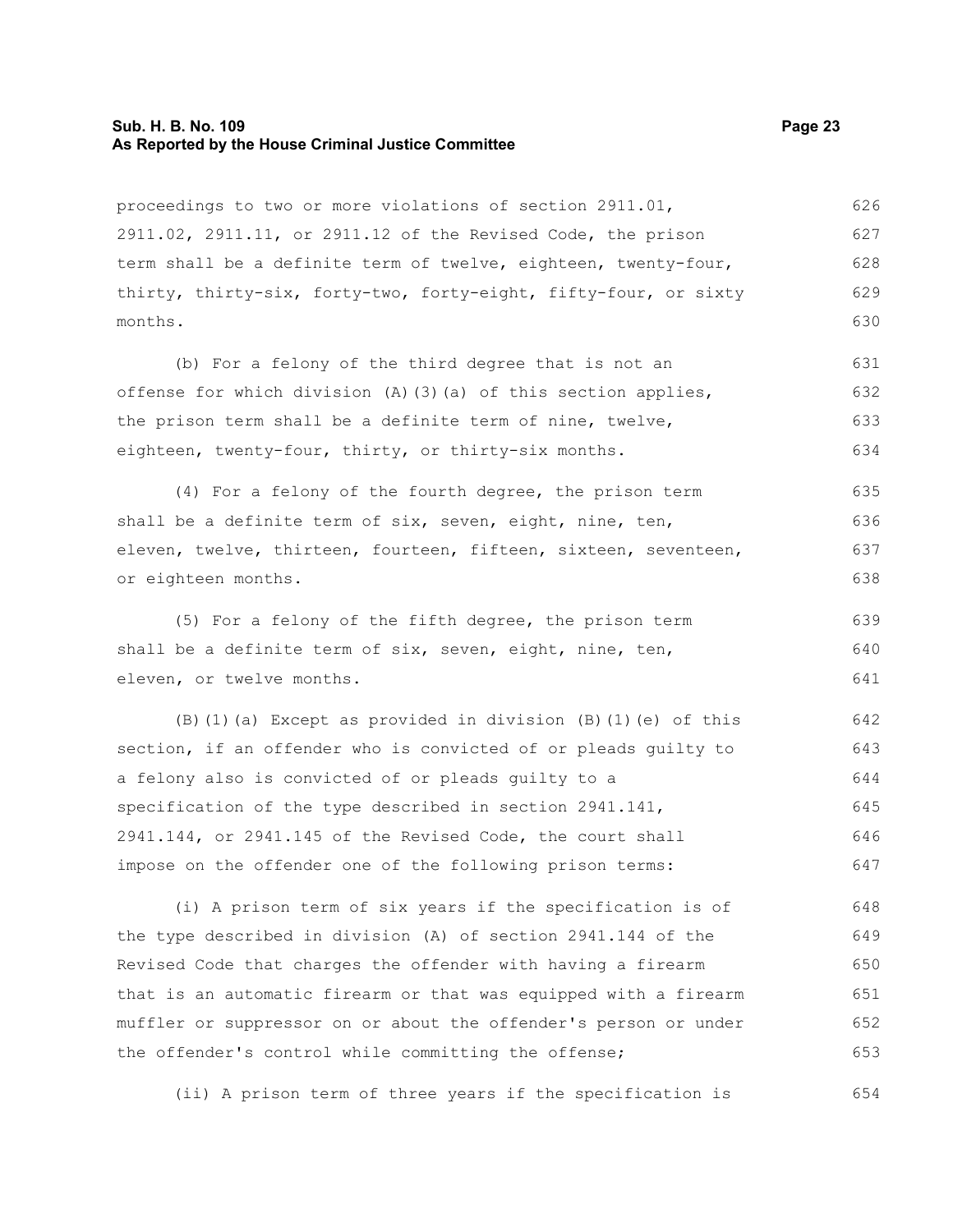proceedings to two or more violations of section 2911.01, 2911.02, 2911.11, or 2911.12 of the Revised Code, the prison term shall be a definite term of twelve, eighteen, twenty-four, thirty, thirty-six, forty-two, forty-eight, fifty-four, or sixty months.

(b) For a felony of the third degree that is not an offense for which division (A)(3)(a) of this section applies, the prison term shall be a definite term of nine, twelve, eighteen, twenty-four, thirty, or thirty-six months.

(4) For a felony of the fourth degree, the prison term shall be a definite term of six, seven, eight, nine, ten, eleven, twelve, thirteen, fourteen, fifteen, sixteen, seventeen, or eighteen months.

(5) For a felony of the fifth degree, the prison term shall be a definite term of six, seven, eight, nine, ten, eleven, or twelve months.

(B)(1)(a) Except as provided in division (B)(1)(e) of this section, if an offender who is convicted of or pleads guilty to a felony also is convicted of or pleads guilty to a specification of the type described in section 2941.141, 2941.144, or 2941.145 of the Revised Code, the court shall impose on the offender one of the following prison terms:

(i) A prison term of six years if the specification is of the type described in division (A) of section 2941.144 of the Revised Code that charges the offender with having a firearm that is an automatic firearm or that was equipped with a firearm muffler or suppressor on or about the offender's person or under the offender's control while committing the offense;

(ii) A prison term of three years if the specification is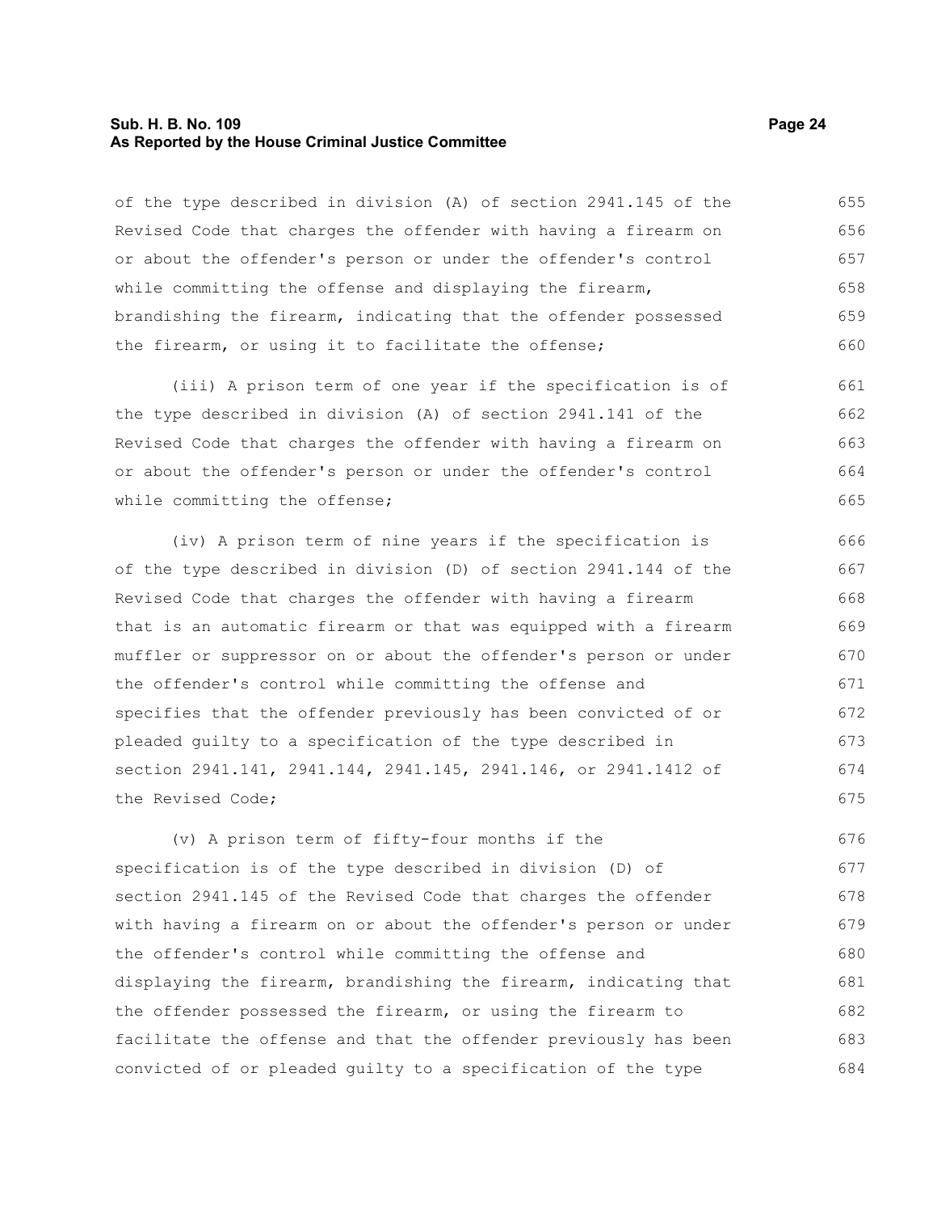of the type described in division (A) of section 2941.145 of the Revised Code that charges the offender with having a firearm on or about the offender's person or under the offender's control while committing the offense and displaying the firearm, brandishing the firearm, indicating that the offender possessed the firearm, or using it to facilitate the offense;

(iii) A prison term of one year if the specification is of the type described in division (A) of section 2941.141 of the Revised Code that charges the offender with having a firearm on or about the offender's person or under the offender's control while committing the offense;

(iv) A prison term of nine years if the specification is of the type described in division (D) of section 2941.144 of the Revised Code that charges the offender with having a firearm that is an automatic firearm or that was equipped with a firearm muffler or suppressor on or about the offender's person or under the offender's control while committing the offense and specifies that the offender previously has been convicted of or pleaded guilty to a specification of the type described in section 2941.141, 2941.144, 2941.145, 2941.146, or 2941.1412 of the Revised Code;

(v) A prison term of fifty-four months if the specification is of the type described in division (D) of section 2941.145 of the Revised Code that charges the offender with having a firearm on or about the offender's person or under the offender's control while committing the offense and displaying the firearm, brandishing the firearm, indicating that the offender possessed the firearm, or using the firearm to facilitate the offense and that the offender previously has been convicted of or pleaded guilty to a specification of the type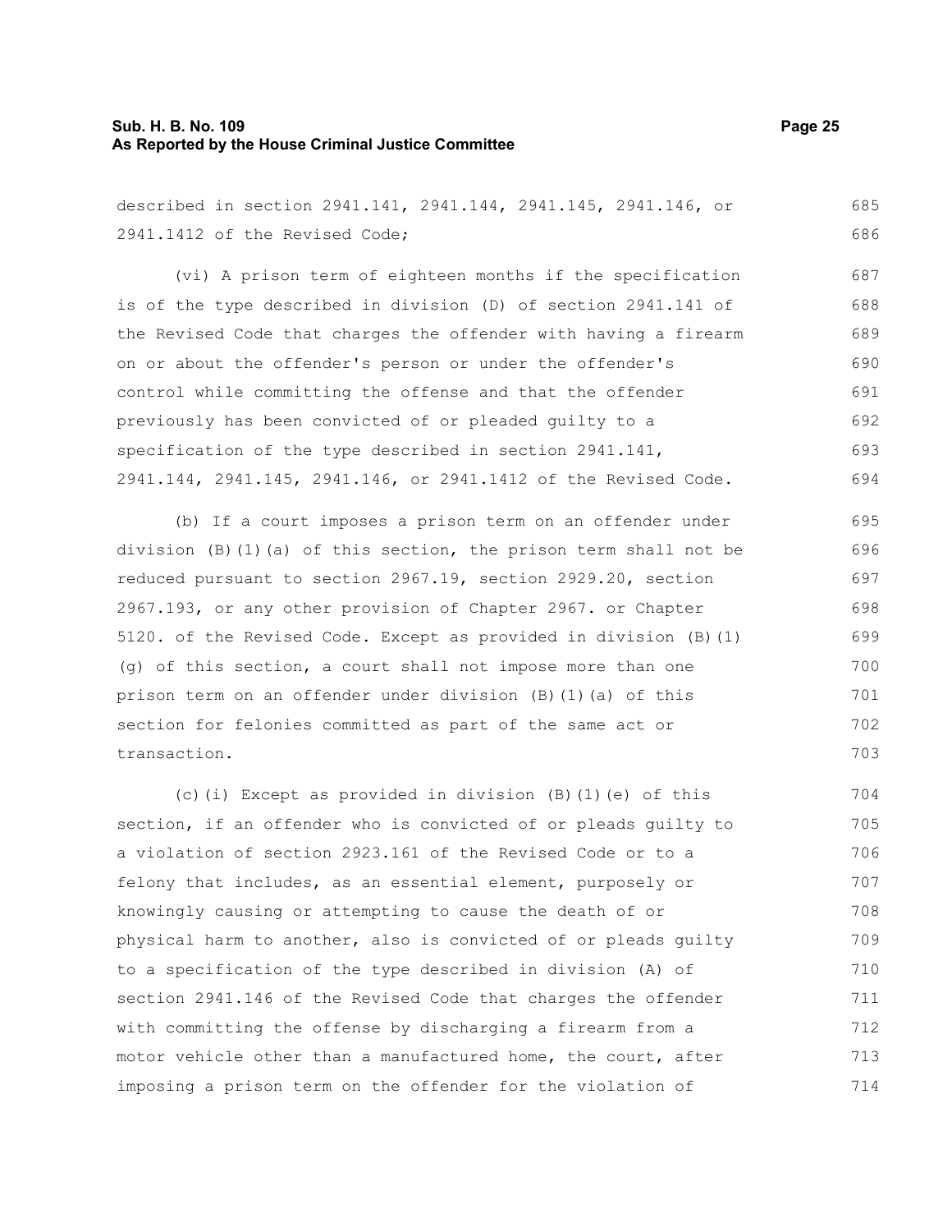described in section 2941.141, 2941.144, 2941.145, 2941.146, or 2941.1412 of the Revised Code;

(vi) A prison term of eighteen months if the specification is of the type described in division (D) of section 2941.141 of the Revised Code that charges the offender with having a firearm on or about the offender's person or under the offender's control while committing the offense and that the offender previously has been convicted of or pleaded guilty to a specification of the type described in section 2941.141, 2941.144, 2941.145, 2941.146, or 2941.1412 of the Revised Code.

(b) If a court imposes a prison term on an offender under division (B)(1)(a) of this section, the prison term shall not be reduced pursuant to section 2967.19, section 2929.20, section 2967.193, or any other provision of Chapter 2967. or Chapter 5120. of the Revised Code. Except as provided in division (B)(1)(g) of this section, a court shall not impose more than one prison term on an offender under division (B)(1)(a) of this section for felonies committed as part of the same act or transaction.

(c)(i) Except as provided in division (B)(1)(e) of this section, if an offender who is convicted of or pleads guilty to a violation of section 2923.161 of the Revised Code or to a felony that includes, as an essential element, purposely or knowingly causing or attempting to cause the death of or physical harm to another, also is convicted of or pleads guilty to a specification of the type described in division (A) of section 2941.146 of the Revised Code that charges the offender with committing the offense by discharging a firearm from a motor vehicle other than a manufactured home, the court, after imposing a prison term on the offender for the violation of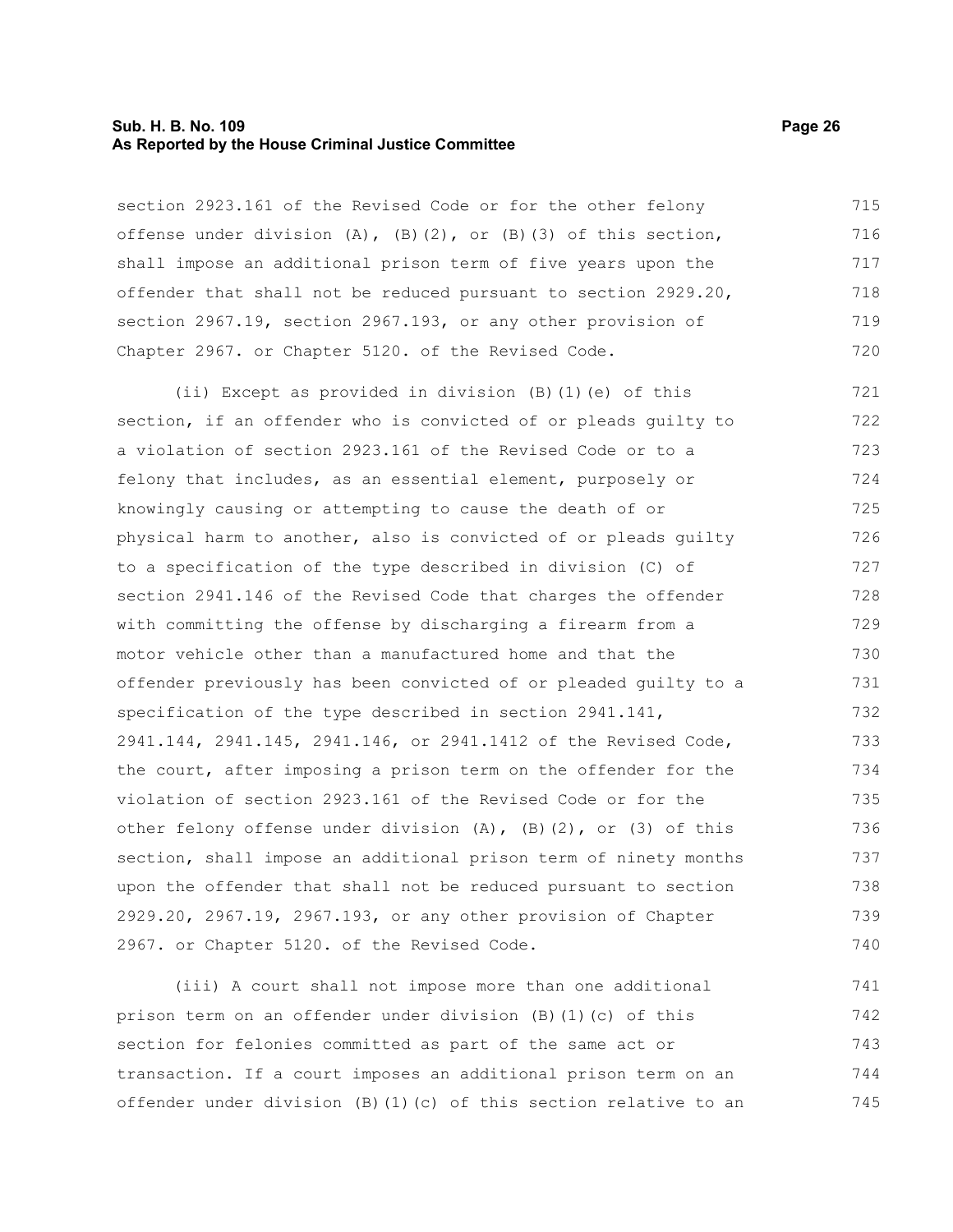section 2923.161 of the Revised Code or for the other felony offense under division (A), (B)(2), or (B)(3) of this section, shall impose an additional prison term of five years upon the offender that shall not be reduced pursuant to section 2929.20, section 2967.19, section 2967.193, or any other provision of Chapter 2967. or Chapter 5120. of the Revised Code.

(ii) Except as provided in division (B)(1)(e) of this section, if an offender who is convicted of or pleads guilty to a violation of section 2923.161 of the Revised Code or to a felony that includes, as an essential element, purposely or knowingly causing or attempting to cause the death of or physical harm to another, also is convicted of or pleads guilty to a specification of the type described in division (C) of section 2941.146 of the Revised Code that charges the offender with committing the offense by discharging a firearm from a motor vehicle other than a manufactured home and that the offender previously has been convicted of or pleaded guilty to a specification of the type described in section 2941.141, 2941.144, 2941.145, 2941.146, or 2941.1412 of the Revised Code, the court, after imposing a prison term on the offender for the violation of section 2923.161 of the Revised Code or for the other felony offense under division (A), (B)(2), or (3) of this section, shall impose an additional prison term of ninety months upon the offender that shall not be reduced pursuant to section 2929.20, 2967.19, 2967.193, or any other provision of Chapter 2967. or Chapter 5120. of the Revised Code.

(iii) A court shall not impose more than one additional prison term on an offender under division (B)(1)(c) of this section for felonies committed as part of the same act or transaction. If a court imposes an additional prison term on an offender under division (B)(1)(c) of this section relative to an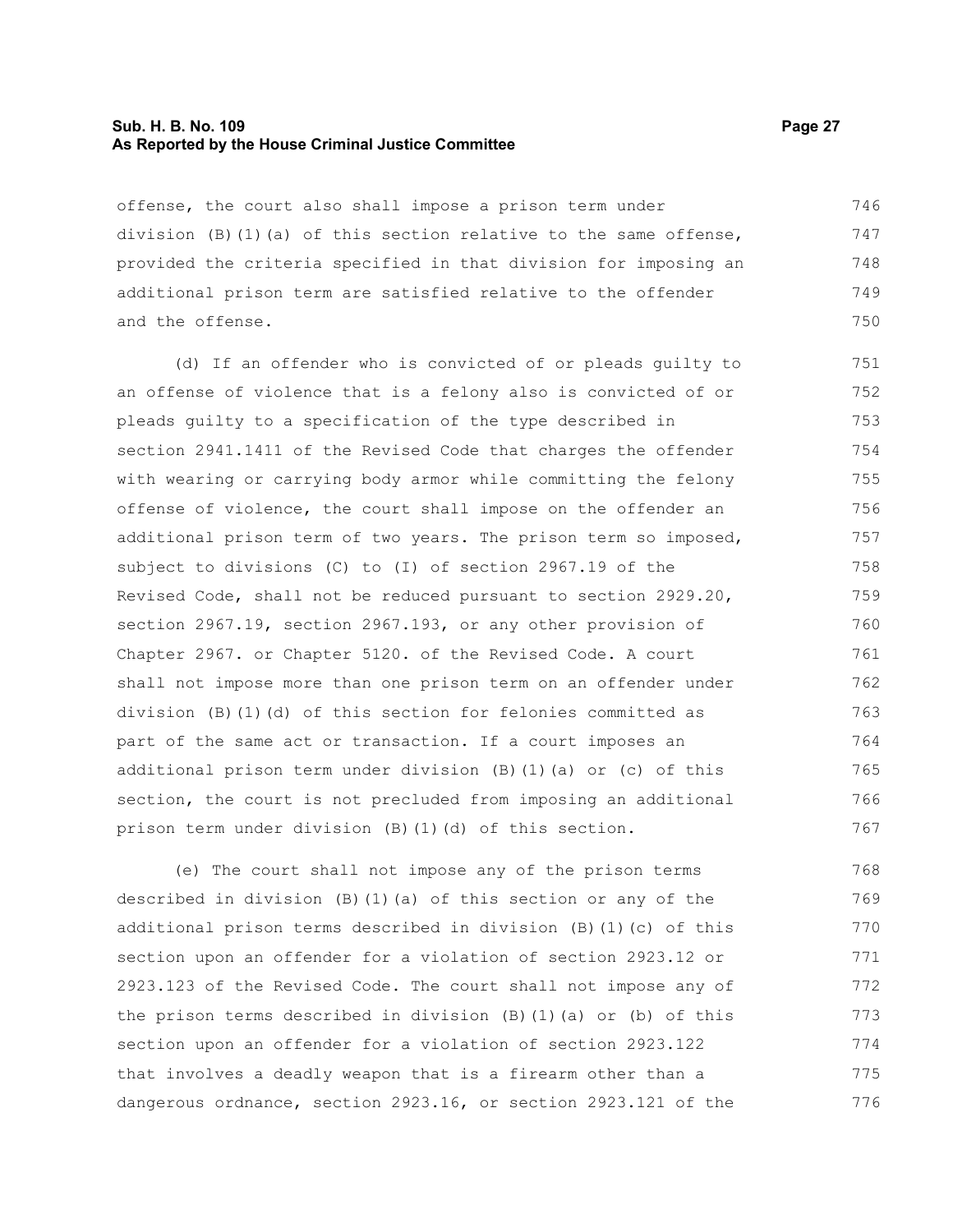offense, the court also shall impose a prison term under division (B)(1)(a) of this section relative to the same offense, provided the criteria specified in that division for imposing an additional prison term are satisfied relative to the offender and the offense.

(d) If an offender who is convicted of or pleads guilty to an offense of violence that is a felony also is convicted of or pleads guilty to a specification of the type described in section 2941.1411 of the Revised Code that charges the offender with wearing or carrying body armor while committing the felony offense of violence, the court shall impose on the offender an additional prison term of two years. The prison term so imposed, subject to divisions (C) to (I) of section 2967.19 of the Revised Code, shall not be reduced pursuant to section 2929.20, section 2967.19, section 2967.193, or any other provision of Chapter 2967. or Chapter 5120. of the Revised Code. A court shall not impose more than one prison term on an offender under division (B)(1)(d) of this section for felonies committed as part of the same act or transaction. If a court imposes an additional prison term under division (B)(1)(a) or (c) of this section, the court is not precluded from imposing an additional prison term under division (B)(1)(d) of this section.

(e) The court shall not impose any of the prison terms described in division (B)(1)(a) of this section or any of the additional prison terms described in division (B)(1)(c) of this section upon an offender for a violation of section 2923.12 or 2923.123 of the Revised Code. The court shall not impose any of the prison terms described in division (B)(1)(a) or (b) of this section upon an offender for a violation of section 2923.122 that involves a deadly weapon that is a firearm other than a dangerous ordnance, section 2923.16, or section 2923.121 of the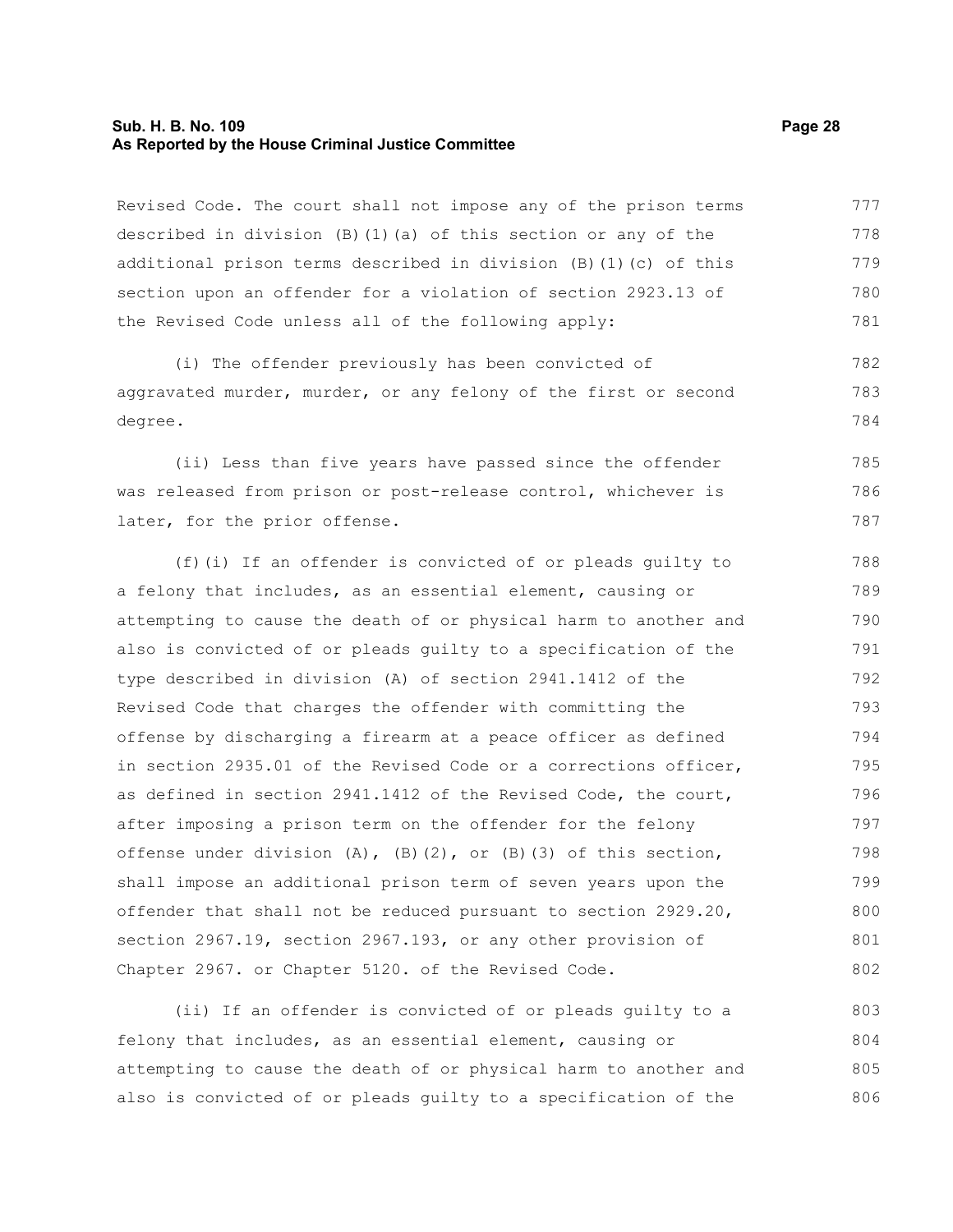Revised Code. The court shall not impose any of the prison terms described in division (B)(1)(a) of this section or any of the additional prison terms described in division (B)(1)(c) of this section upon an offender for a violation of section 2923.13 of the Revised Code unless all of the following apply:

(i) The offender previously has been convicted of aggravated murder, murder, or any felony of the first or second degree.

(ii) Less than five years have passed since the offender was released from prison or post-release control, whichever is later, for the prior offense.

(f)(i) If an offender is convicted of or pleads guilty to a felony that includes, as an essential element, causing or attempting to cause the death of or physical harm to another and also is convicted of or pleads guilty to a specification of the type described in division (A) of section 2941.1412 of the Revised Code that charges the offender with committing the offense by discharging a firearm at a peace officer as defined in section 2935.01 of the Revised Code or a corrections officer, as defined in section 2941.1412 of the Revised Code, the court, after imposing a prison term on the offender for the felony offense under division (A), (B)(2), or (B)(3) of this section, shall impose an additional prison term of seven years upon the offender that shall not be reduced pursuant to section 2929.20, section 2967.19, section 2967.193, or any other provision of Chapter 2967. or Chapter 5120. of the Revised Code.

(ii) If an offender is convicted of or pleads guilty to a felony that includes, as an essential element, causing or attempting to cause the death of or physical harm to another and also is convicted of or pleads guilty to a specification of the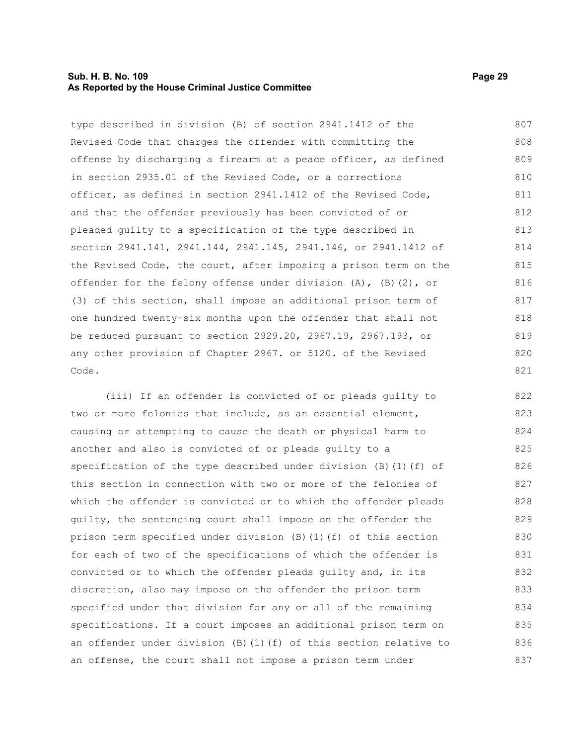type described in division (B) of section 2941.1412 of the Revised Code that charges the offender with committing the offense by discharging a firearm at a peace officer, as defined in section 2935.01 of the Revised Code, or a corrections officer, as defined in section 2941.1412 of the Revised Code, and that the offender previously has been convicted of or pleaded guilty to a specification of the type described in section 2941.141, 2941.144, 2941.145, 2941.146, or 2941.1412 of the Revised Code, the court, after imposing a prison term on the offender for the felony offense under division (A), (B)(2), or (3) of this section, shall impose an additional prison term of one hundred twenty-six months upon the offender that shall not be reduced pursuant to section 2929.20, 2967.19, 2967.193, or any other provision of Chapter 2967. or 5120. of the Revised Code.

(iii) If an offender is convicted of or pleads guilty to two or more felonies that include, as an essential element, causing or attempting to cause the death or physical harm to another and also is convicted of or pleads guilty to a specification of the type described under division (B)(1)(f) of this section in connection with two or more of the felonies of which the offender is convicted or to which the offender pleads guilty, the sentencing court shall impose on the offender the prison term specified under division (B)(1)(f) of this section for each of two of the specifications of which the offender is convicted or to which the offender pleads guilty and, in its discretion, also may impose on the offender the prison term specified under that division for any or all of the remaining specifications. If a court imposes an additional prison term on an offender under division (B)(1)(f) of this section relative to an offense, the court shall not impose a prison term under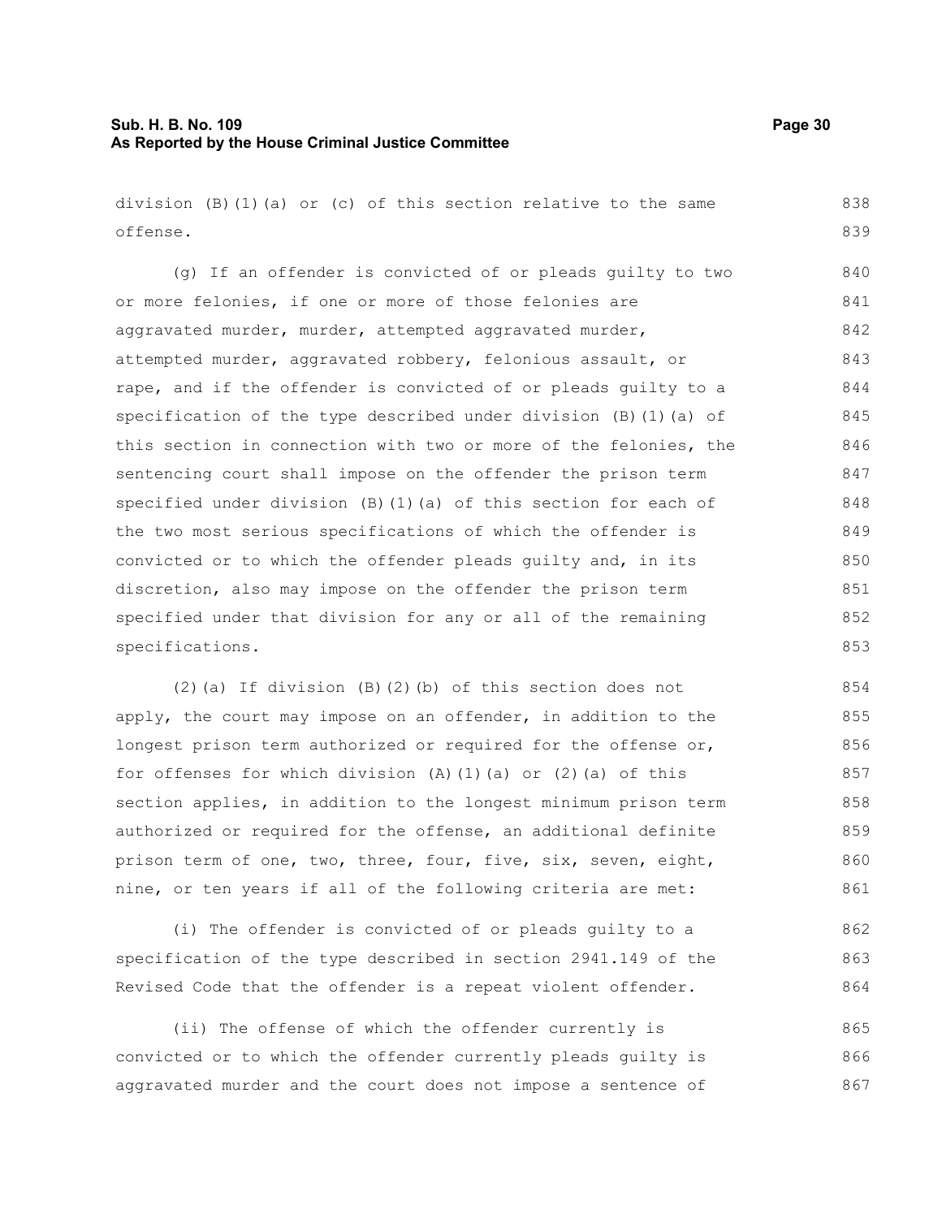division (B)(1)(a) or (c) of this section relative to the same offense.

(g) If an offender is convicted of or pleads guilty to two or more felonies, if one or more of those felonies are aggravated murder, murder, attempted aggravated murder, attempted murder, aggravated robbery, felonious assault, or rape, and if the offender is convicted of or pleads guilty to a specification of the type described under division (B)(1)(a) of this section in connection with two or more of the felonies, the sentencing court shall impose on the offender the prison term specified under division (B)(1)(a) of this section for each of the two most serious specifications of which the offender is convicted or to which the offender pleads guilty and, in its discretion, also may impose on the offender the prison term specified under that division for any or all of the remaining specifications.

(2)(a) If division (B)(2)(b) of this section does not apply, the court may impose on an offender, in addition to the longest prison term authorized or required for the offense or, for offenses for which division (A)(1)(a) or (2)(a) of this section applies, in addition to the longest minimum prison term authorized or required for the offense, an additional definite prison term of one, two, three, four, five, six, seven, eight, nine, or ten years if all of the following criteria are met:

(i) The offender is convicted of or pleads guilty to a specification of the type described in section 2941.149 of the Revised Code that the offender is a repeat violent offender.

(ii) The offense of which the offender currently is convicted or to which the offender currently pleads guilty is aggravated murder and the court does not impose a sentence of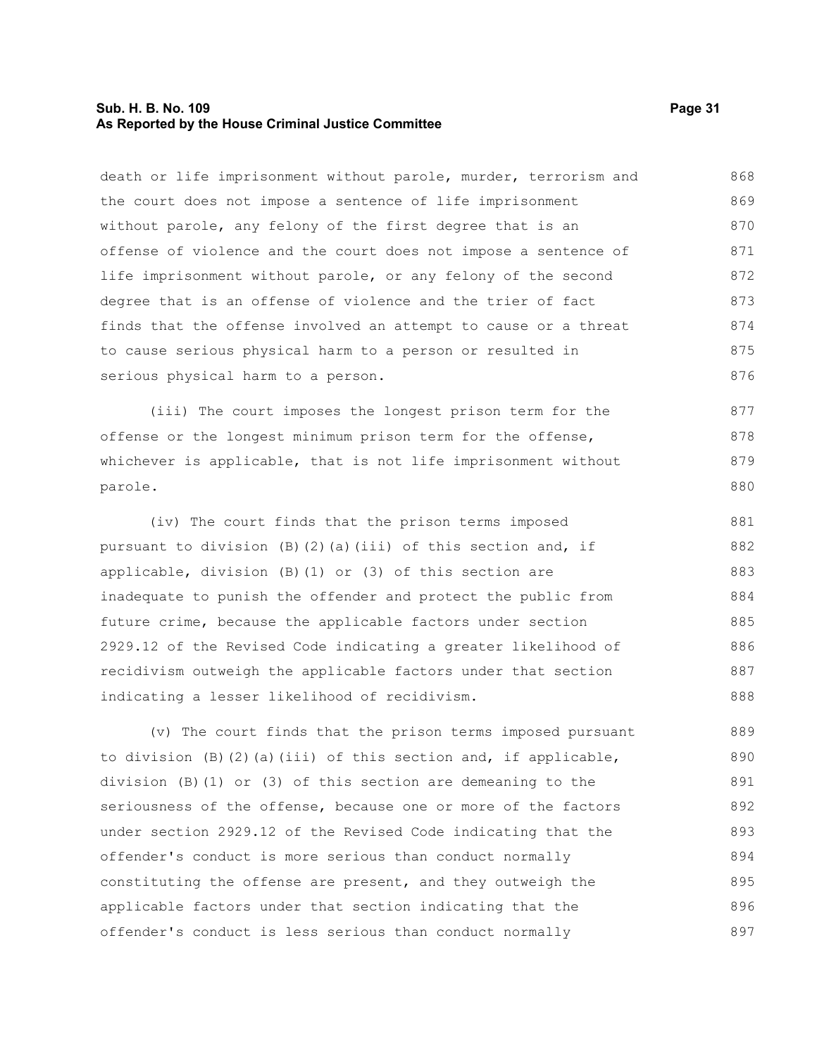death or life imprisonment without parole, murder, terrorism and the court does not impose a sentence of life imprisonment without parole, any felony of the first degree that is an offense of violence and the court does not impose a sentence of life imprisonment without parole, or any felony of the second degree that is an offense of violence and the trier of fact finds that the offense involved an attempt to cause or a threat to cause serious physical harm to a person or resulted in serious physical harm to a person.

(iii) The court imposes the longest prison term for the offense or the longest minimum prison term for the offense, whichever is applicable, that is not life imprisonment without parole.

(iv) The court finds that the prison terms imposed pursuant to division (B)(2)(a)(iii) of this section and, if applicable, division (B)(1) or (3) of this section are inadequate to punish the offender and protect the public from future crime, because the applicable factors under section 2929.12 of the Revised Code indicating a greater likelihood of recidivism outweigh the applicable factors under that section indicating a lesser likelihood of recidivism.

(v) The court finds that the prison terms imposed pursuant to division (B)(2)(a)(iii) of this section and, if applicable, division (B)(1) or (3) of this section are demeaning to the seriousness of the offense, because one or more of the factors under section 2929.12 of the Revised Code indicating that the offender's conduct is more serious than conduct normally constituting the offense are present, and they outweigh the applicable factors under that section indicating that the offender's conduct is less serious than conduct normally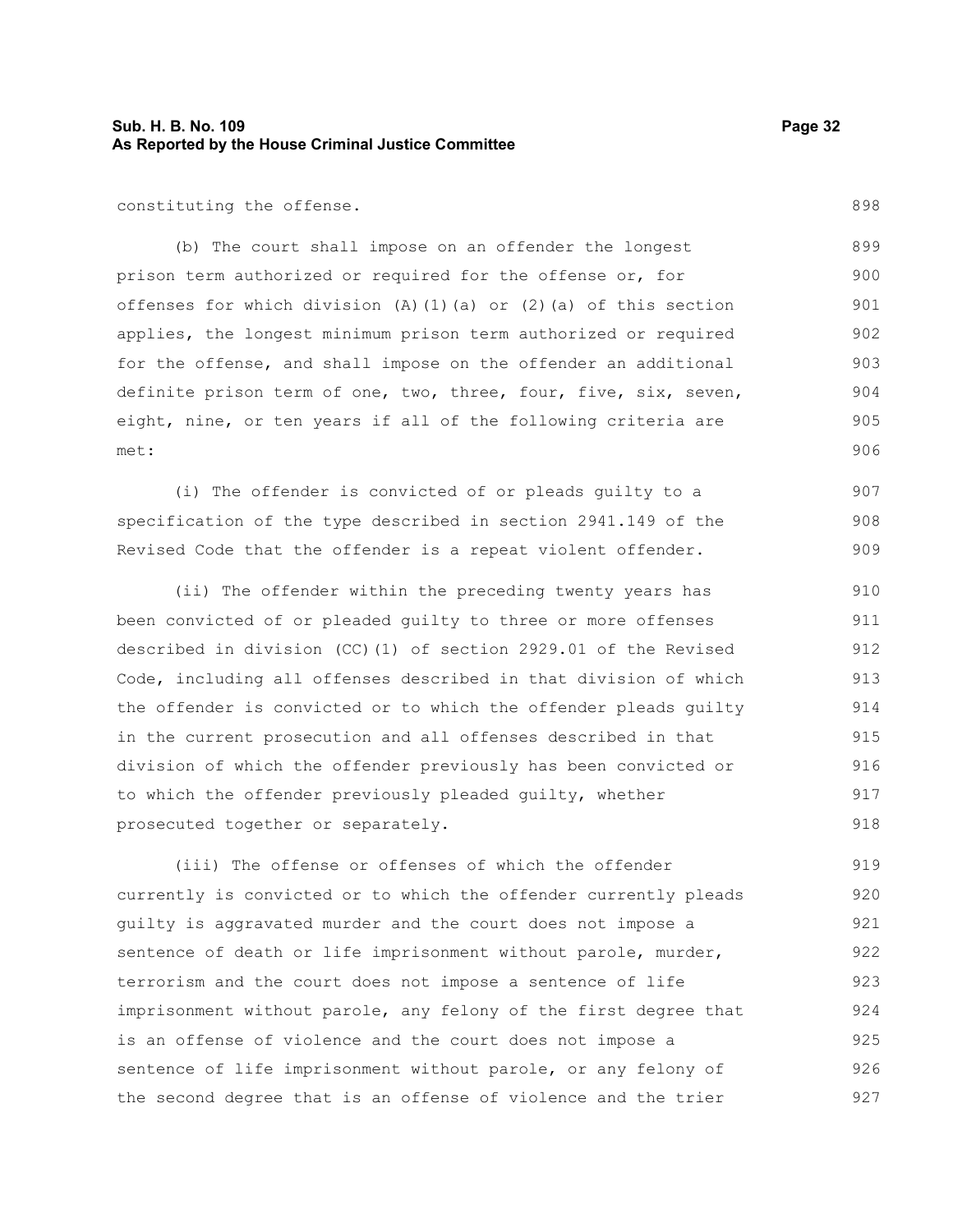constituting the offense.

(b) The court shall impose on an offender the longest prison term authorized or required for the offense or, for offenses for which division (A)(1)(a) or (2)(a) of this section applies, the longest minimum prison term authorized or required for the offense, and shall impose on the offender an additional definite prison term of one, two, three, four, five, six, seven, eight, nine, or ten years if all of the following criteria are met:

(i) The offender is convicted of or pleads guilty to a specification of the type described in section 2941.149 of the Revised Code that the offender is a repeat violent offender.

(ii) The offender within the preceding twenty years has been convicted of or pleaded guilty to three or more offenses described in division (CC)(1) of section 2929.01 of the Revised Code, including all offenses described in that division of which the offender is convicted or to which the offender pleads guilty in the current prosecution and all offenses described in that division of which the offender previously has been convicted or to which the offender previously pleaded guilty, whether prosecuted together or separately.

(iii) The offense or offenses of which the offender currently is convicted or to which the offender currently pleads guilty is aggravated murder and the court does not impose a sentence of death or life imprisonment without parole, murder, terrorism and the court does not impose a sentence of life imprisonment without parole, any felony of the first degree that is an offense of violence and the court does not impose a sentence of life imprisonment without parole, or any felony of the second degree that is an offense of violence and the trier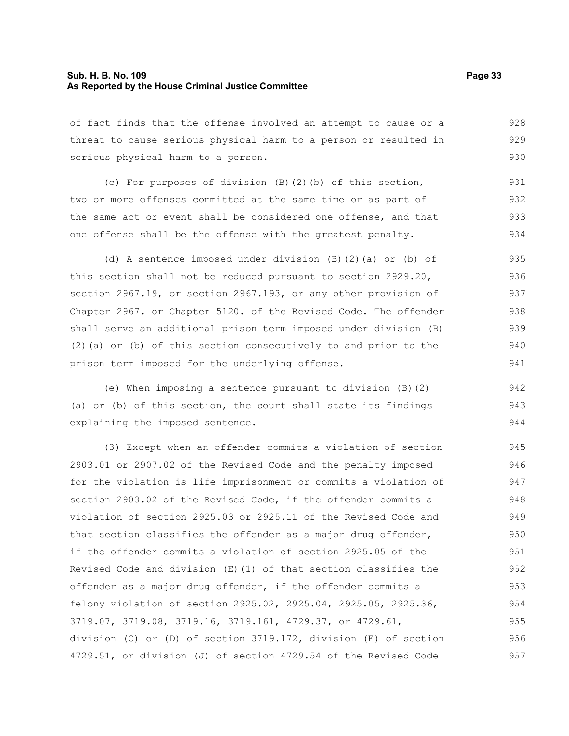of fact finds that the offense involved an attempt to cause or a threat to cause serious physical harm to a person or resulted in serious physical harm to a person.

(c) For purposes of division (B)(2)(b) of this section, two or more offenses committed at the same time or as part of the same act or event shall be considered one offense, and that one offense shall be the offense with the greatest penalty.

(d) A sentence imposed under division (B)(2)(a) or (b) of this section shall not be reduced pursuant to section 2929.20, section 2967.19, or section 2967.193, or any other provision of Chapter 2967. or Chapter 5120. of the Revised Code. The offender shall serve an additional prison term imposed under division (B)(2)(a) or (b) of this section consecutively to and prior to the prison term imposed for the underlying offense.

(e) When imposing a sentence pursuant to division (B)(2)(a) or (b) of this section, the court shall state its findings explaining the imposed sentence.

(3) Except when an offender commits a violation of section 2903.01 or 2907.02 of the Revised Code and the penalty imposed for the violation is life imprisonment or commits a violation of section 2903.02 of the Revised Code, if the offender commits a violation of section 2925.03 or 2925.11 of the Revised Code and that section classifies the offender as a major drug offender, if the offender commits a violation of section 2925.05 of the Revised Code and division (E)(1) of that section classifies the offender as a major drug offender, if the offender commits a felony violation of section 2925.02, 2925.04, 2925.05, 2925.36, 3719.07, 3719.08, 3719.16, 3719.161, 4729.37, or 4729.61, division (C) or (D) of section 3719.172, division (E) of section 4729.51, or division (J) of section 4729.54 of the Revised Code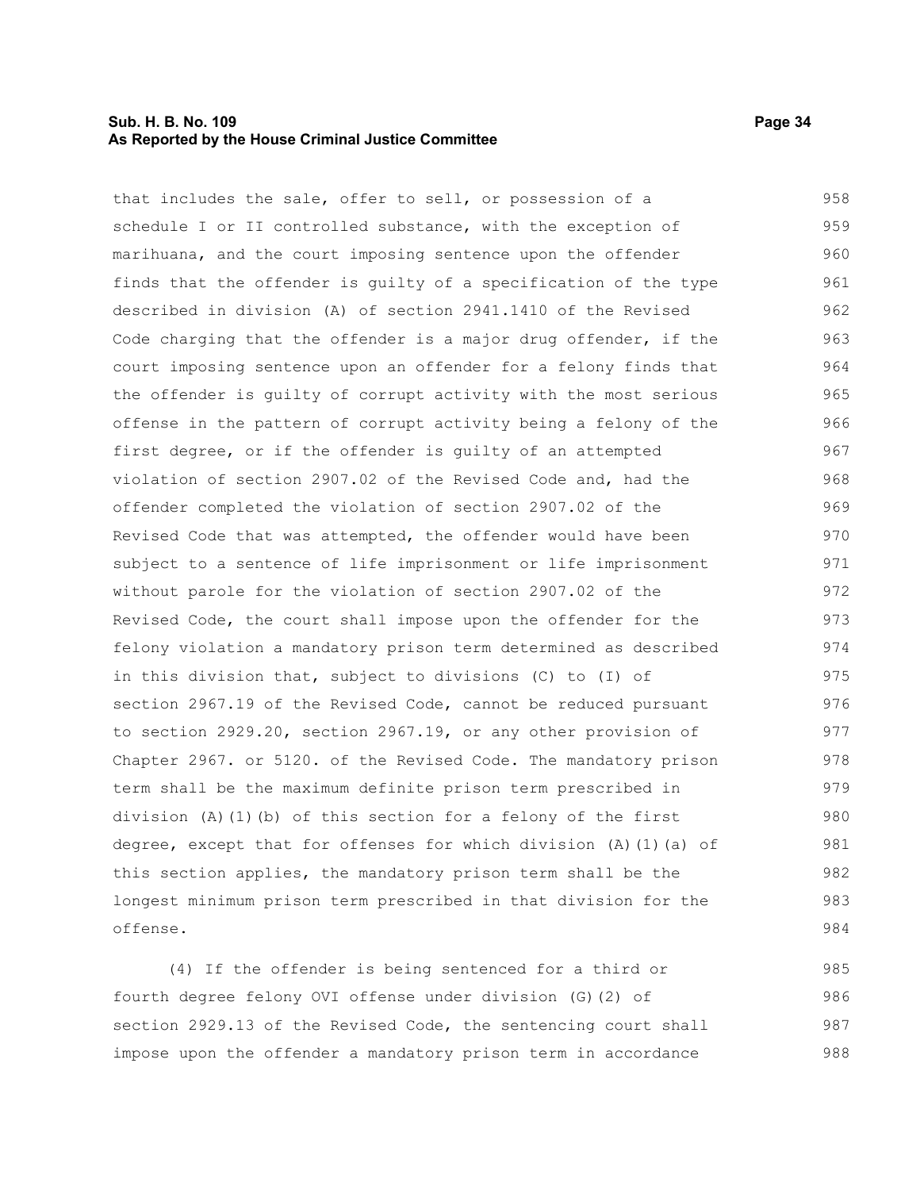that includes the sale, offer to sell, or possession of a schedule I or II controlled substance, with the exception of marihuana, and the court imposing sentence upon the offender finds that the offender is guilty of a specification of the type described in division (A) of section 2941.1410 of the Revised Code charging that the offender is a major drug offender, if the court imposing sentence upon an offender for a felony finds that the offender is guilty of corrupt activity with the most serious offense in the pattern of corrupt activity being a felony of the first degree, or if the offender is guilty of an attempted violation of section 2907.02 of the Revised Code and, had the offender completed the violation of section 2907.02 of the Revised Code that was attempted, the offender would have been subject to a sentence of life imprisonment or life imprisonment without parole for the violation of section 2907.02 of the Revised Code, the court shall impose upon the offender for the felony violation a mandatory prison term determined as described in this division that, subject to divisions (C) to (I) of section 2967.19 of the Revised Code, cannot be reduced pursuant to section 2929.20, section 2967.19, or any other provision of Chapter 2967. or 5120. of the Revised Code. The mandatory prison term shall be the maximum definite prison term prescribed in division (A)(1)(b) of this section for a felony of the first degree, except that for offenses for which division (A)(1)(a) of this section applies, the mandatory prison term shall be the longest minimum prison term prescribed in that division for the offense.

(4) If the offender is being sentenced for a third or fourth degree felony OVI offense under division (G)(2) of section 2929.13 of the Revised Code, the sentencing court shall impose upon the offender a mandatory prison term in accordance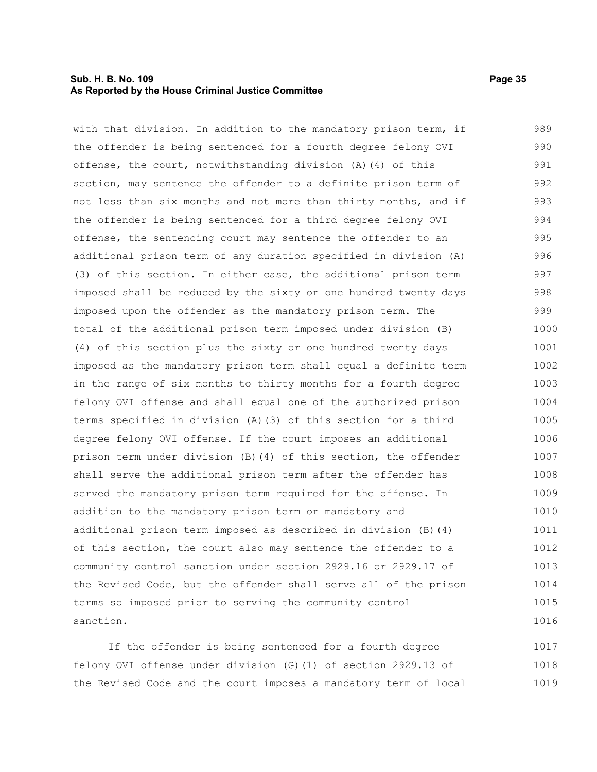with that division. In addition to the mandatory prison term, if the offender is being sentenced for a fourth degree felony OVI offense, the court, notwithstanding division (A)(4) of this section, may sentence the offender to a definite prison term of not less than six months and not more than thirty months, and if the offender is being sentenced for a third degree felony OVI offense, the sentencing court may sentence the offender to an additional prison term of any duration specified in division (A)(3) of this section. In either case, the additional prison term imposed shall be reduced by the sixty or one hundred twenty days imposed upon the offender as the mandatory prison term. The total of the additional prison term imposed under division (B)(4) of this section plus the sixty or one hundred twenty days imposed as the mandatory prison term shall equal a definite term in the range of six months to thirty months for a fourth degree felony OVI offense and shall equal one of the authorized prison terms specified in division (A)(3) of this section for a third degree felony OVI offense. If the court imposes an additional prison term under division (B)(4) of this section, the offender shall serve the additional prison term after the offender has served the mandatory prison term required for the offense. In addition to the mandatory prison term or mandatory and additional prison term imposed as described in division (B)(4) of this section, the court also may sentence the offender to a community control sanction under section 2929.16 or 2929.17 of the Revised Code, but the offender shall serve all of the prison terms so imposed prior to serving the community control sanction.

If the offender is being sentenced for a fourth degree felony OVI offense under division (G)(1) of section 2929.13 of the Revised Code and the court imposes a mandatory term of local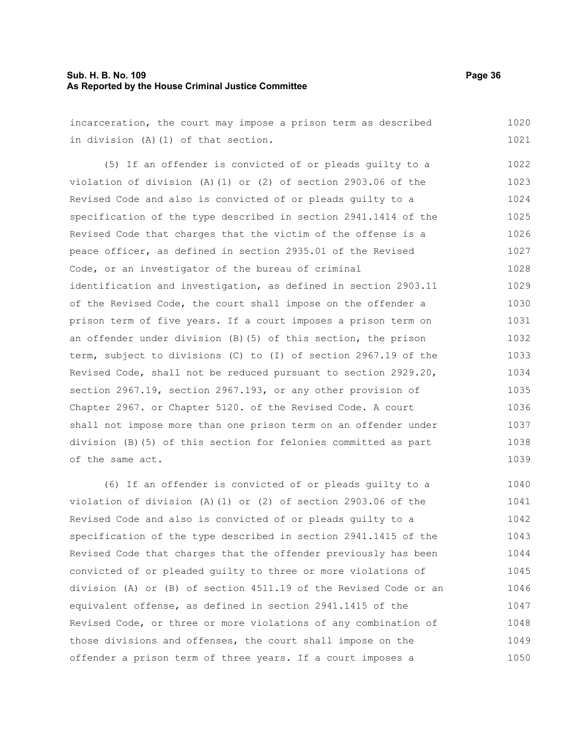incarceration, the court may impose a prison term as described in division (A)(1) of that section.

(5) If an offender is convicted of or pleads guilty to a violation of division (A)(1) or (2) of section 2903.06 of the Revised Code and also is convicted of or pleads guilty to a specification of the type described in section 2941.1414 of the Revised Code that charges that the victim of the offense is a peace officer, as defined in section 2935.01 of the Revised Code, or an investigator of the bureau of criminal identification and investigation, as defined in section 2903.11 of the Revised Code, the court shall impose on the offender a prison term of five years. If a court imposes a prison term on an offender under division (B)(5) of this section, the prison term, subject to divisions (C) to (I) of section 2967.19 of the Revised Code, shall not be reduced pursuant to section 2929.20, section 2967.19, section 2967.193, or any other provision of Chapter 2967. or Chapter 5120. of the Revised Code. A court shall not impose more than one prison term on an offender under division (B)(5) of this section for felonies committed as part of the same act.

(6) If an offender is convicted of or pleads guilty to a violation of division (A)(1) or (2) of section 2903.06 of the Revised Code and also is convicted of or pleads guilty to a specification of the type described in section 2941.1415 of the Revised Code that charges that the offender previously has been convicted of or pleaded guilty to three or more violations of division (A) or (B) of section 4511.19 of the Revised Code or an equivalent offense, as defined in section 2941.1415 of the Revised Code, or three or more violations of any combination of those divisions and offenses, the court shall impose on the offender a prison term of three years. If a court imposes a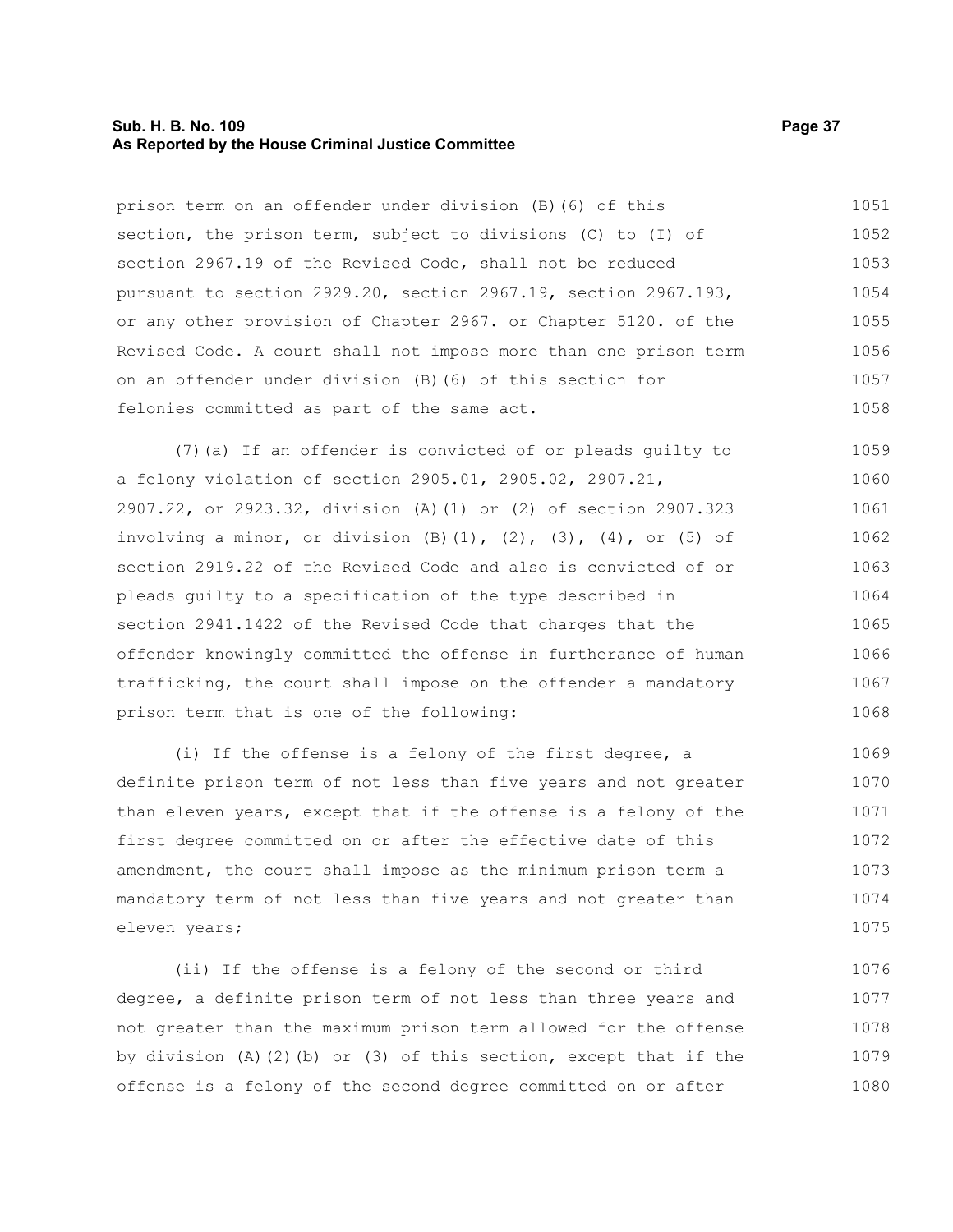prison term on an offender under division (B)(6) of this section, the prison term, subject to divisions (C) to (I) of section 2967.19 of the Revised Code, shall not be reduced pursuant to section 2929.20, section 2967.19, section 2967.193, or any other provision of Chapter 2967. or Chapter 5120. of the Revised Code. A court shall not impose more than one prison term on an offender under division (B)(6) of this section for felonies committed as part of the same act.

(7)(a) If an offender is convicted of or pleads guilty to a felony violation of section 2905.01, 2905.02, 2907.21, 2907.22, or 2923.32, division (A)(1) or (2) of section 2907.323 involving a minor, or division (B)(1), (2), (3), (4), or (5) of section 2919.22 of the Revised Code and also is convicted of or pleads guilty to a specification of the type described in section 2941.1422 of the Revised Code that charges that the offender knowingly committed the offense in furtherance of human trafficking, the court shall impose on the offender a mandatory prison term that is one of the following:

(i) If the offense is a felony of the first degree, a definite prison term of not less than five years and not greater than eleven years, except that if the offense is a felony of the first degree committed on or after the effective date of this amendment, the court shall impose as the minimum prison term a mandatory term of not less than five years and not greater than eleven years;

(ii) If the offense is a felony of the second or third degree, a definite prison term of not less than three years and not greater than the maximum prison term allowed for the offense by division (A)(2)(b) or (3) of this section, except that if the offense is a felony of the second degree committed on or after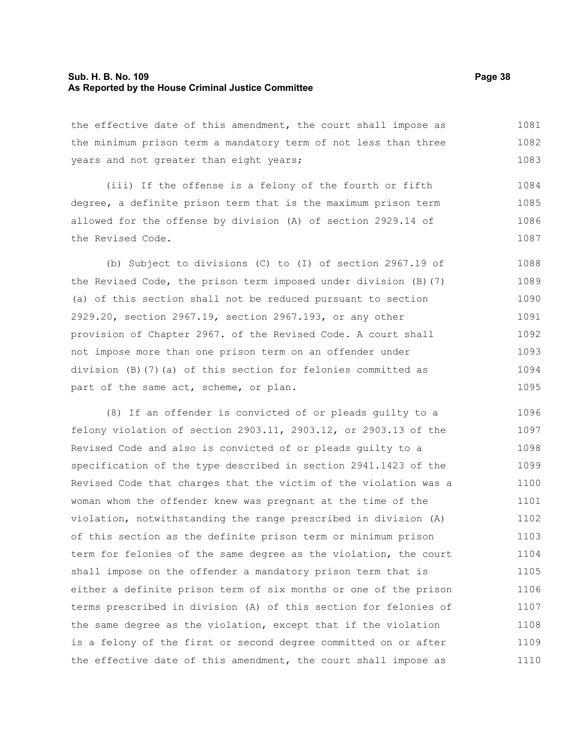the effective date of this amendment, the court shall impose as the minimum prison term a mandatory term of not less than three years and not greater than eight years;

(iii) If the offense is a felony of the fourth or fifth degree, a definite prison term that is the maximum prison term allowed for the offense by division (A) of section 2929.14 of the Revised Code.

(b) Subject to divisions (C) to (I) of section 2967.19 of the Revised Code, the prison term imposed under division (B)(7)(a) of this section shall not be reduced pursuant to section 2929.20, section 2967.19, section 2967.193, or any other provision of Chapter 2967. of the Revised Code. A court shall not impose more than one prison term on an offender under division (B)(7)(a) of this section for felonies committed as part of the same act, scheme, or plan.

(8) If an offender is convicted of or pleads guilty to a felony violation of section 2903.11, 2903.12, or 2903.13 of the Revised Code and also is convicted of or pleads guilty to a specification of the type described in section 2941.1423 of the Revised Code that charges that the victim of the violation was a woman whom the offender knew was pregnant at the time of the violation, notwithstanding the range prescribed in division (A) of this section as the definite prison term or minimum prison term for felonies of the same degree as the violation, the court shall impose on the offender a mandatory prison term that is either a definite prison term of six months or one of the prison terms prescribed in division (A) of this section for felonies of the same degree as the violation, except that if the violation is a felony of the first or second degree committed on or after the effective date of this amendment, the court shall impose as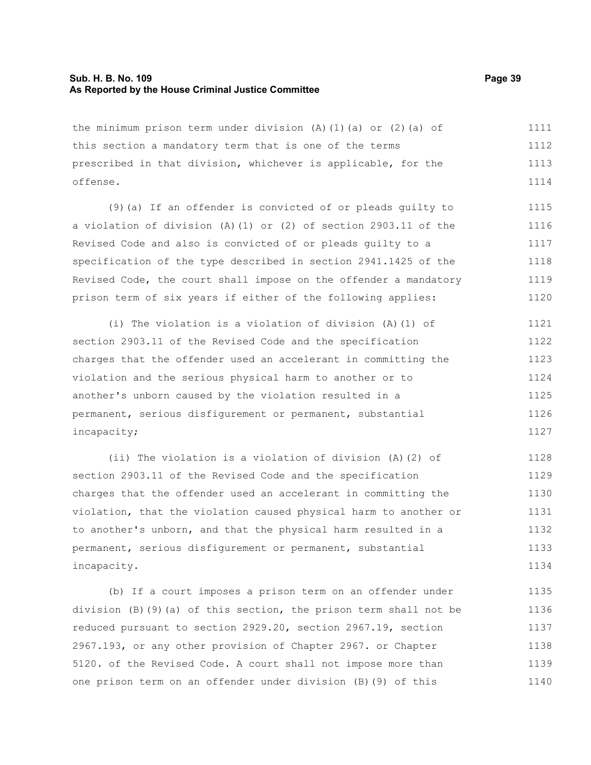the minimum prison term under division (A)(1)(a) or (2)(a) of this section a mandatory term that is one of the terms prescribed in that division, whichever is applicable, for the offense.

(9)(a) If an offender is convicted of or pleads guilty to a violation of division (A)(1) or (2) of section 2903.11 of the Revised Code and also is convicted of or pleads guilty to a specification of the type described in section 2941.1425 of the Revised Code, the court shall impose on the offender a mandatory prison term of six years if either of the following applies:

(i) The violation is a violation of division (A)(1) of section 2903.11 of the Revised Code and the specification charges that the offender used an accelerant in committing the violation and the serious physical harm to another or to another's unborn caused by the violation resulted in a permanent, serious disfigurement or permanent, substantial incapacity;

(ii) The violation is a violation of division (A)(2) of section 2903.11 of the Revised Code and the specification charges that the offender used an accelerant in committing the violation, that the violation caused physical harm to another or to another's unborn, and that the physical harm resulted in a permanent, serious disfigurement or permanent, substantial incapacity.

(b) If a court imposes a prison term on an offender under division (B)(9)(a) of this section, the prison term shall not be reduced pursuant to section 2929.20, section 2967.19, section 2967.193, or any other provision of Chapter 2967. or Chapter 5120. of the Revised Code. A court shall not impose more than one prison term on an offender under division (B)(9) of this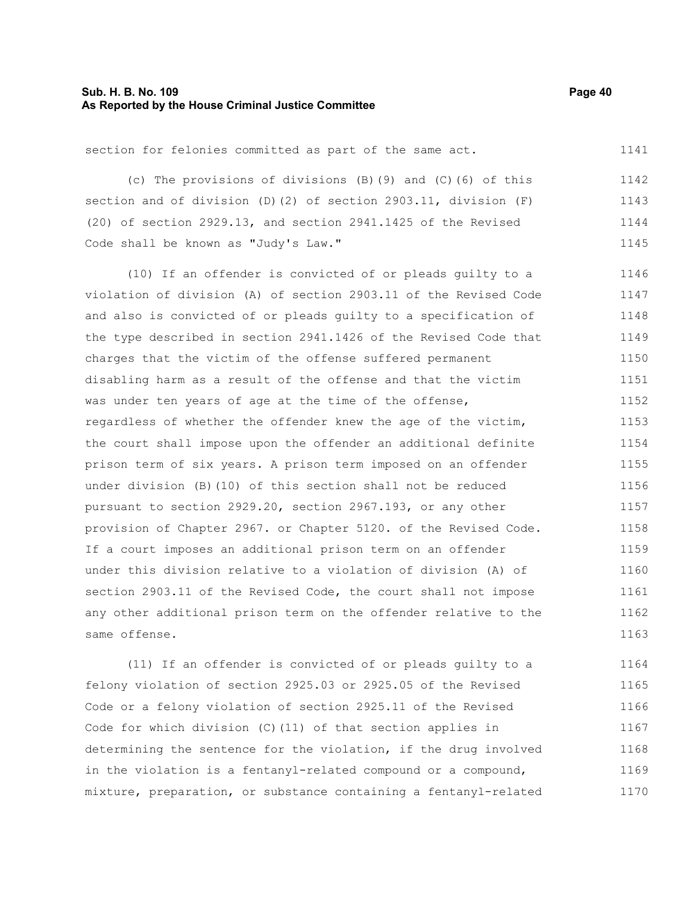section for felonies committed as part of the same act.

(c) The provisions of divisions (B)(9) and (C)(6) of this section and of division (D)(2) of section 2903.11, division (F)(20) of section 2929.13, and section 2941.1425 of the Revised Code shall be known as "Judy's Law."

(10) If an offender is convicted of or pleads guilty to a violation of division (A) of section 2903.11 of the Revised Code and also is convicted of or pleads guilty to a specification of the type described in section 2941.1426 of the Revised Code that charges that the victim of the offense suffered permanent disabling harm as a result of the offense and that the victim was under ten years of age at the time of the offense, regardless of whether the offender knew the age of the victim, the court shall impose upon the offender an additional definite prison term of six years. A prison term imposed on an offender under division (B)(10) of this section shall not be reduced pursuant to section 2929.20, section 2967.193, or any other provision of Chapter 2967. or Chapter 5120. of the Revised Code. If a court imposes an additional prison term on an offender under this division relative to a violation of division (A) of section 2903.11 of the Revised Code, the court shall not impose any other additional prison term on the offender relative to the same offense.

(11) If an offender is convicted of or pleads guilty to a felony violation of section 2925.03 or 2925.05 of the Revised Code or a felony violation of section 2925.11 of the Revised Code for which division (C)(11) of that section applies in determining the sentence for the violation, if the drug involved in the violation is a fentanyl-related compound or a compound, mixture, preparation, or substance containing a fentanyl-related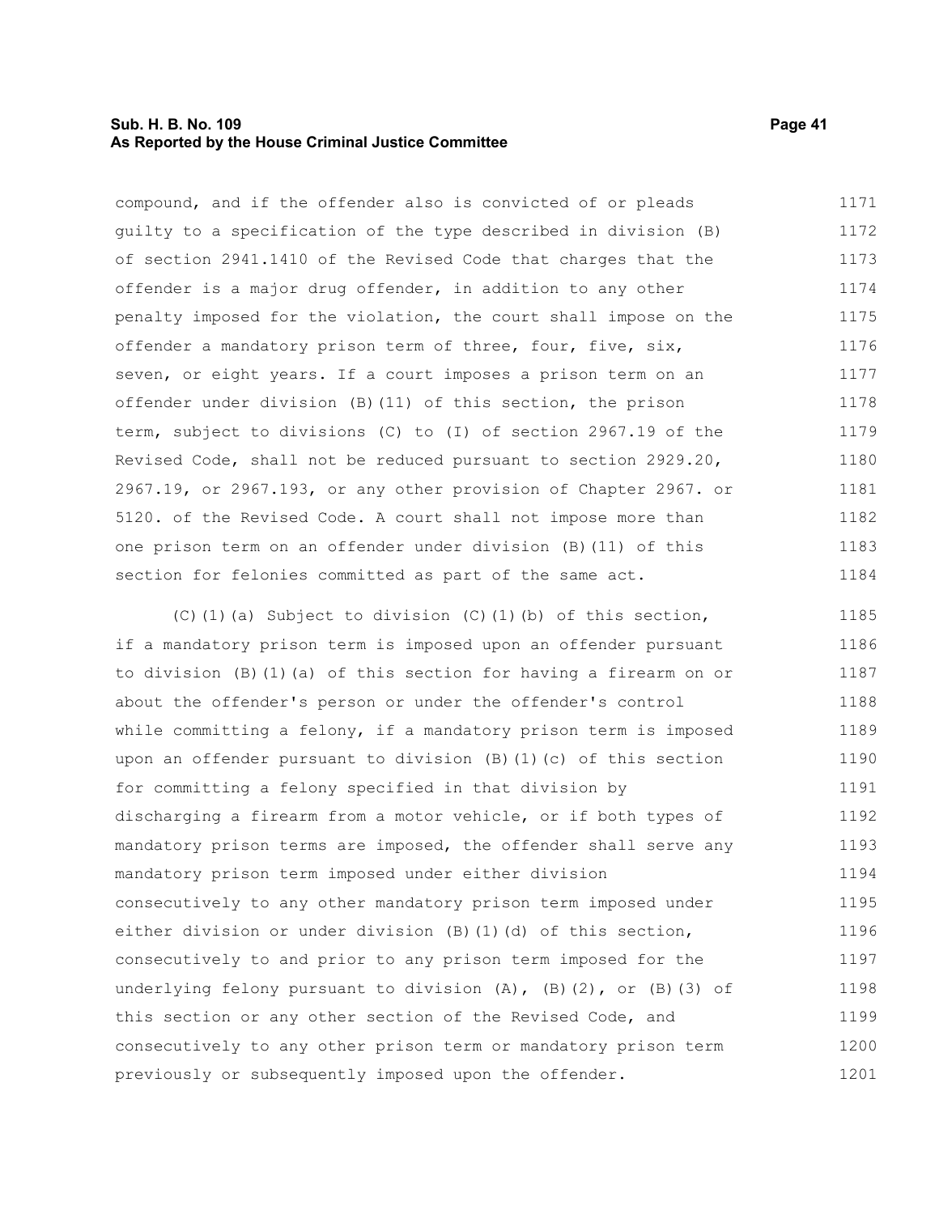compound, and if the offender also is convicted of or pleads guilty to a specification of the type described in division (B) of section 2941.1410 of the Revised Code that charges that the offender is a major drug offender, in addition to any other penalty imposed for the violation, the court shall impose on the offender a mandatory prison term of three, four, five, six, seven, or eight years. If a court imposes a prison term on an offender under division (B)(11) of this section, the prison term, subject to divisions (C) to (I) of section 2967.19 of the Revised Code, shall not be reduced pursuant to section 2929.20, 2967.19, or 2967.193, or any other provision of Chapter 2967. or 5120. of the Revised Code. A court shall not impose more than one prison term on an offender under division (B)(11) of this section for felonies committed as part of the same act.

(C)(1)(a) Subject to division (C)(1)(b) of this section, if a mandatory prison term is imposed upon an offender pursuant to division (B)(1)(a) of this section for having a firearm on or about the offender's person or under the offender's control while committing a felony, if a mandatory prison term is imposed upon an offender pursuant to division (B)(1)(c) of this section for committing a felony specified in that division by discharging a firearm from a motor vehicle, or if both types of mandatory prison terms are imposed, the offender shall serve any mandatory prison term imposed under either division consecutively to any other mandatory prison term imposed under either division or under division (B)(1)(d) of this section, consecutively to and prior to any prison term imposed for the underlying felony pursuant to division (A), (B)(2), or (B)(3) of this section or any other section of the Revised Code, and consecutively to any other prison term or mandatory prison term previously or subsequently imposed upon the offender.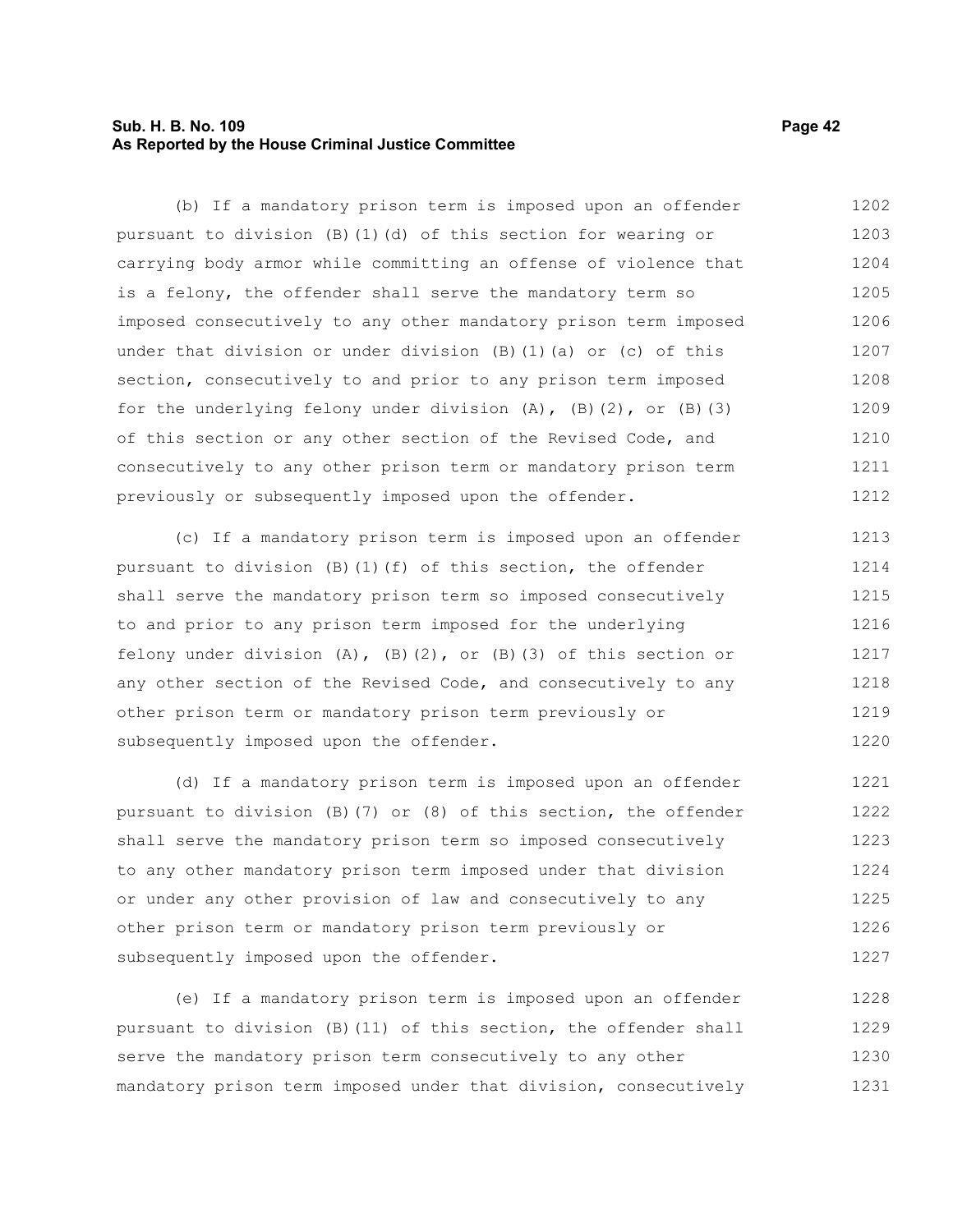(b) If a mandatory prison term is imposed upon an offender pursuant to division (B)(1)(d) of this section for wearing or carrying body armor while committing an offense of violence that is a felony, the offender shall serve the mandatory term so imposed consecutively to any other mandatory prison term imposed under that division or under division (B)(1)(a) or (c) of this section, consecutively to and prior to any prison term imposed for the underlying felony under division (A), (B)(2), or (B)(3) of this section or any other section of the Revised Code, and consecutively to any other prison term or mandatory prison term previously or subsequently imposed upon the offender.

(c) If a mandatory prison term is imposed upon an offender pursuant to division (B)(1)(f) of this section, the offender shall serve the mandatory prison term so imposed consecutively to and prior to any prison term imposed for the underlying felony under division (A), (B)(2), or (B)(3) of this section or any other section of the Revised Code, and consecutively to any other prison term or mandatory prison term previously or subsequently imposed upon the offender.

(d) If a mandatory prison term is imposed upon an offender pursuant to division (B)(7) or (8) of this section, the offender shall serve the mandatory prison term so imposed consecutively to any other mandatory prison term imposed under that division or under any other provision of law and consecutively to any other prison term or mandatory prison term previously or subsequently imposed upon the offender.

(e) If a mandatory prison term is imposed upon an offender pursuant to division (B)(11) of this section, the offender shall serve the mandatory prison term consecutively to any other mandatory prison term imposed under that division, consecutively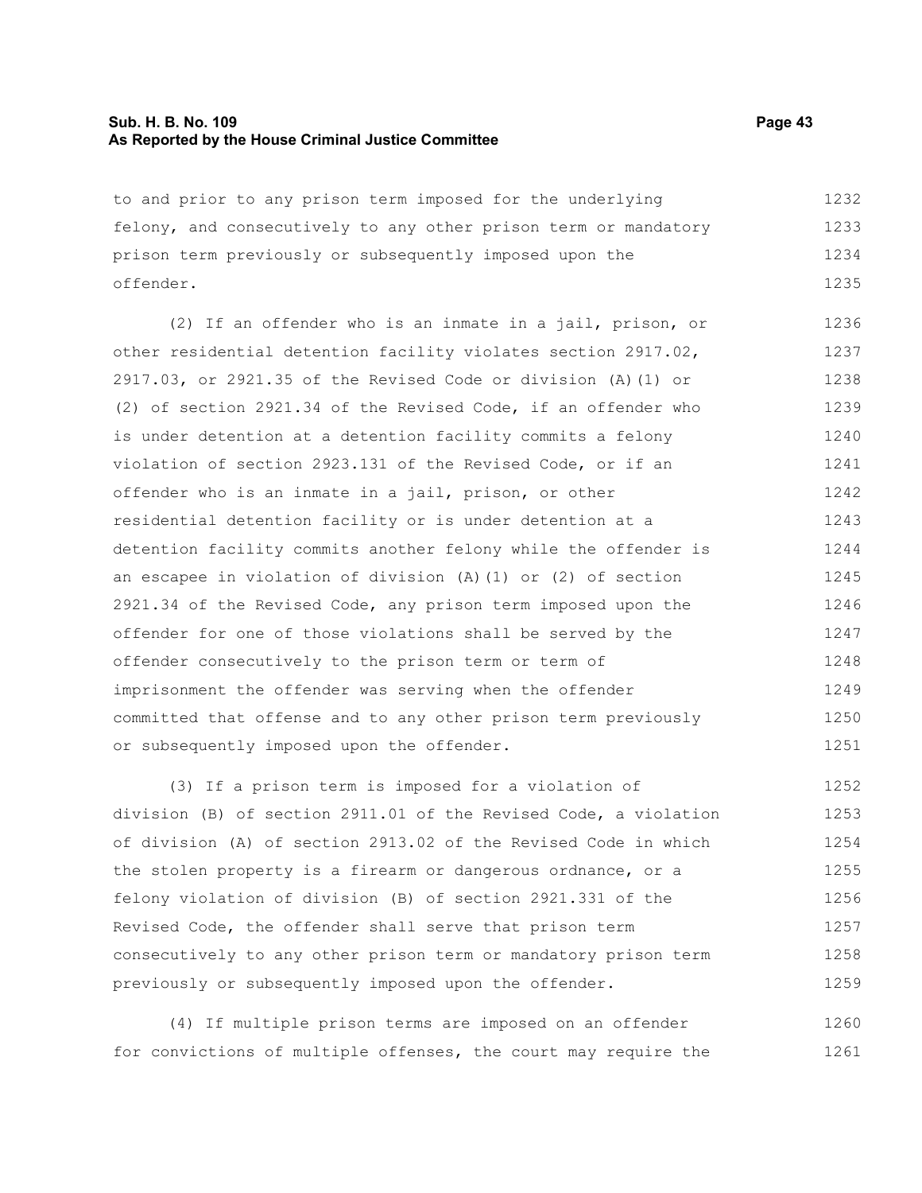to and prior to any prison term imposed for the underlying felony, and consecutively to any other prison term or mandatory prison term previously or subsequently imposed upon the offender.

(2) If an offender who is an inmate in a jail, prison, or other residential detention facility violates section 2917.02, 2917.03, or 2921.35 of the Revised Code or division (A)(1) or (2) of section 2921.34 of the Revised Code, if an offender who is under detention at a detention facility commits a felony violation of section 2923.131 of the Revised Code, or if an offender who is an inmate in a jail, prison, or other residential detention facility or is under detention at a detention facility commits another felony while the offender is an escapee in violation of division (A)(1) or (2) of section 2921.34 of the Revised Code, any prison term imposed upon the offender for one of those violations shall be served by the offender consecutively to the prison term or term of imprisonment the offender was serving when the offender committed that offense and to any other prison term previously or subsequently imposed upon the offender.

(3) If a prison term is imposed for a violation of division (B) of section 2911.01 of the Revised Code, a violation of division (A) of section 2913.02 of the Revised Code in which the stolen property is a firearm or dangerous ordnance, or a felony violation of division (B) of section 2921.331 of the Revised Code, the offender shall serve that prison term consecutively to any other prison term or mandatory prison term previously or subsequently imposed upon the offender.

(4) If multiple prison terms are imposed on an offender for convictions of multiple offenses, the court may require the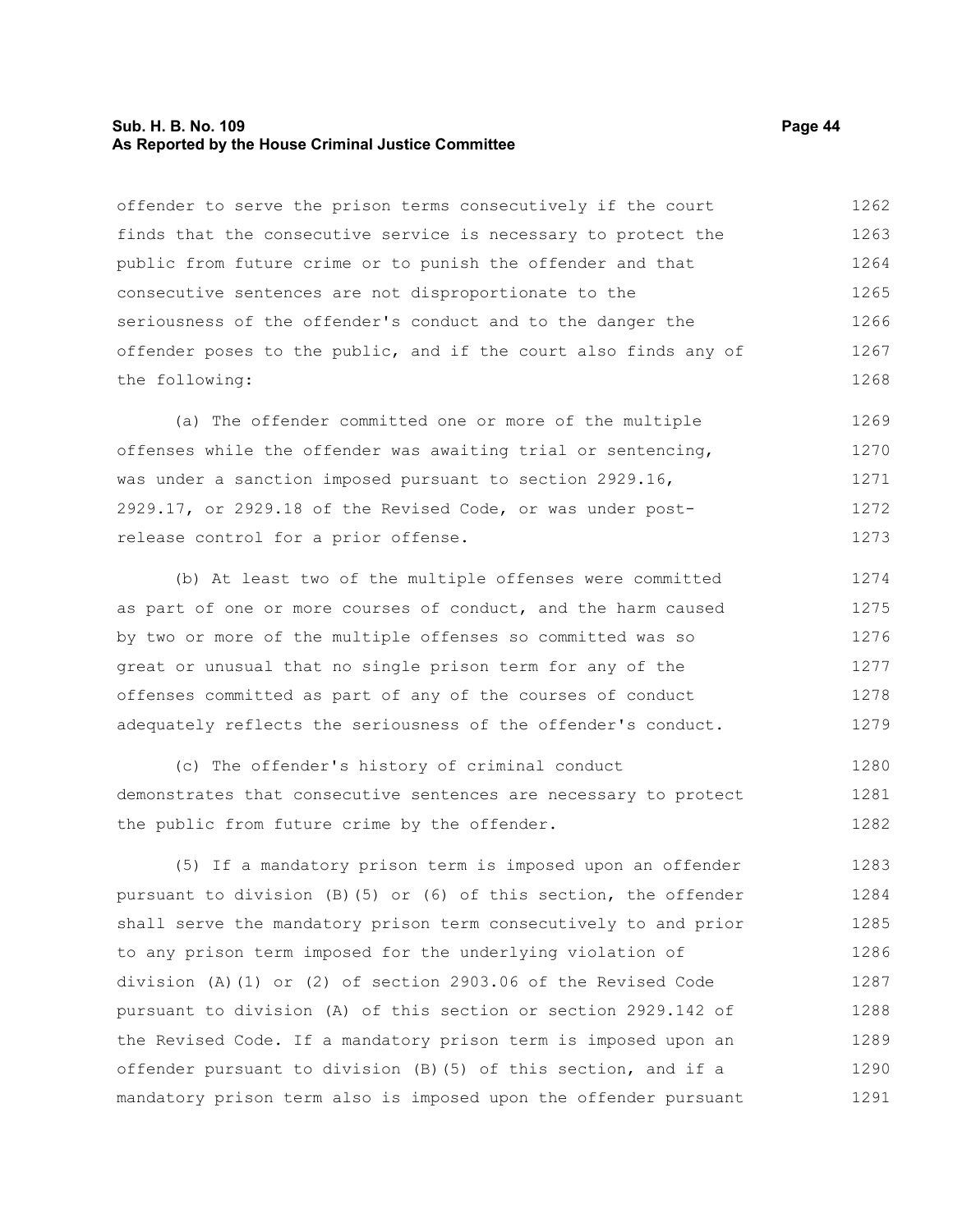offender to serve the prison terms consecutively if the court finds that the consecutive service is necessary to protect the public from future crime or to punish the offender and that consecutive sentences are not disproportionate to the seriousness of the offender's conduct and to the danger the offender poses to the public, and if the court also finds any of the following:

(a) The offender committed one or more of the multiple offenses while the offender was awaiting trial or sentencing, was under a sanction imposed pursuant to section 2929.16, 2929.17, or 2929.18 of the Revised Code, or was under post-release control for a prior offense.

(b) At least two of the multiple offenses were committed as part of one or more courses of conduct, and the harm caused by two or more of the multiple offenses so committed was so great or unusual that no single prison term for any of the offenses committed as part of any of the courses of conduct adequately reflects the seriousness of the offender's conduct.

(c) The offender's history of criminal conduct demonstrates that consecutive sentences are necessary to protect the public from future crime by the offender.

(5) If a mandatory prison term is imposed upon an offender pursuant to division (B)(5) or (6) of this section, the offender shall serve the mandatory prison term consecutively to and prior to any prison term imposed for the underlying violation of division (A)(1) or (2) of section 2903.06 of the Revised Code pursuant to division (A) of this section or section 2929.142 of the Revised Code. If a mandatory prison term is imposed upon an offender pursuant to division (B)(5) of this section, and if a mandatory prison term also is imposed upon the offender pursuant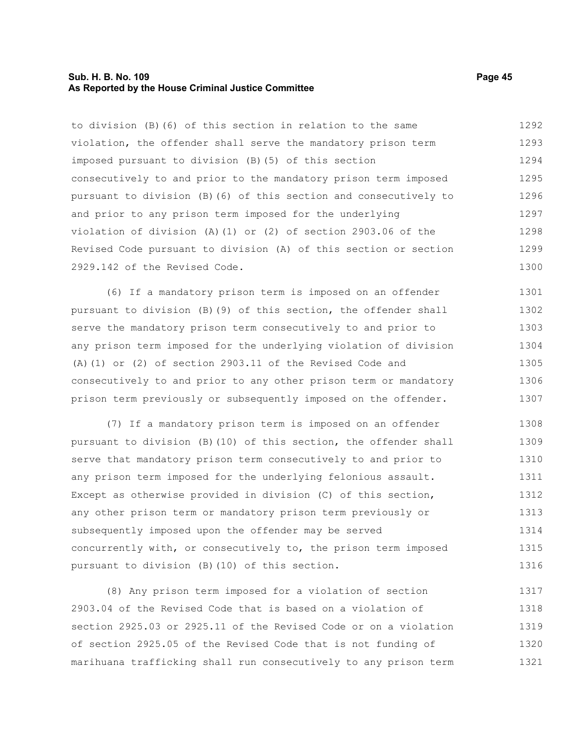to division (B)(6) of this section in relation to the same violation, the offender shall serve the mandatory prison term imposed pursuant to division (B)(5) of this section consecutively to and prior to the mandatory prison term imposed pursuant to division (B)(6) of this section and consecutively to and prior to any prison term imposed for the underlying violation of division (A)(1) or (2) of section 2903.06 of the Revised Code pursuant to division (A) of this section or section 2929.142 of the Revised Code.

(6) If a mandatory prison term is imposed on an offender pursuant to division (B)(9) of this section, the offender shall serve the mandatory prison term consecutively to and prior to any prison term imposed for the underlying violation of division (A)(1) or (2) of section 2903.11 of the Revised Code and consecutively to and prior to any other prison term or mandatory prison term previously or subsequently imposed on the offender.

(7) If a mandatory prison term is imposed on an offender pursuant to division (B)(10) of this section, the offender shall serve that mandatory prison term consecutively to and prior to any prison term imposed for the underlying felonious assault. Except as otherwise provided in division (C) of this section, any other prison term or mandatory prison term previously or subsequently imposed upon the offender may be served concurrently with, or consecutively to, the prison term imposed pursuant to division (B)(10) of this section.

(8) Any prison term imposed for a violation of section 2903.04 of the Revised Code that is based on a violation of section 2925.03 or 2925.11 of the Revised Code or on a violation of section 2925.05 of the Revised Code that is not funding of marihuana trafficking shall run consecutively to any prison term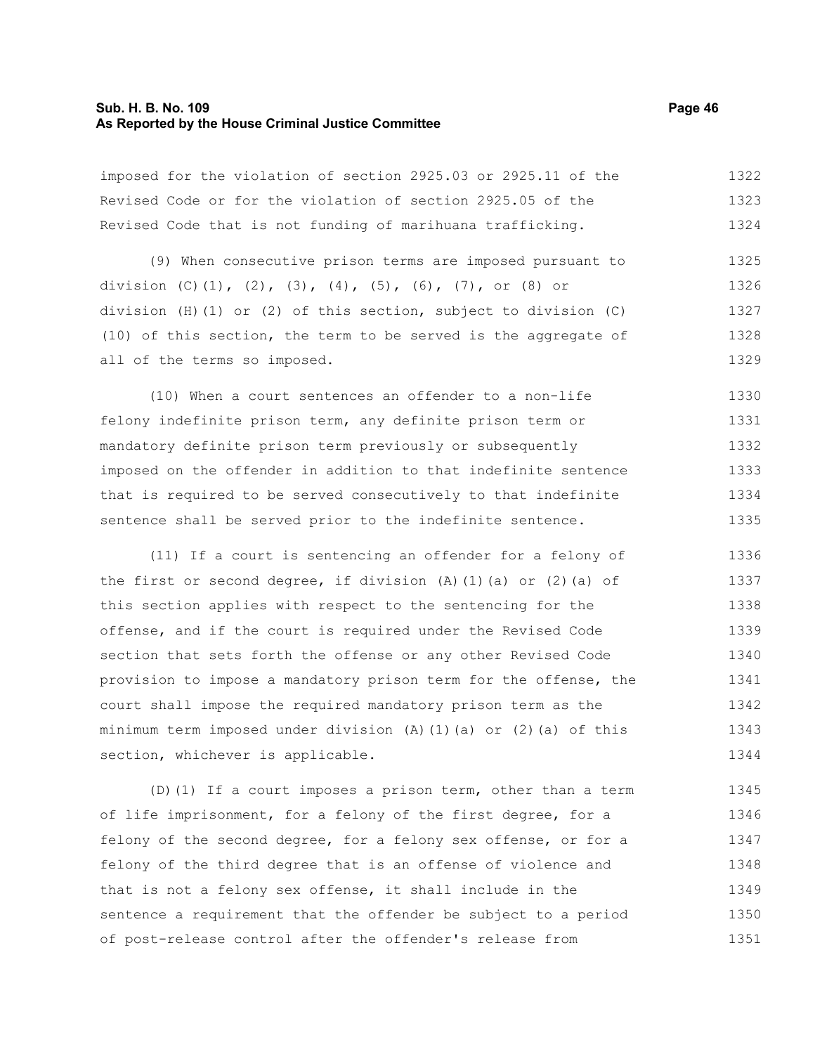imposed for the violation of section 2925.03 or 2925.11 of the Revised Code or for the violation of section 2925.05 of the Revised Code that is not funding of marihuana trafficking.

(9) When consecutive prison terms are imposed pursuant to division (C)(1), (2), (3), (4), (5), (6), (7), or (8) or division (H)(1) or (2) of this section, subject to division (C)(10) of this section, the term to be served is the aggregate of all of the terms so imposed.

(10) When a court sentences an offender to a non-life felony indefinite prison term, any definite prison term or mandatory definite prison term previously or subsequently imposed on the offender in addition to that indefinite sentence that is required to be served consecutively to that indefinite sentence shall be served prior to the indefinite sentence.

(11) If a court is sentencing an offender for a felony of the first or second degree, if division (A)(1)(a) or (2)(a) of this section applies with respect to the sentencing for the offense, and if the court is required under the Revised Code section that sets forth the offense or any other Revised Code provision to impose a mandatory prison term for the offense, the court shall impose the required mandatory prison term as the minimum term imposed under division (A)(1)(a) or (2)(a) of this section, whichever is applicable.

(D)(1) If a court imposes a prison term, other than a term of life imprisonment, for a felony of the first degree, for a felony of the second degree, for a felony sex offense, or for a felony of the third degree that is an offense of violence and that is not a felony sex offense, it shall include in the sentence a requirement that the offender be subject to a period of post-release control after the offender's release from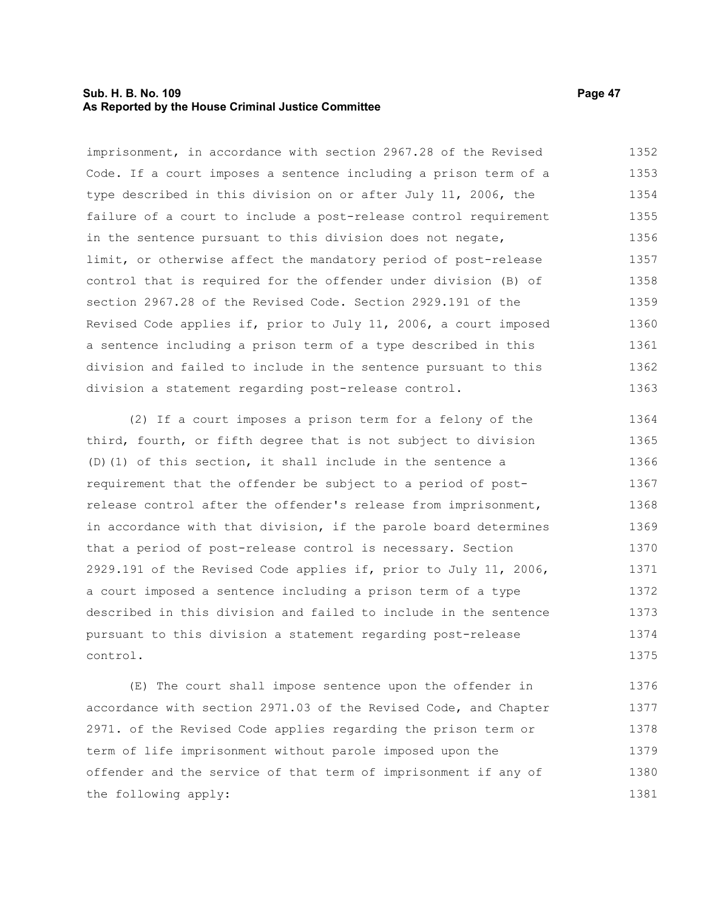imprisonment, in accordance with section 2967.28 of the Revised Code. If a court imposes a sentence including a prison term of a type described in this division on or after July 11, 2006, the failure of a court to include a post-release control requirement in the sentence pursuant to this division does not negate, limit, or otherwise affect the mandatory period of post-release control that is required for the offender under division (B) of section 2967.28 of the Revised Code. Section 2929.191 of the Revised Code applies if, prior to July 11, 2006, a court imposed a sentence including a prison term of a type described in this division and failed to include in the sentence pursuant to this division a statement regarding post-release control.

(2) If a court imposes a prison term for a felony of the third, fourth, or fifth degree that is not subject to division (D)(1) of this section, it shall include in the sentence a requirement that the offender be subject to a period of post-release control after the offender's release from imprisonment, in accordance with that division, if the parole board determines that a period of post-release control is necessary. Section 2929.191 of the Revised Code applies if, prior to July 11, 2006, a court imposed a sentence including a prison term of a type described in this division and failed to include in the sentence pursuant to this division a statement regarding post-release control.

(E) The court shall impose sentence upon the offender in accordance with section 2971.03 of the Revised Code, and Chapter 2971. of the Revised Code applies regarding the prison term or term of life imprisonment without parole imposed upon the offender and the service of that term of imprisonment if any of the following apply: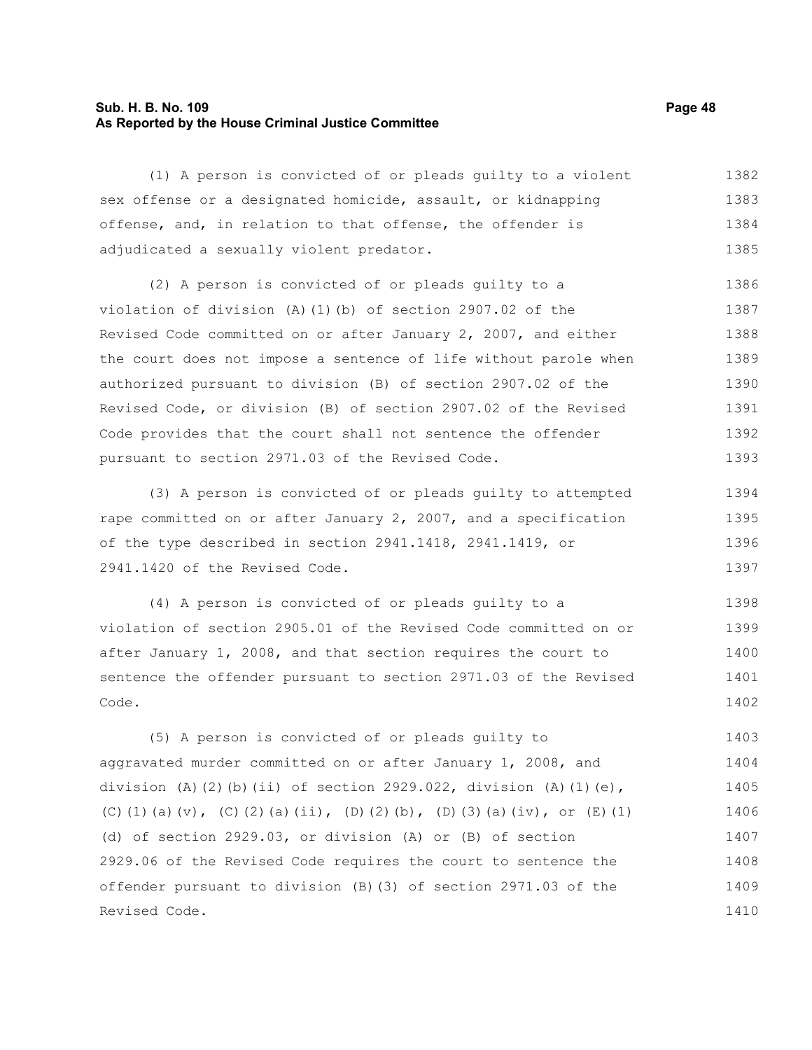(1) A person is convicted of or pleads guilty to a violent sex offense or a designated homicide, assault, or kidnapping offense, and, in relation to that offense, the offender is adjudicated a sexually violent predator.

(2) A person is convicted of or pleads guilty to a violation of division (A)(1)(b) of section 2907.02 of the Revised Code committed on or after January 2, 2007, and either the court does not impose a sentence of life without parole when authorized pursuant to division (B) of section 2907.02 of the Revised Code, or division (B) of section 2907.02 of the Revised Code provides that the court shall not sentence the offender pursuant to section 2971.03 of the Revised Code.

(3) A person is convicted of or pleads guilty to attempted rape committed on or after January 2, 2007, and a specification of the type described in section 2941.1418, 2941.1419, or 2941.1420 of the Revised Code.

(4) A person is convicted of or pleads guilty to a violation of section 2905.01 of the Revised Code committed on or after January 1, 2008, and that section requires the court to sentence the offender pursuant to section 2971.03 of the Revised Code.

(5) A person is convicted of or pleads guilty to aggravated murder committed on or after January 1, 2008, and division (A)(2)(b)(ii) of section 2929.022, division (A)(1)(e), (C)(1)(a)(v), (C)(2)(a)(ii), (D)(2)(b), (D)(3)(a)(iv), or (E)(1)(d) of section 2929.03, or division (A) or (B) of section 2929.06 of the Revised Code requires the court to sentence the offender pursuant to division (B)(3) of section 2971.03 of the Revised Code.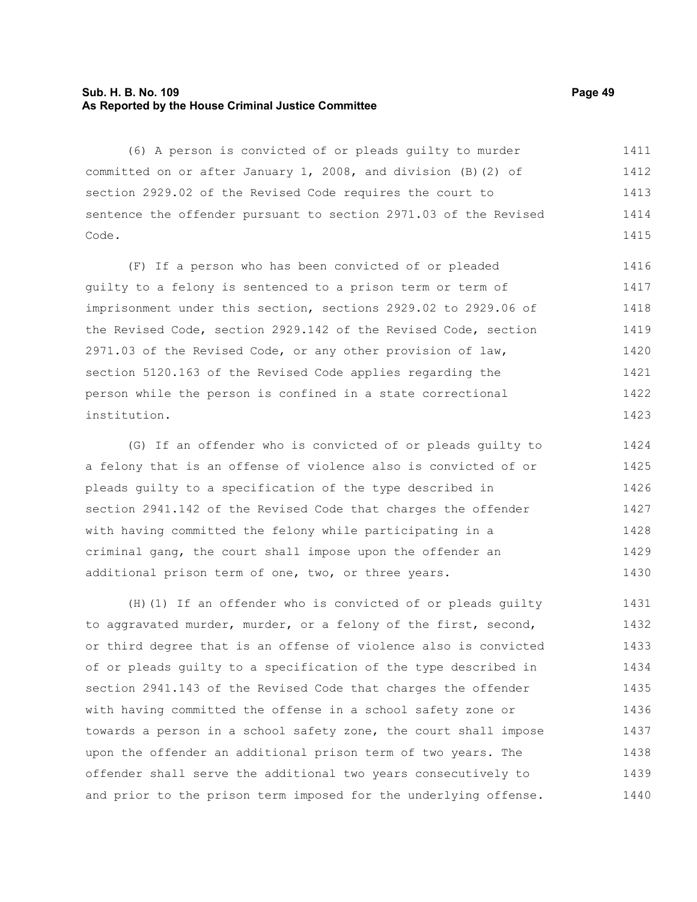(6) A person is convicted of or pleads guilty to murder committed on or after January 1, 2008, and division (B)(2) of section 2929.02 of the Revised Code requires the court to sentence the offender pursuant to section 2971.03 of the Revised Code.

(F) If a person who has been convicted of or pleaded guilty to a felony is sentenced to a prison term or term of imprisonment under this section, sections 2929.02 to 2929.06 of the Revised Code, section 2929.142 of the Revised Code, section 2971.03 of the Revised Code, or any other provision of law, section 5120.163 of the Revised Code applies regarding the person while the person is confined in a state correctional institution.

(G) If an offender who is convicted of or pleads guilty to a felony that is an offense of violence also is convicted of or pleads guilty to a specification of the type described in section 2941.142 of the Revised Code that charges the offender with having committed the felony while participating in a criminal gang, the court shall impose upon the offender an additional prison term of one, two, or three years.

(H)(1) If an offender who is convicted of or pleads guilty to aggravated murder, murder, or a felony of the first, second, or third degree that is an offense of violence also is convicted of or pleads guilty to a specification of the type described in section 2941.143 of the Revised Code that charges the offender with having committed the offense in a school safety zone or towards a person in a school safety zone, the court shall impose upon the offender an additional prison term of two years. The offender shall serve the additional two years consecutively to and prior to the prison term imposed for the underlying offense.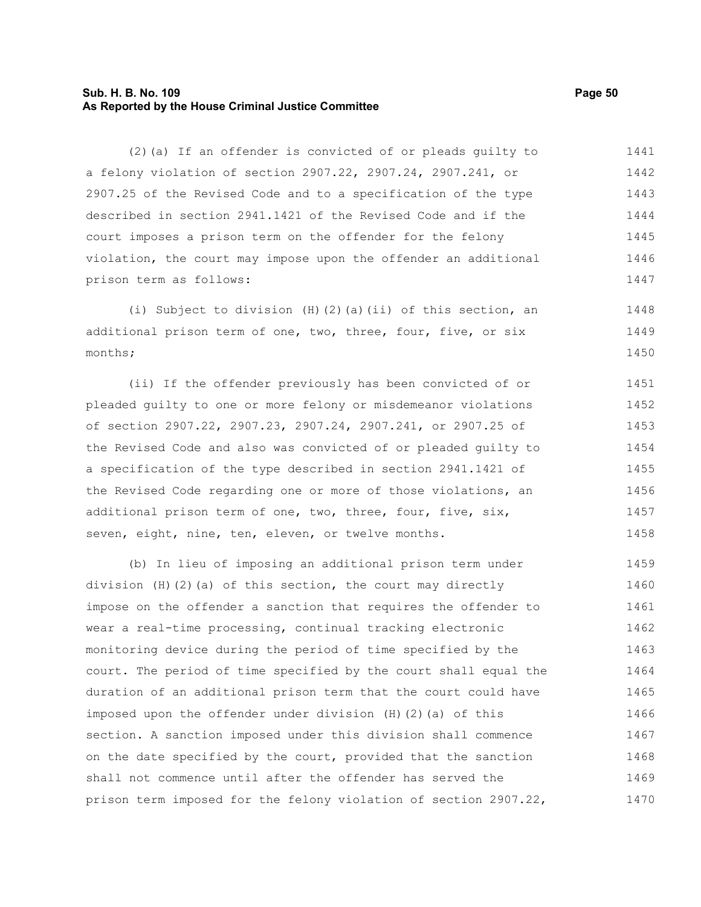(2)(a) If an offender is convicted of or pleads guilty to a felony violation of section 2907.22, 2907.24, 2907.241, or 2907.25 of the Revised Code and to a specification of the type described in section 2941.1421 of the Revised Code and if the court imposes a prison term on the offender for the felony violation, the court may impose upon the offender an additional prison term as follows:

(i) Subject to division (H)(2)(a)(ii) of this section, an additional prison term of one, two, three, four, five, or six months;

(ii) If the offender previously has been convicted of or pleaded guilty to one or more felony or misdemeanor violations of section 2907.22, 2907.23, 2907.24, 2907.241, or 2907.25 of the Revised Code and also was convicted of or pleaded guilty to a specification of the type described in section 2941.1421 of the Revised Code regarding one or more of those violations, an additional prison term of one, two, three, four, five, six, seven, eight, nine, ten, eleven, or twelve months.

(b) In lieu of imposing an additional prison term under division (H)(2)(a) of this section, the court may directly impose on the offender a sanction that requires the offender to wear a real-time processing, continual tracking electronic monitoring device during the period of time specified by the court. The period of time specified by the court shall equal the duration of an additional prison term that the court could have imposed upon the offender under division (H)(2)(a) of this section. A sanction imposed under this division shall commence on the date specified by the court, provided that the sanction shall not commence until after the offender has served the prison term imposed for the felony violation of section 2907.22,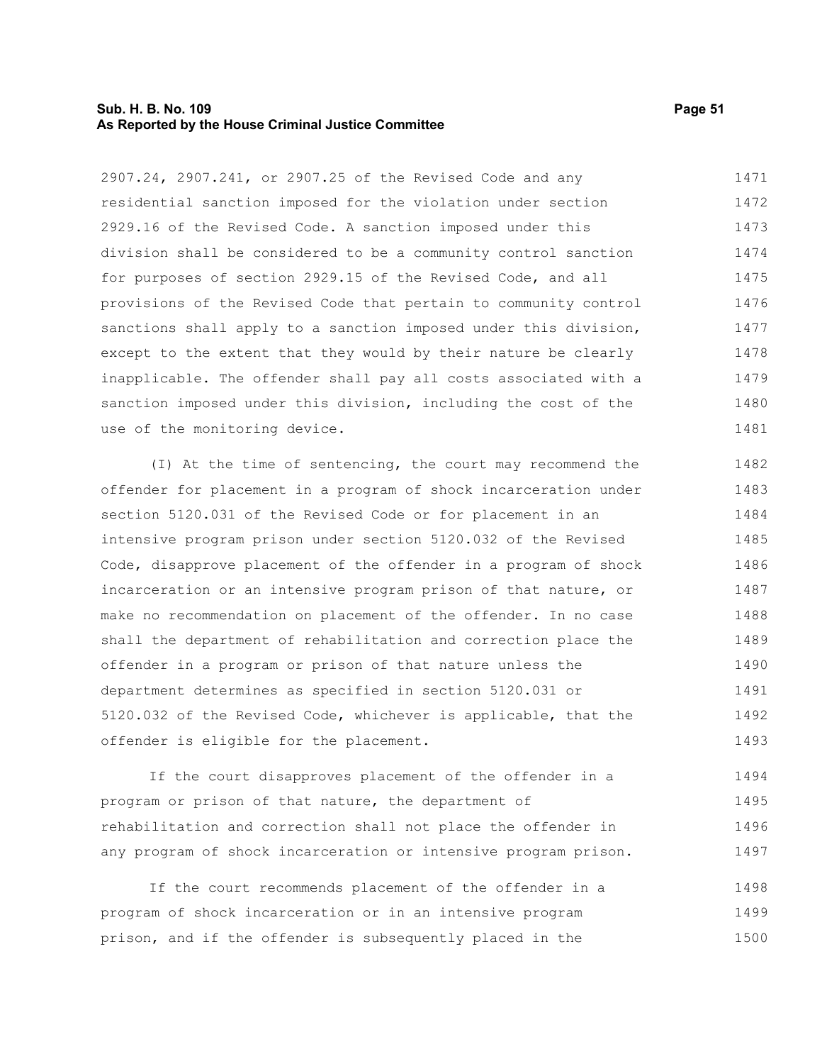2907.24, 2907.241, or 2907.25 of the Revised Code and any residential sanction imposed for the violation under section 2929.16 of the Revised Code. A sanction imposed under this division shall be considered to be a community control sanction for purposes of section 2929.15 of the Revised Code, and all provisions of the Revised Code that pertain to community control sanctions shall apply to a sanction imposed under this division, except to the extent that they would by their nature be clearly inapplicable. The offender shall pay all costs associated with a sanction imposed under this division, including the cost of the use of the monitoring device.

(I) At the time of sentencing, the court may recommend the offender for placement in a program of shock incarceration under section 5120.031 of the Revised Code or for placement in an intensive program prison under section 5120.032 of the Revised Code, disapprove placement of the offender in a program of shock incarceration or an intensive program prison of that nature, or make no recommendation on placement of the offender. In no case shall the department of rehabilitation and correction place the offender in a program or prison of that nature unless the department determines as specified in section 5120.031 or 5120.032 of the Revised Code, whichever is applicable, that the offender is eligible for the placement.

If the court disapproves placement of the offender in a program or prison of that nature, the department of rehabilitation and correction shall not place the offender in any program of shock incarceration or intensive program prison.

If the court recommends placement of the offender in a program of shock incarceration or in an intensive program prison, and if the offender is subsequently placed in the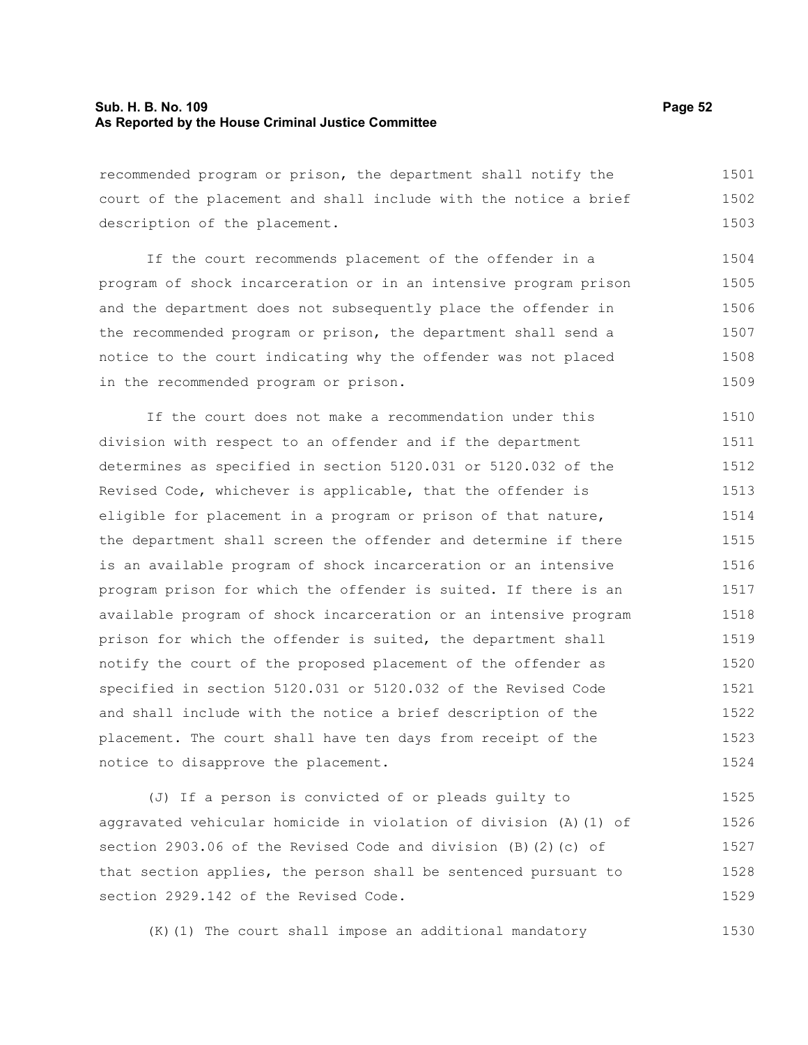recommended program or prison, the department shall notify the court of the placement and shall include with the notice a brief description of the placement.

If the court recommends placement of the offender in a program of shock incarceration or in an intensive program prison and the department does not subsequently place the offender in the recommended program or prison, the department shall send a notice to the court indicating why the offender was not placed in the recommended program or prison.

If the court does not make a recommendation under this division with respect to an offender and if the department determines as specified in section 5120.031 or 5120.032 of the Revised Code, whichever is applicable, that the offender is eligible for placement in a program or prison of that nature, the department shall screen the offender and determine if there is an available program of shock incarceration or an intensive program prison for which the offender is suited. If there is an available program of shock incarceration or an intensive program prison for which the offender is suited, the department shall notify the court of the proposed placement of the offender as specified in section 5120.031 or 5120.032 of the Revised Code and shall include with the notice a brief description of the placement. The court shall have ten days from receipt of the notice to disapprove the placement.

(J) If a person is convicted of or pleads guilty to aggravated vehicular homicide in violation of division (A)(1) of section 2903.06 of the Revised Code and division (B)(2)(c) of that section applies, the person shall be sentenced pursuant to section 2929.142 of the Revised Code.

(K)(1) The court shall impose an additional mandatory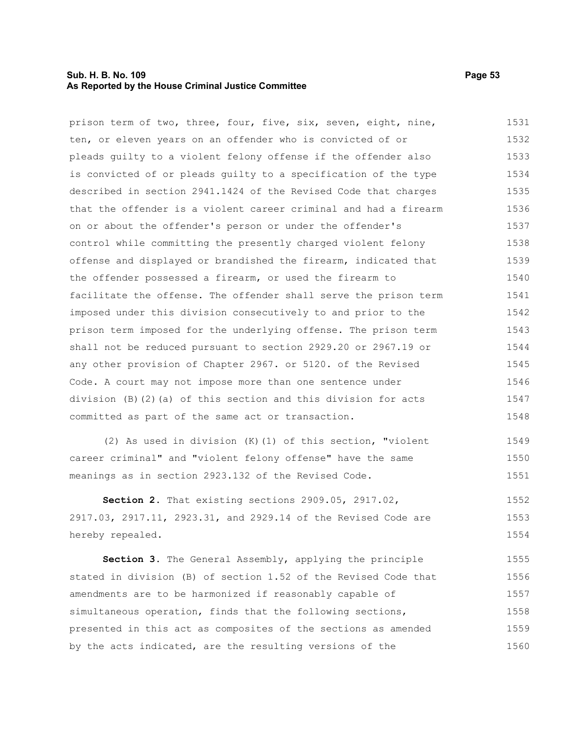prison term of two, three, four, five, six, seven, eight, nine, ten, or eleven years on an offender who is convicted of or pleads guilty to a violent felony offense if the offender also is convicted of or pleads guilty to a specification of the type described in section 2941.1424 of the Revised Code that charges that the offender is a violent career criminal and had a firearm on or about the offender's person or under the offender's control while committing the presently charged violent felony offense and displayed or brandished the firearm, indicated that the offender possessed a firearm, or used the firearm to facilitate the offense. The offender shall serve the prison term imposed under this division consecutively to and prior to the prison term imposed for the underlying offense. The prison term shall not be reduced pursuant to section 2929.20 or 2967.19 or any other provision of Chapter 2967. or 5120. of the Revised Code. A court may not impose more than one sentence under division (B)(2)(a) of this section and this division for acts committed as part of the same act or transaction.

(2) As used in division (K)(1) of this section, "violent career criminal" and "violent felony offense" have the same meanings as in section 2923.132 of the Revised Code.

**Section 2.** That existing sections 2909.05, 2917.02, 2917.03, 2917.11, 2923.31, and 2929.14 of the Revised Code are hereby repealed.

**Section 3.** The General Assembly, applying the principle stated in division (B) of section 1.52 of the Revised Code that amendments are to be harmonized if reasonably capable of simultaneous operation, finds that the following sections, presented in this act as composites of the sections as amended by the acts indicated, are the resulting versions of the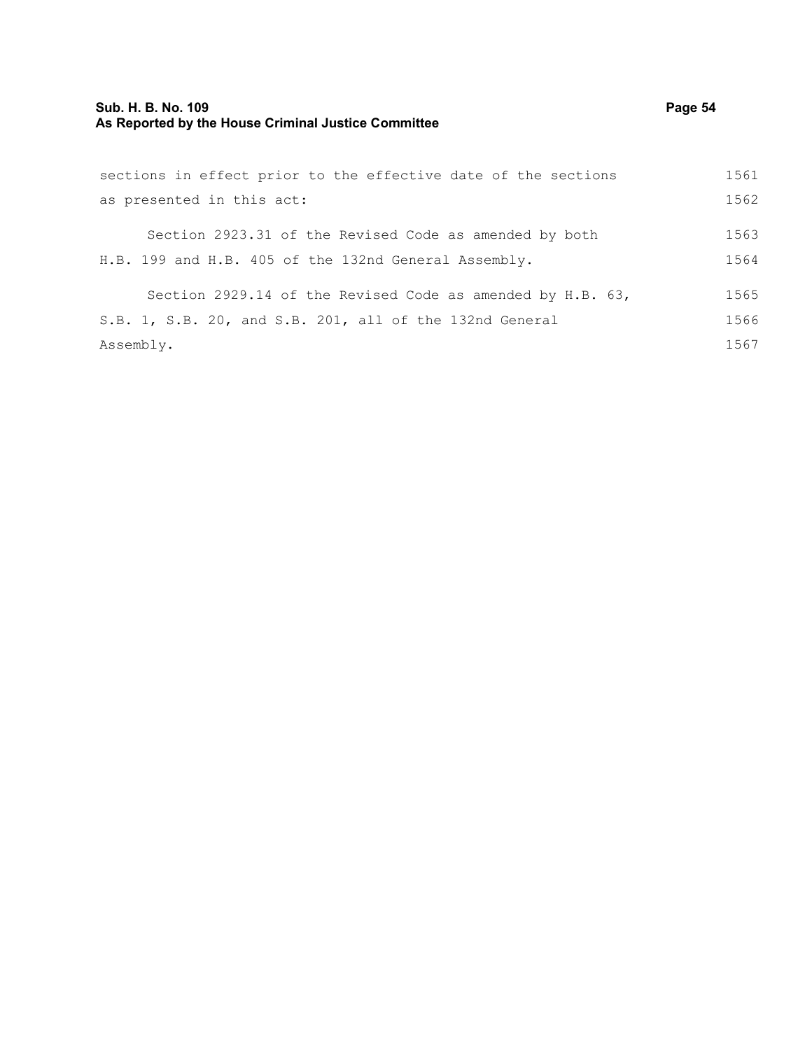sections in effect prior to the effective date of the sections as presented in this act:

Section 2923.31 of the Revised Code as amended by both H.B. 199 and H.B. 405 of the 132nd General Assembly.

Section 2929.14 of the Revised Code as amended by H.B. 63, S.B. 1, S.B. 20, and S.B. 201, all of the 132nd General Assembly.